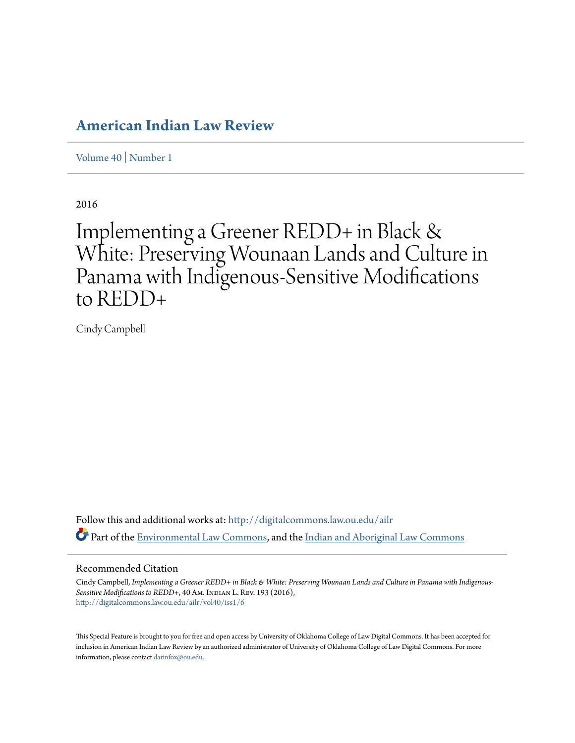# American Indian Law Review

Volume 40 | Number 1

2016

# Implementing a Greener REDD+ in Black & White: Preserving Wounaan Lands and Culture in Panama with Indigenous-Sensitive Modifications to REDD+

Cindy Campbell

Follow this and additional works at: http://digitalcommons.law.ou.edu/ailr

Part of the Environmental Law Commons, and the Indian and Aboriginal Law Commons

## Recommended Citation

Cindy Campbell, *Implementing a Greener REDD+ in Black & White: Preserving Wounaan Lands and Culture in Panama with Indigenous-Sensitive Modifications to REDD+*, 40 Am. Indian L. Rev. 193 (2016), http://digitalcommons.law.ou.edu/ailr/vol40/iss1/6

This Special Feature is brought to you for free and open access by University of Oklahoma College of Law Digital Commons. It has been accepted for inclusion in American Indian Law Review by an authorized administrator of University of Oklahoma College of Law Digital Commons. For more information, please contact darinfox@ou.edu.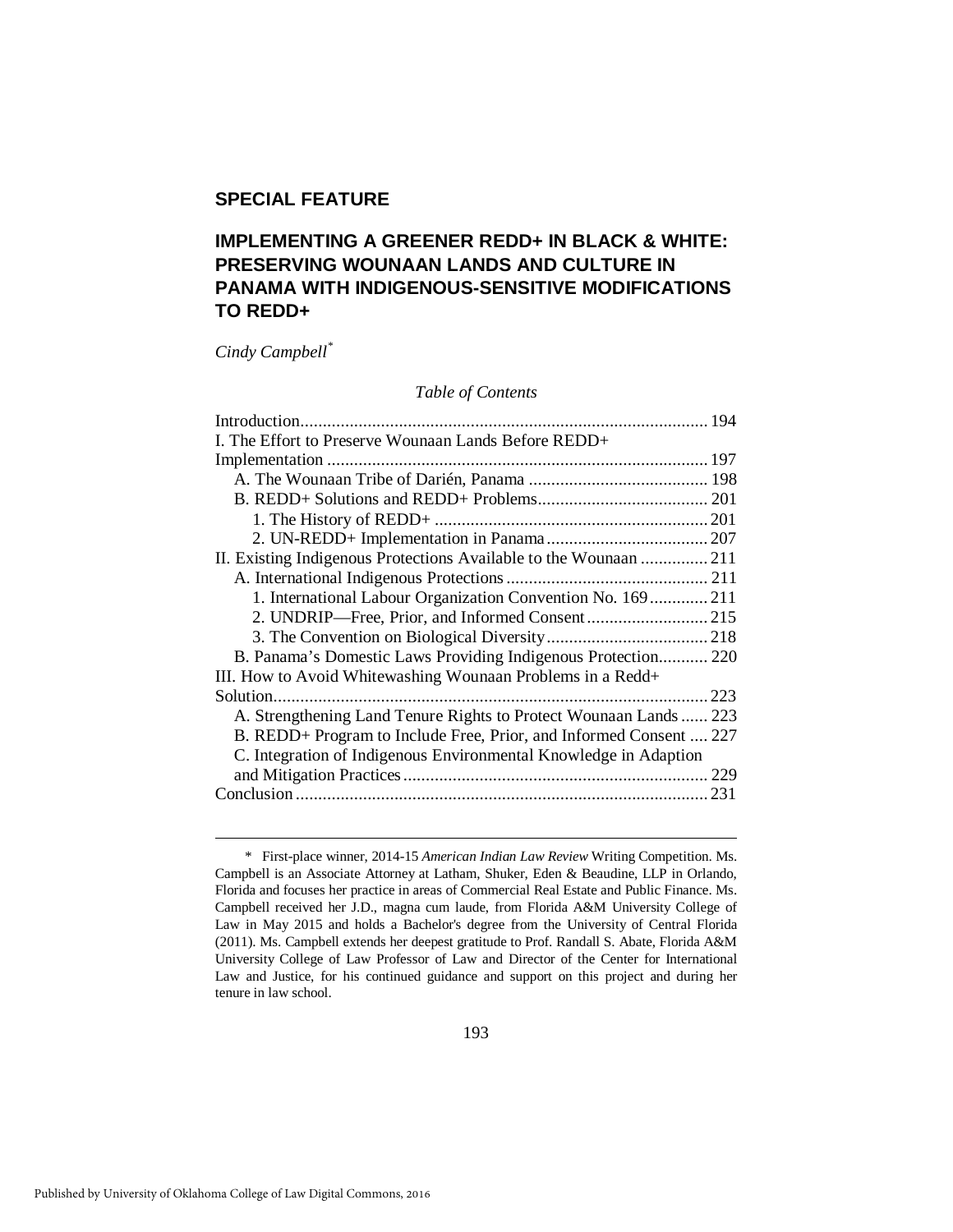## SPECIAL FEATURE

# IMPLEMENTING A GREENER REDD+ IN BLACK & WHITE: PRESERVING WOUNAAN LANDS AND CULTURE IN PANAMA WITH INDIGENOUS-SENSITIVE MODIFICATIONS TO REDD+

*Cindy Campbell*[*]

*Table of Contents*

| | |
|---|---|
| Introduction | 194 |
| I. The Effort to Preserve Wounaan Lands Before REDD+ Implementation | 197 |
| A. The Wounaan Tribe of Darién, Panama | 198 |
| B. REDD+ Solutions and REDD+ Problems | 201 |
| 1. The History of REDD+ | 201 |
| 2. UN-REDD+ Implementation in Panama | 207 |
| II. Existing Indigenous Protections Available to the Wounaan | 211 |
| A. International Indigenous Protections | 211 |
| 1. International Labour Organization Convention No. 169 | 211 |
| 2. UNDRIP—Free, Prior, and Informed Consent | 215 |
| 3. The Convention on Biological Diversity | 218 |
| B. Panama's Domestic Laws Providing Indigenous Protection | 220 |
| III. How to Avoid Whitewashing Wounaan Problems in a Redd+ Solution | 223 |
| A. Strengthening Land Tenure Rights to Protect Wounaan Lands | 223 |
| B. REDD+ Program to Include Free, Prior, and Informed Consent | 227 |
| C. Integration of Indigenous Environmental Knowledge in Adaption and Mitigation Practices | 229 |
| Conclusion | 231 |

---

[*] First-place winner, 2014-15 *American Indian Law Review* Writing Competition. Ms. Campbell is an Associate Attorney at Latham, Shuker, Eden & Beaudine, LLP in Orlando, Florida and focuses her practice in areas of Commercial Real Estate and Public Finance. Ms. Campbell received her J.D., magna cum laude, from Florida A&M University College of Law in May 2015 and holds a Bachelor's degree from the University of Central Florida (2011). Ms. Campbell extends her deepest gratitude to Prof. Randall S. Abate, Florida A&M University College of Law Professor of Law and Director of the Center for International Law and Justice, for his continued guidance and support on this project and during her tenure in law school.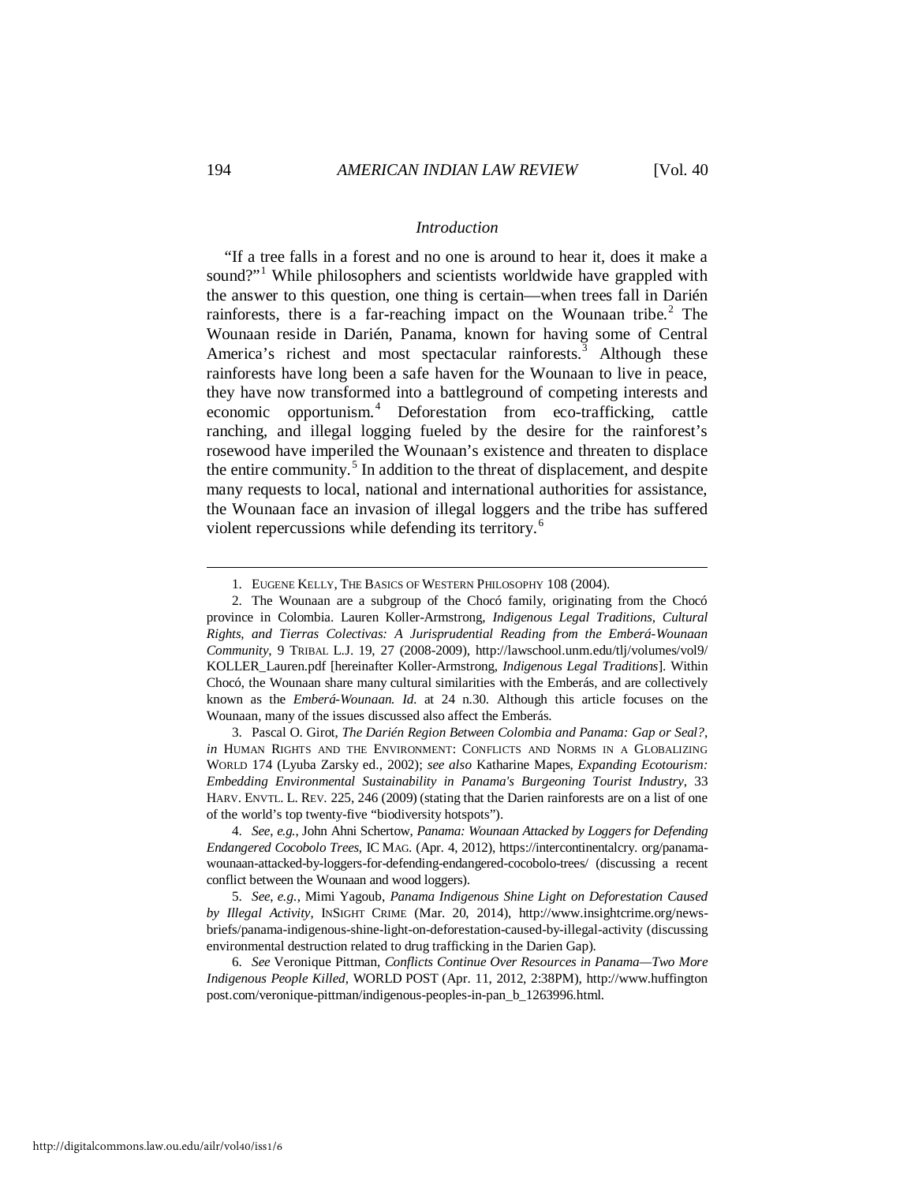## *Introduction*

"If a tree falls in a forest and no one is around to hear it, does it make a sound?"[1] While philosophers and scientists worldwide have grappled with the answer to this question, one thing is certain—when trees fall in Darién rainforests, there is a far-reaching impact on the Wounaan tribe.[2] The Wounaan reside in Darién, Panama, known for having some of Central America's richest and most spectacular rainforests.[3] Although these rainforests have long been a safe haven for the Wounaan to live in peace, they have now transformed into a battleground of competing interests and economic opportunism.[4] Deforestation from eco-trafficking, cattle ranching, and illegal logging fueled by the desire for the rainforest's rosewood have imperiled the Wounaan's existence and threaten to displace the entire community.[5] In addition to the threat of displacement, and despite many requests to local, national and international authorities for assistance, the Wounaan face an invasion of illegal loggers and the tribe has suffered violent repercussions while defending its territory.[6]

---

1. EUGENE KELLY, THE BASICS OF WESTERN PHILOSOPHY 108 (2004).

2. The Wounaan are a subgroup of the Chocó family, originating from the Chocó province in Colombia. Lauren Koller-Armstrong, *Indigenous Legal Traditions, Cultural Rights, and Tierras Colectivas: A Jurisprudential Reading from the Emberá-Wounaan Community*, 9 TRIBAL L.J. 19, 27 (2008-2009), http://lawschool.unm.edu/tlj/volumes/vol9/KOLLER_Lauren.pdf [hereinafter Koller-Armstrong, *Indigenous Legal Traditions*]. Within Chocó, the Wounaan share many cultural similarities with the Emberás, and are collectively known as the *Emberá-Wounaan*. *Id.* at 24 n.30. Although this article focuses on the Wounaan, many of the issues discussed also affect the Emberás.

3. Pascal O. Girot, *The Darién Region Between Colombia and Panama: Gap or Seal?*, *in* HUMAN RIGHTS AND THE ENVIRONMENT: CONFLICTS AND NORMS IN A GLOBALIZING WORLD 174 (Lyuba Zarsky ed., 2002); *see also* Katharine Mapes, *Expanding Ecotourism: Embedding Environmental Sustainability in Panama's Burgeoning Tourist Industry*, 33 HARV. ENVTL. L. REV. 225, 246 (2009) (stating that the Darien rainforests are on a list of one of the world's top twenty-five "biodiversity hotspots").

4. *See*, *e.g.*, John Ahni Schertow, *Panama: Wounaan Attacked by Loggers for Defending Endangered Cocobolo Trees*, IC MAG. (Apr. 4, 2012), https://intercontinentalcry.org/panama-wounaan-attacked-by-loggers-for-defending-endangered-cocobolo-trees/ (discussing a recent conflict between the Wounaan and wood loggers).

5. *See*, *e.g.*, Mimi Yagoub, *Panama Indigenous Shine Light on Deforestation Caused by Illegal Activity*, INSIGHT CRIME (Mar. 20, 2014), http://www.insightcrime.org/news-briefs/panama-indigenous-shine-light-on-deforestation-caused-by-illegal-activity (discussing environmental destruction related to drug trafficking in the Darien Gap).

6. *See* Veronique Pittman, *Conflicts Continue Over Resources in Panama—Two More Indigenous People Killed*, WORLD POST (Apr. 11, 2012, 2:38PM), http://www.huffingtonpost.com/veronique-pittman/indigenous-peoples-in-pan_b_1263996.html.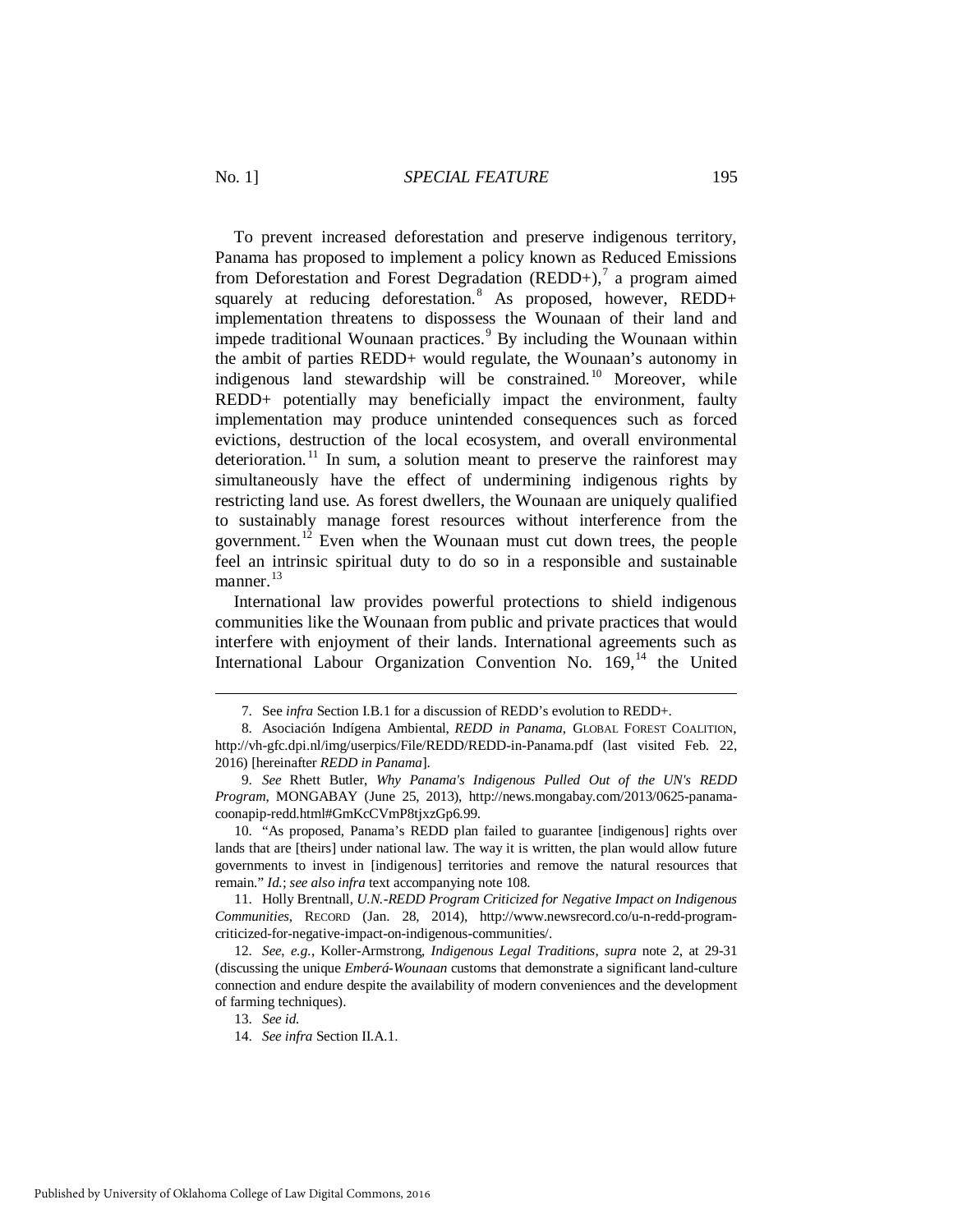To prevent increased deforestation and preserve indigenous territory, Panama has proposed to implement a policy known as Reduced Emissions from Deforestation and Forest Degradation (REDD+),[7] a program aimed squarely at reducing deforestation.[8] As proposed, however, REDD+ implementation threatens to dispossess the Wounaan of their land and impede traditional Wounaan practices.[9] By including the Wounaan within the ambit of parties REDD+ would regulate, the Wounaan's autonomy in indigenous land stewardship will be constrained.[10] Moreover, while REDD+ potentially may beneficially impact the environment, faulty implementation may produce unintended consequences such as forced evictions, destruction of the local ecosystem, and overall environmental deterioration.[11] In sum, a solution meant to preserve the rainforest may simultaneously have the effect of undermining indigenous rights by restricting land use. As forest dwellers, the Wounaan are uniquely qualified to sustainably manage forest resources without interference from the government.[12] Even when the Wounaan must cut down trees, the people feel an intrinsic spiritual duty to do so in a responsible and sustainable manner.[13]

International law provides powerful protections to shield indigenous communities like the Wounaan from public and private practices that would interfere with enjoyment of their lands. International agreements such as International Labour Organization Convention No. 169,[14] the United

---

7. See *infra* Section I.B.1 for a discussion of REDD's evolution to REDD+.

8. Asociación Indígena Ambiental, *REDD in Panama*, GLOBAL FOREST COALITION, http://vh-gfc.dpi.nl/img/userpics/File/REDD/REDD-in-Panama.pdf (last visited Feb. 22, 2016) [hereinafter *REDD in Panama*].

9. *See* Rhett Butler, *Why Panama's Indigenous Pulled Out of the UN's REDD Program*, MONGABAY (June 25, 2013), http://news.mongabay.com/2013/0625-panama-coonapip-redd.html#GmKcCVmP8tjxzGp6.99.

10. "As proposed, Panama's REDD plan failed to guarantee [indigenous] rights over lands that are [theirs] under national law. The way it is written, the plan would allow future governments to invest in [indigenous] territories and remove the natural resources that remain." *Id.*; *see also infra* text accompanying note 108.

11. Holly Brentnall, *U.N.-REDD Program Criticized for Negative Impact on Indigenous Communities*, RECORD (Jan. 28, 2014), http://www.newsrecord.co/u-n-redd-program-criticized-for-negative-impact-on-indigenous-communities/.

12. *See*, *e.g.*, Koller-Armstrong, *Indigenous Legal Traditions*, *supra* note 2, at 29-31 (discussing the unique *Emberá-Wounaan* customs that demonstrate a significant land-culture connection and endure despite the availability of modern conveniences and the development of farming techniques).

13. *See id.*

14. *See infra* Section II.A.1.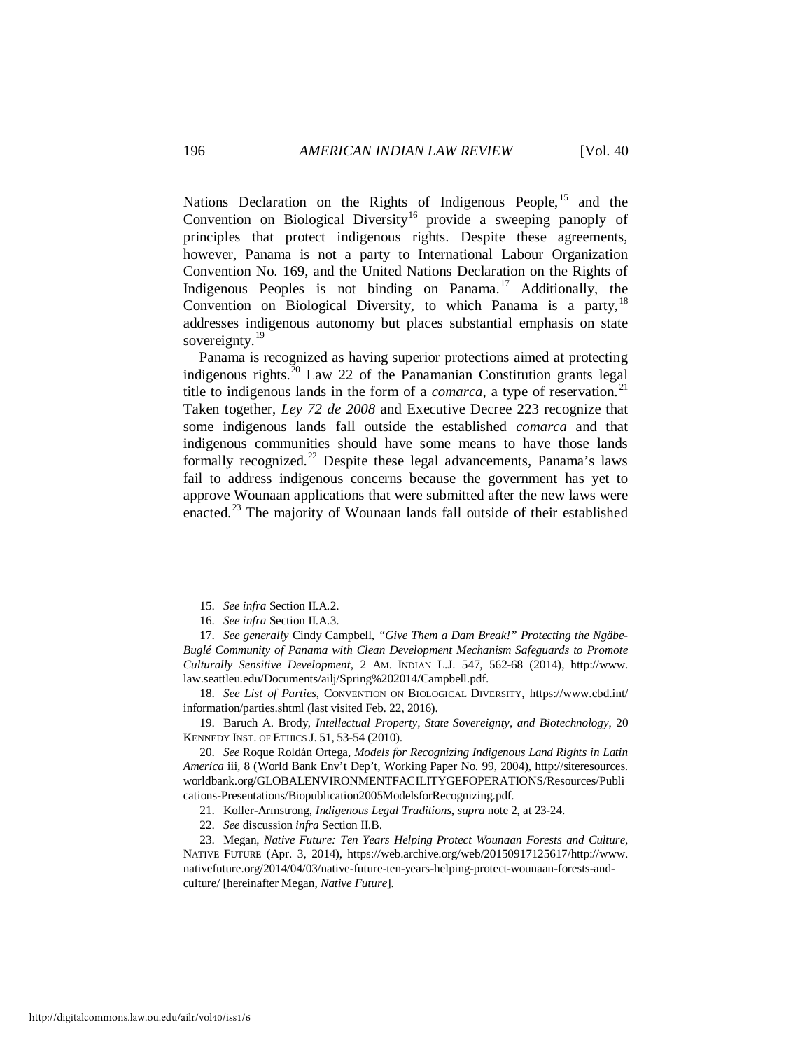Nations Declaration on the Rights of Indigenous People,[15] and the Convention on Biological Diversity[16] provide a sweeping panoply of principles that protect indigenous rights. Despite these agreements, however, Panama is not a party to International Labour Organization Convention No. 169, and the United Nations Declaration on the Rights of Indigenous Peoples is not binding on Panama.[17] Additionally, the Convention on Biological Diversity, to which Panama is a party,[18] addresses indigenous autonomy but places substantial emphasis on state sovereignty.[19]

Panama is recognized as having superior protections aimed at protecting indigenous rights.[20] Law 22 of the Panamanian Constitution grants legal title to indigenous lands in the form of a *comarca*, a type of reservation.[21] Taken together, *Ley 72 de 2008* and Executive Decree 223 recognize that some indigenous lands fall outside the established *comarca* and that indigenous communities should have some means to have those lands formally recognized.[22] Despite these legal advancements, Panama's laws fail to address indigenous concerns because the government has yet to approve Wounaan applications that were submitted after the new laws were enacted.[23] The majority of Wounaan lands fall outside of their established

---

15. *See infra* Section II.A.2.

16. *See infra* Section II.A.3.

17. *See generally* Cindy Campbell, *"Give Them a Dam Break!" Protecting the Ngäbe-Buglé Community of Panama with Clean Development Mechanism Safeguards to Promote Culturally Sensitive Development*, 2 AM. INDIAN L.J. 547, 562-68 (2014), http://www.law.seattleu.edu/Documents/ailj/Spring%202014/Campbell.pdf.

18. *See List of Parties*, CONVENTION ON BIOLOGICAL DIVERSITY, https://www.cbd.int/information/parties.shtml (last visited Feb. 22, 2016).

19. Baruch A. Brody, *Intellectual Property, State Sovereignty, and Biotechnology*, 20 KENNEDY INST. OF ETHICS J. 51, 53-54 (2010).

20. *See* Roque Roldán Ortega, *Models for Recognizing Indigenous Land Rights in Latin America* iii, 8 (World Bank Env't Dep't, Working Paper No. 99, 2004), http://siteresources.worldbank.org/GLOBALENVIRONMENTFACILITYGEFOPERATIONS/Resources/Publications-Presentations/Biopublication2005ModelsforRecognizing.pdf.

21. Koller-Armstrong, *Indigenous Legal Traditions*, *supra* note 2, at 23-24.

22. *See* discussion *infra* Section II.B.

23. Megan, *Native Future: Ten Years Helping Protect Wounaan Forests and Culture*, NATIVE FUTURE (Apr. 3, 2014), https://web.archive.org/web/20150917125617/http://www.nativefuture.org/2014/04/03/native-future-ten-years-helping-protect-wounaan-forests-and-culture/ [hereinafter Megan, *Native Future*].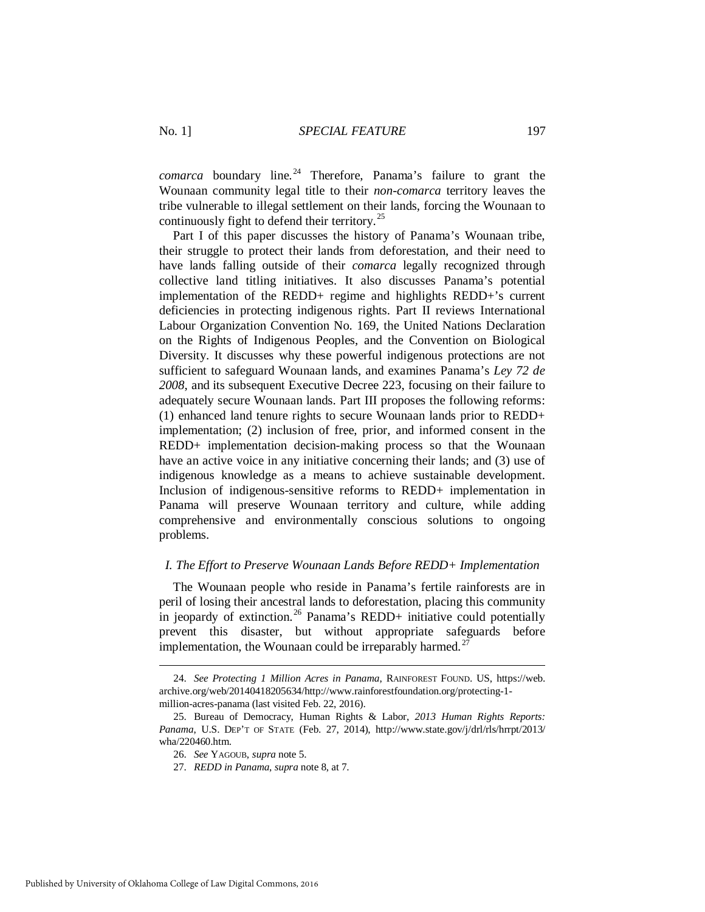*comarca* boundary line.[24] Therefore, Panama's failure to grant the Wounaan community legal title to their *non-comarca* territory leaves the tribe vulnerable to illegal settlement on their lands, forcing the Wounaan to continuously fight to defend their territory.[25]

Part I of this paper discusses the history of Panama's Wounaan tribe, their struggle to protect their lands from deforestation, and their need to have lands falling outside of their *comarca* legally recognized through collective land titling initiatives. It also discusses Panama's potential implementation of the REDD+ regime and highlights REDD+'s current deficiencies in protecting indigenous rights. Part II reviews International Labour Organization Convention No. 169, the United Nations Declaration on the Rights of Indigenous Peoples, and the Convention on Biological Diversity. It discusses why these powerful indigenous protections are not sufficient to safeguard Wounaan lands, and examines Panama's *Ley 72 de 2008*, and its subsequent Executive Decree 223, focusing on their failure to adequately secure Wounaan lands. Part III proposes the following reforms: (1) enhanced land tenure rights to secure Wounaan lands prior to REDD+ implementation; (2) inclusion of free, prior, and informed consent in the REDD+ implementation decision-making process so that the Wounaan have an active voice in any initiative concerning their lands; and (3) use of indigenous knowledge as a means to achieve sustainable development. Inclusion of indigenous-sensitive reforms to REDD+ implementation in Panama will preserve Wounaan territory and culture, while adding comprehensive and environmentally conscious solutions to ongoing problems.

### *I. The Effort to Preserve Wounaan Lands Before REDD+ Implementation*

The Wounaan people who reside in Panama's fertile rainforests are in peril of losing their ancestral lands to deforestation, placing this community in jeopardy of extinction.[26] Panama's REDD+ initiative could potentially prevent this disaster, but without appropriate safeguards before implementation, the Wounaan could be irreparably harmed.[27]

---

24. *See Protecting 1 Million Acres in Panama*, RAINFOREST FOUND. US, https://web.archive.org/web/20140418205634/http://www.rainforestfoundation.org/protecting-1-million-acres-panama (last visited Feb. 22, 2016).

25. Bureau of Democracy, Human Rights & Labor, *2013 Human Rights Reports: Panama*, U.S. DEP'T OF STATE (Feb. 27, 2014), http://www.state.gov/j/drl/rls/hrrpt/2013/wha/220460.htm.

26. *See* YAGOUB, *supra* note 5.

27. *REDD in Panama*, *supra* note 8, at 7.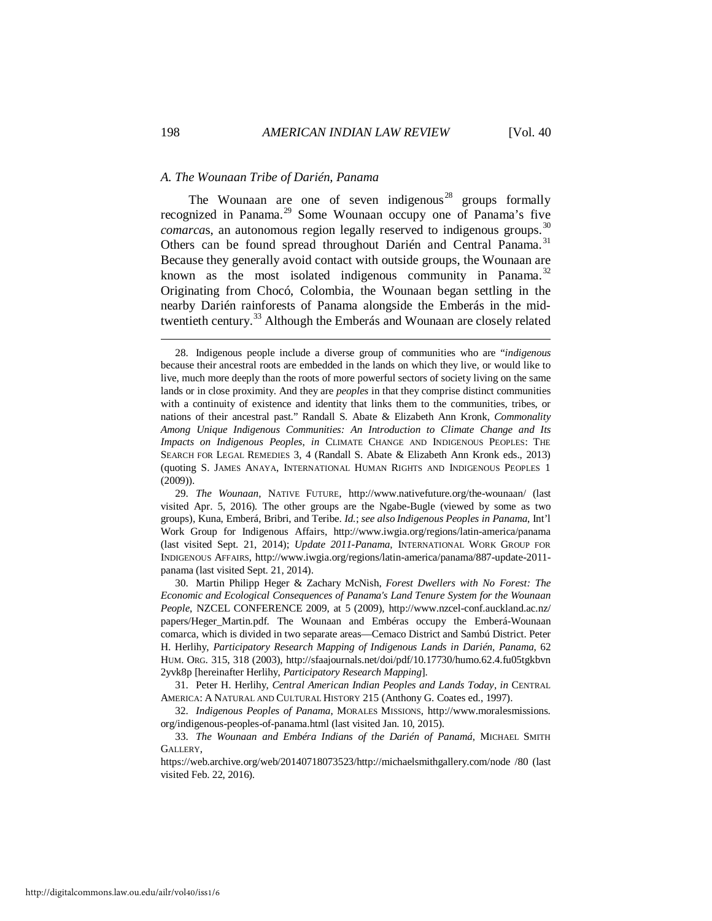### *A. The Wounaan Tribe of Darién, Panama*

The Wounaan are one of seven indigenous[28] groups formally recognized in Panama.[29] Some Wounaan occupy one of Panama's five *comarca*s, an autonomous region legally reserved to indigenous groups.[30] Others can be found spread throughout Darién and Central Panama.[31] Because they generally avoid contact with outside groups, the Wounaan are known as the most isolated indigenous community in Panama.[32] Originating from Chocó, Colombia, the Wounaan began settling in the nearby Darién rainforests of Panama alongside the Emberás in the mid-twentieth century.[33] Although the Emberás and Wounaan are closely related

---

28. Indigenous people include a diverse group of communities who are "*indigenous* because their ancestral roots are embedded in the lands on which they live, or would like to live, much more deeply than the roots of more powerful sectors of society living on the same lands or in close proximity. And they are *peoples* in that they comprise distinct communities with a continuity of existence and identity that links them to the communities, tribes, or nations of their ancestral past." Randall S. Abate & Elizabeth Ann Kronk, *Commonality Among Unique Indigenous Communities: An Introduction to Climate Change and Its Impacts on Indigenous Peoples*, *in* CLIMATE CHANGE AND INDIGENOUS PEOPLES: THE SEARCH FOR LEGAL REMEDIES 3, 4 (Randall S. Abate & Elizabeth Ann Kronk eds., 2013) (quoting S. JAMES ANAYA, INTERNATIONAL HUMAN RIGHTS AND INDIGENOUS PEOPLES 1 (2009)).

29. *The Wounaan*, NATIVE FUTURE, http://www.nativefuture.org/the-wounaan/ (last visited Apr. 5, 2016). The other groups are the Ngabe-Bugle (viewed by some as two groups), Kuna, Emberá, Bribri, and Teribe. *Id.*; *see also Indigenous Peoples in Panama*, Int'l Work Group for Indigenous Affairs, http://www.iwgia.org/regions/latin-america/panama (last visited Sept. 21, 2014); *Update 2011-Panama*, INTERNATIONAL WORK GROUP FOR INDIGENOUS AFFAIRS, http://www.iwgia.org/regions/latin-america/panama/887-update-2011-panama (last visited Sept. 21, 2014).

30. Martin Philipp Heger & Zachary McNish, *Forest Dwellers with No Forest: The Economic and Ecological Consequences of Panama's Land Tenure System for the Wounaan People*, NZCEL CONFERENCE 2009, at 5 (2009), http://www.nzcel-conf.auckland.ac.nz/papers/Heger_Martin.pdf. The Wounaan and Embéras occupy the Emberá-Wounaan comarca, which is divided in two separate areas—Cemaco District and Sambú District. Peter H. Herlihy, *Participatory Research Mapping of Indigenous Lands in Darién, Panama*, 62 HUM. ORG. 315, 318 (2003), http://sfaajournals.net/doi/pdf/10.17730/humo.62.4.fu05tgkbvn2yvk8p [hereinafter Herlihy, *Participatory Research Mapping*].

31. Peter H. Herlihy, *Central American Indian Peoples and Lands Today*, *in* CENTRAL AMERICA: A NATURAL AND CULTURAL HISTORY 215 (Anthony G. Coates ed., 1997).

32. *Indigenous Peoples of Panama*, MORALES MISSIONS, http://www.moralesmissions.org/indigenous-peoples-of-panama.html (last visited Jan. 10, 2015).

33. *The Wounaan and Embéra Indians of the Darién of Panamá*, MICHAEL SMITH GALLERY, https://web.archive.org/web/20140718073523/http://michaelsmithgallery.com/node /80 (last visited Feb. 22, 2016).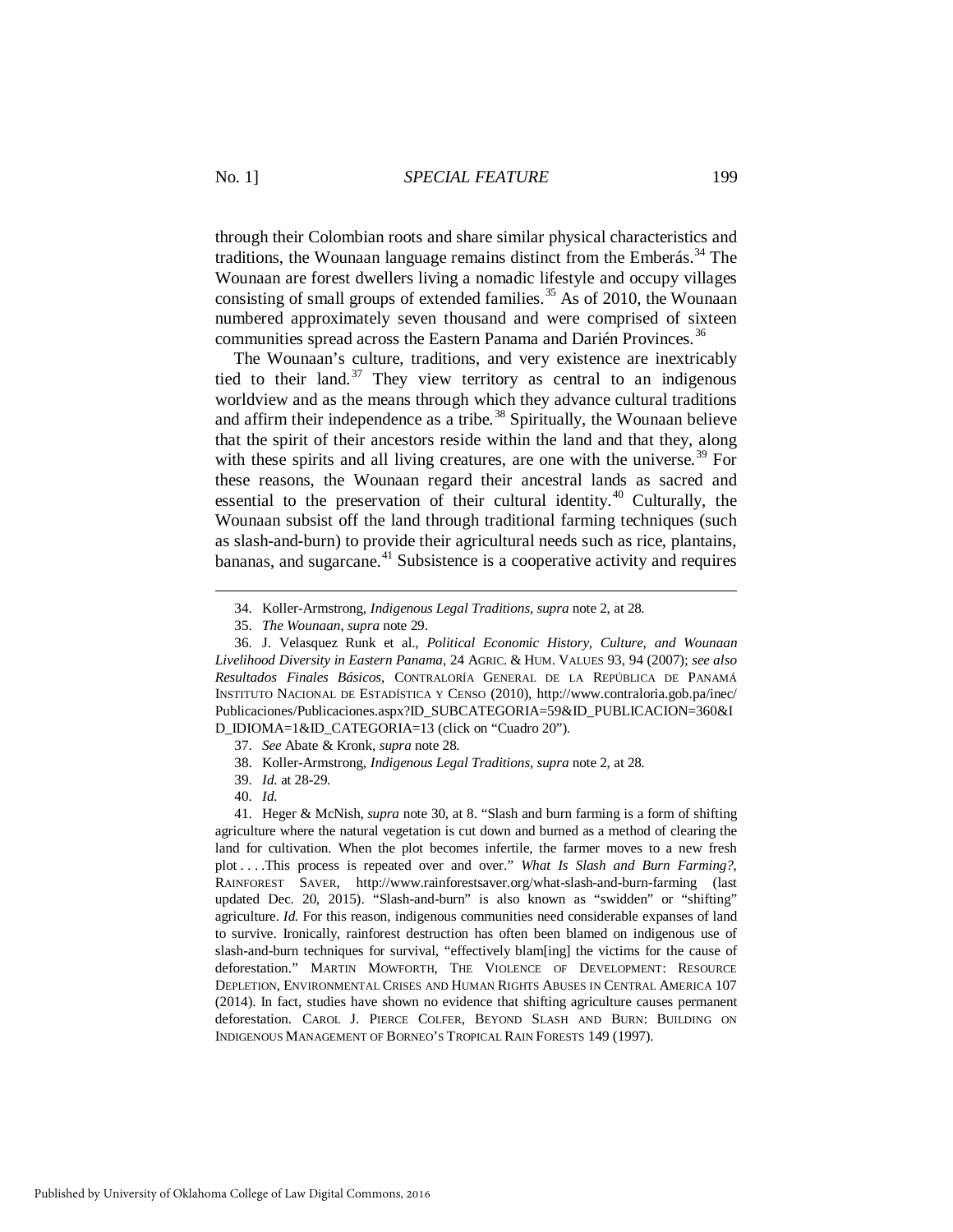through their Colombian roots and share similar physical characteristics and traditions, the Wounaan language remains distinct from the Emberás.[34] The Wounaan are forest dwellers living a nomadic lifestyle and occupy villages consisting of small groups of extended families.[35] As of 2010, the Wounaan numbered approximately seven thousand and were comprised of sixteen communities spread across the Eastern Panama and Darién Provinces.[36]

The Wounaan's culture, traditions, and very existence are inextricably tied to their land.[37] They view territory as central to an indigenous worldview and as the means through which they advance cultural traditions and affirm their independence as a tribe.[38] Spiritually, the Wounaan believe that the spirit of their ancestors reside within the land and that they, along with these spirits and all living creatures, are one with the universe.[39] For these reasons, the Wounaan regard their ancestral lands as sacred and essential to the preservation of their cultural identity.[40] Culturally, the Wounaan subsist off the land through traditional farming techniques (such as slash-and-burn) to provide their agricultural needs such as rice, plantains, bananas, and sugarcane.[41] Subsistence is a cooperative activity and requires

---

34. Koller-Armstrong, *Indigenous Legal Traditions*, *supra* note 2, at 28.

35. *The Wounaan*, *supra* note 29.

36. J. Velasquez Runk et al., *Political Economic History, Culture, and Wounaan Livelihood Diversity in Eastern Panama*, 24 AGRIC. & HUM. VALUES 93, 94 (2007); *see also Resultados Finales Básicos*, CONTRALORÍA GENERAL DE LA REPÚBLICA DE PANAMÁ INSTITUTO NACIONAL DE ESTADÍSTICA Y CENSO (2010), http://www.contraloria.gob.pa/inec/Publicaciones/Publicaciones.aspx?ID_SUBCATEGORIA=59&ID_PUBLICACION=360&ID_IDIOMA=1&ID_CATEGORIA=13 (click on "Cuadro 20").

37. *See* Abate & Kronk, *supra* note 28.

38. Koller-Armstrong, *Indigenous Legal Traditions*, *supra* note 2, at 28.

39. *Id.* at 28-29.

40. *Id.*

41. Heger & McNish, *supra* note 30, at 8. "Slash and burn farming is a form of shifting agriculture where the natural vegetation is cut down and burned as a method of clearing the land for cultivation. When the plot becomes infertile, the farmer moves to a new fresh plot . . . .This process is repeated over and over." *What Is Slash and Burn Farming?*, RAINFOREST SAVER, http://www.rainforestsaver.org/what-slash-and-burn-farming (last updated Dec. 20, 2015). "Slash-and-burn" is also known as "swidden" or "shifting" agriculture. *Id.* For this reason, indigenous communities need considerable expanses of land to survive. Ironically, rainforest destruction has often been blamed on indigenous use of slash-and-burn techniques for survival, "effectively blam[ing] the victims for the cause of deforestation." MARTIN MOWFORTH, THE VIOLENCE OF DEVELOPMENT: RESOURCE DEPLETION, ENVIRONMENTAL CRISES AND HUMAN RIGHTS ABUSES IN CENTRAL AMERICA 107 (2014). In fact, studies have shown no evidence that shifting agriculture causes permanent deforestation. CAROL J. PIERCE COLFER, BEYOND SLASH AND BURN: BUILDING ON INDIGENOUS MANAGEMENT OF BORNEO'S TROPICAL RAIN FORESTS 149 (1997).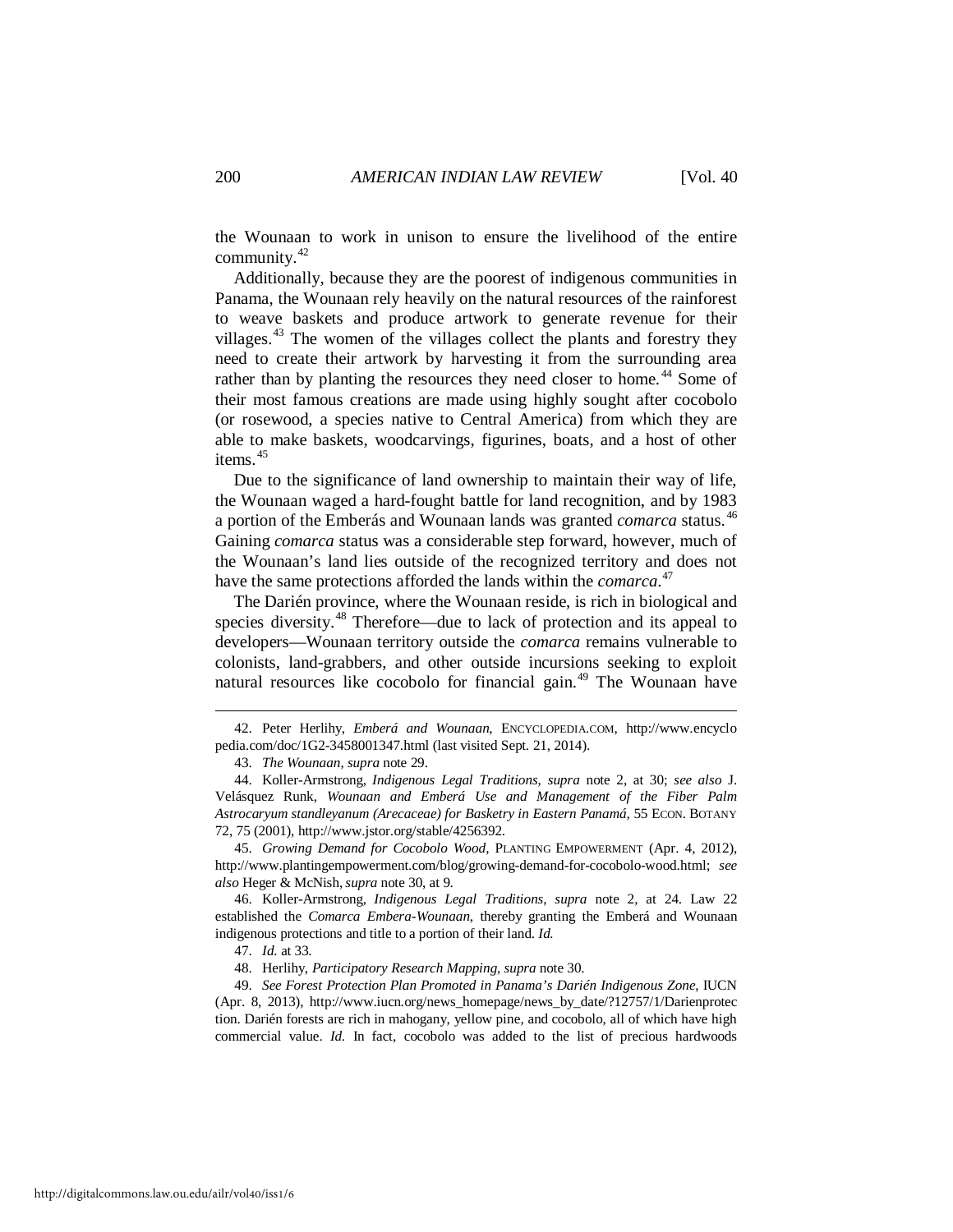the Wounaan to work in unison to ensure the livelihood of the entire community.[42]

Additionally, because they are the poorest of indigenous communities in Panama, the Wounaan rely heavily on the natural resources of the rainforest to weave baskets and produce artwork to generate revenue for their villages.[43] The women of the villages collect the plants and forestry they need to create their artwork by harvesting it from the surrounding area rather than by planting the resources they need closer to home.[44] Some of their most famous creations are made using highly sought after cocobolo (or rosewood, a species native to Central America) from which they are able to make baskets, woodcarvings, figurines, boats, and a host of other items.[45]

Due to the significance of land ownership to maintain their way of life, the Wounaan waged a hard-fought battle for land recognition, and by 1983 a portion of the Emberás and Wounaan lands was granted *comarca* status.[46] Gaining *comarca* status was a considerable step forward, however, much of the Wounaan's land lies outside of the recognized territory and does not have the same protections afforded the lands within the *comarca*.[47]

The Darién province, where the Wounaan reside, is rich in biological and species diversity.[48] Therefore—due to lack of protection and its appeal to developers—Wounaan territory outside the *comarca* remains vulnerable to colonists, land-grabbers, and other outside incursions seeking to exploit natural resources like cocobolo for financial gain.[49] The Wounaan have

---

42. Peter Herlihy, *Emberá and Wounaan*, ENCYCLOPEDIA.COM, http://www.encyclopedia.com/doc/1G2-3458001347.html (last visited Sept. 21, 2014).

43. *The Wounaan*, *supra* note 29.

44. Koller-Armstrong, *Indigenous Legal Traditions*, *supra* note 2, at 30; *see also* J. Velásquez Runk, *Wounaan and Emberá Use and Management of the Fiber Palm Astrocaryum standleyanum (Arecaceae) for Basketry in Eastern Panamá*, 55 ECON. BOTANY 72, 75 (2001), http://www.jstor.org/stable/4256392.

45. *Growing Demand for Cocobolo Wood*, PLANTING EMPOWERMENT (Apr. 4, 2012), http://www.plantingempowerment.com/blog/growing-demand-for-cocobolo-wood.html; *see also* Heger & McNish, *supra* note 30, at 9.

46. Koller-Armstrong, *Indigenous Legal Traditions*, *supra* note 2, at 24. Law 22 established the *Comarca Embera-Wounaan*, thereby granting the Emberá and Wounaan indigenous protections and title to a portion of their land. *Id.*

47. *Id.* at 33.

48. Herlihy, *Participatory Research Mapping*, *supra* note 30.

49. *See Forest Protection Plan Promoted in Panama's Darién Indigenous Zone*, IUCN (Apr. 8, 2013), http://www.iucn.org/news_homepage/news_by_date/?12757/1/Darienprotection. Darién forests are rich in mahogany, yellow pine, and cocobolo, all of which have high commercial value. *Id.* In fact, cocobolo was added to the list of precious hardwoods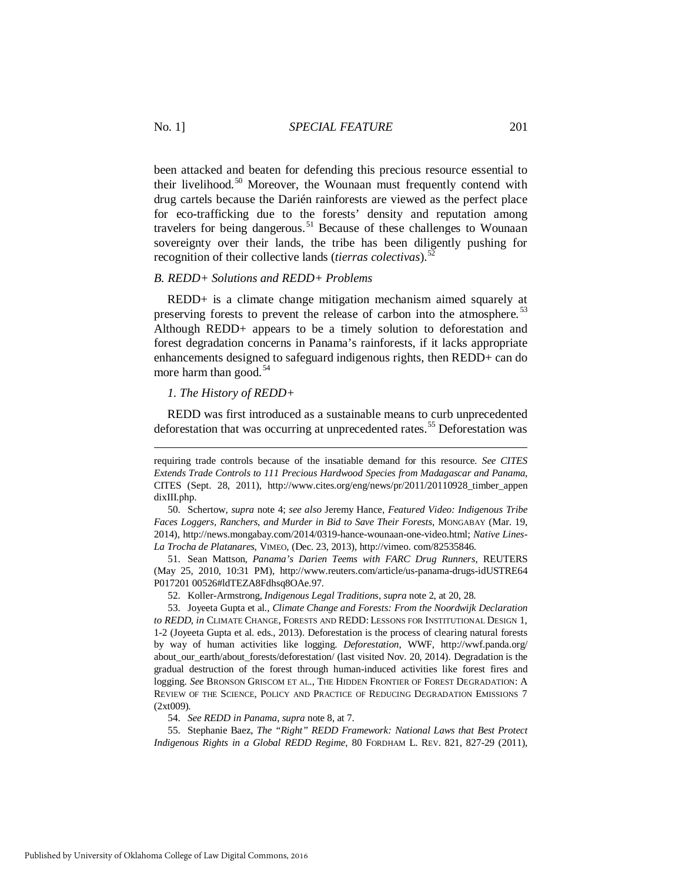been attacked and beaten for defending this precious resource essential to their livelihood.[50] Moreover, the Wounaan must frequently contend with drug cartels because the Darién rainforests are viewed as the perfect place for eco-trafficking due to the forests' density and reputation among travelers for being dangerous.[51] Because of these challenges to Wounaan sovereignty over their lands, the tribe has been diligently pushing for recognition of their collective lands (*tierras colectivas*).[52]

### *B. REDD+ Solutions and REDD+ Problems*

REDD+ is a climate change mitigation mechanism aimed squarely at preserving forests to prevent the release of carbon into the atmosphere.[53] Although REDD+ appears to be a timely solution to deforestation and forest degradation concerns in Panama's rainforests, if it lacks appropriate enhancements designed to safeguard indigenous rights, then REDD+ can do more harm than good.[54]

#### *1. The History of REDD+*

REDD was first introduced as a sustainable means to curb unprecedented deforestation that was occurring at unprecedented rates.[55] Deforestation was

---

requiring trade controls because of the insatiable demand for this resource. *See CITES Extends Trade Controls to 111 Precious Hardwood Species from Madagascar and Panama*, CITES (Sept. 28, 2011), http://www.cites.org/eng/news/pr/2011/20110928_timber_appendixIII.php.

50. Schertow, *supra* note 4; *see also* Jeremy Hance, *Featured Video: Indigenous Tribe Faces Loggers, Ranchers, and Murder in Bid to Save Their Forests*, MONGABAY (Mar. 19, 2014), http://news.mongabay.com/2014/0319-hance-wounaan-one-video.html; *Native Lines-La Trocha de Platanares*, VIMEO, (Dec. 23, 2013), http://vimeo. com/82535846.

51. Sean Mattson, *Panama's Darien Teems with FARC Drug Runners*, REUTERS (May 25, 2010, 10:31 PM), http://www.reuters.com/article/us-panama-drugs-idUSTRE64P017201 00526#ldTEZA8Fdhsq8OAe.97.

52. Koller-Armstrong, *Indigenous Legal Traditions*, *supra* note 2, at 20, 28.

53. Joyeeta Gupta et al., *Climate Change and Forests: From the Noordwijk Declaration to REDD*, *in* CLIMATE CHANGE, FORESTS AND REDD: LESSONS FOR INSTITUTIONAL DESIGN 1, 1-2 (Joyeeta Gupta et al. eds., 2013). Deforestation is the process of clearing natural forests by way of human activities like logging. *Deforestation*, WWF, http://wwf.panda.org/about_our_earth/about_forests/deforestation/ (last visited Nov. 20, 2014). Degradation is the gradual destruction of the forest through human-induced activities like forest fires and logging. *See* BRONSON GRISCOM ET AL., THE HIDDEN FRONTIER OF FOREST DEGRADATION: A REVIEW OF THE SCIENCE, POLICY AND PRACTICE OF REDUCING DEGRADATION EMISSIONS 7 (2xt009).

54. *See REDD in Panama*, *supra* note 8, at 7.

55. Stephanie Baez, *The "Right" REDD Framework: National Laws that Best Protect Indigenous Rights in a Global REDD Regime*, 80 FORDHAM L. REV. 821, 827-29 (2011),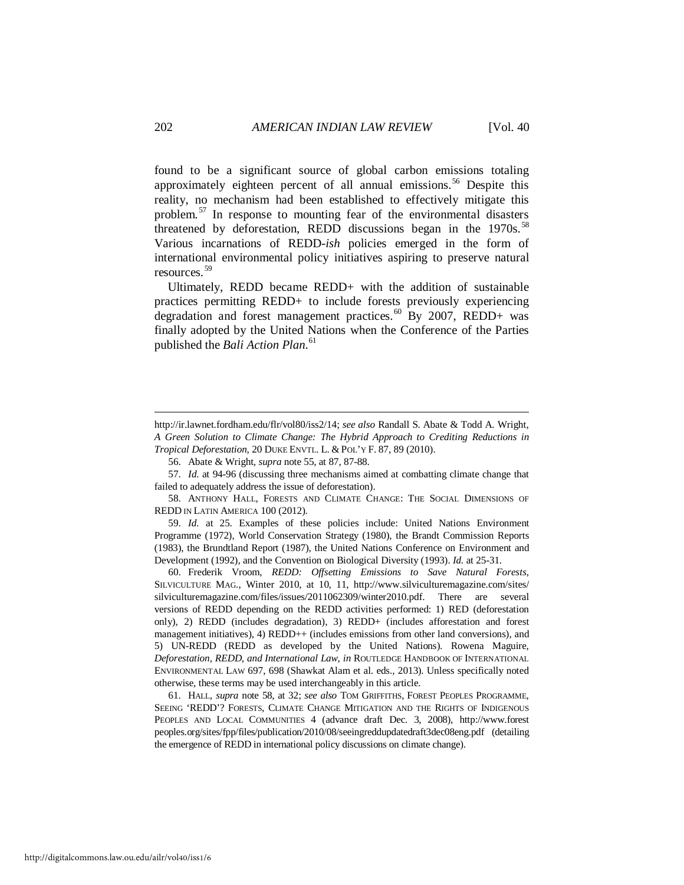found to be a significant source of global carbon emissions totaling approximately eighteen percent of all annual emissions.[56] Despite this reality, no mechanism had been established to effectively mitigate this problem.[57] In response to mounting fear of the environmental disasters threatened by deforestation, REDD discussions began in the 1970s.[58] Various incarnations of REDD-*ish* policies emerged in the form of international environmental policy initiatives aspiring to preserve natural resources.[59]

Ultimately, REDD became REDD+ with the addition of sustainable practices permitting REDD+ to include forests previously experiencing degradation and forest management practices.[60] By 2007, REDD+ was finally adopted by the United Nations when the Conference of the Parties published the *Bali Action Plan*.[61]

---

http://ir.lawnet.fordham.edu/flr/vol80/iss2/14; *see also* Randall S. Abate & Todd A. Wright, *A Green Solution to Climate Change: The Hybrid Approach to Crediting Reductions in Tropical Deforestation*, 20 DUKE ENVTL. L. & POL'Y F. 87, 89 (2010).

56. Abate & Wright, *supra* note 55, at 87, 87-88.

57. *Id.* at 94-96 (discussing three mechanisms aimed at combatting climate change that failed to adequately address the issue of deforestation).

58. ANTHONY HALL, FORESTS AND CLIMATE CHANGE: THE SOCIAL DIMENSIONS OF REDD IN LATIN AMERICA 100 (2012).

59. *Id.* at 25. Examples of these policies include: United Nations Environment Programme (1972), World Conservation Strategy (1980), the Brandt Commission Reports (1983), the Brundtland Report (1987), the United Nations Conference on Environment and Development (1992), and the Convention on Biological Diversity (1993). *Id.* at 25-31.

60. Frederik Vroom, *REDD: Offsetting Emissions to Save Natural Forests*, SILVICULTURE MAG., Winter 2010, at 10, 11, http://www.silviculturemagazine.com/sites/silviculturemagazine.com/files/issues/2011062309/winter2010.pdf. There are several versions of REDD depending on the REDD activities performed: 1) RED (deforestation only), 2) REDD (includes degradation), 3) REDD+ (includes afforestation and forest management initiatives), 4) REDD++ (includes emissions from other land conversions), and 5) UN-REDD (REDD as developed by the United Nations). Rowena Maguire, *Deforestation, REDD, and International Law*, *in* ROUTLEDGE HANDBOOK OF INTERNATIONAL ENVIRONMENTAL LAW 697, 698 (Shawkat Alam et al. eds., 2013). Unless specifically noted otherwise, these terms may be used interchangeably in this article.

61. HALL, *supra* note 58, at 32; *see also* TOM GRIFFITHS, FOREST PEOPLES PROGRAMME, SEEING 'REDD'? FORESTS, CLIMATE CHANGE MITIGATION AND THE RIGHTS OF INDIGENOUS PEOPLES AND LOCAL COMMUNITIES 4 (advance draft Dec. 3, 2008), http://www.forestpeoples.org/sites/fpp/files/publication/2010/08/seeingreddupdatedraft3dec08eng.pdf (detailing the emergence of REDD in international policy discussions on climate change).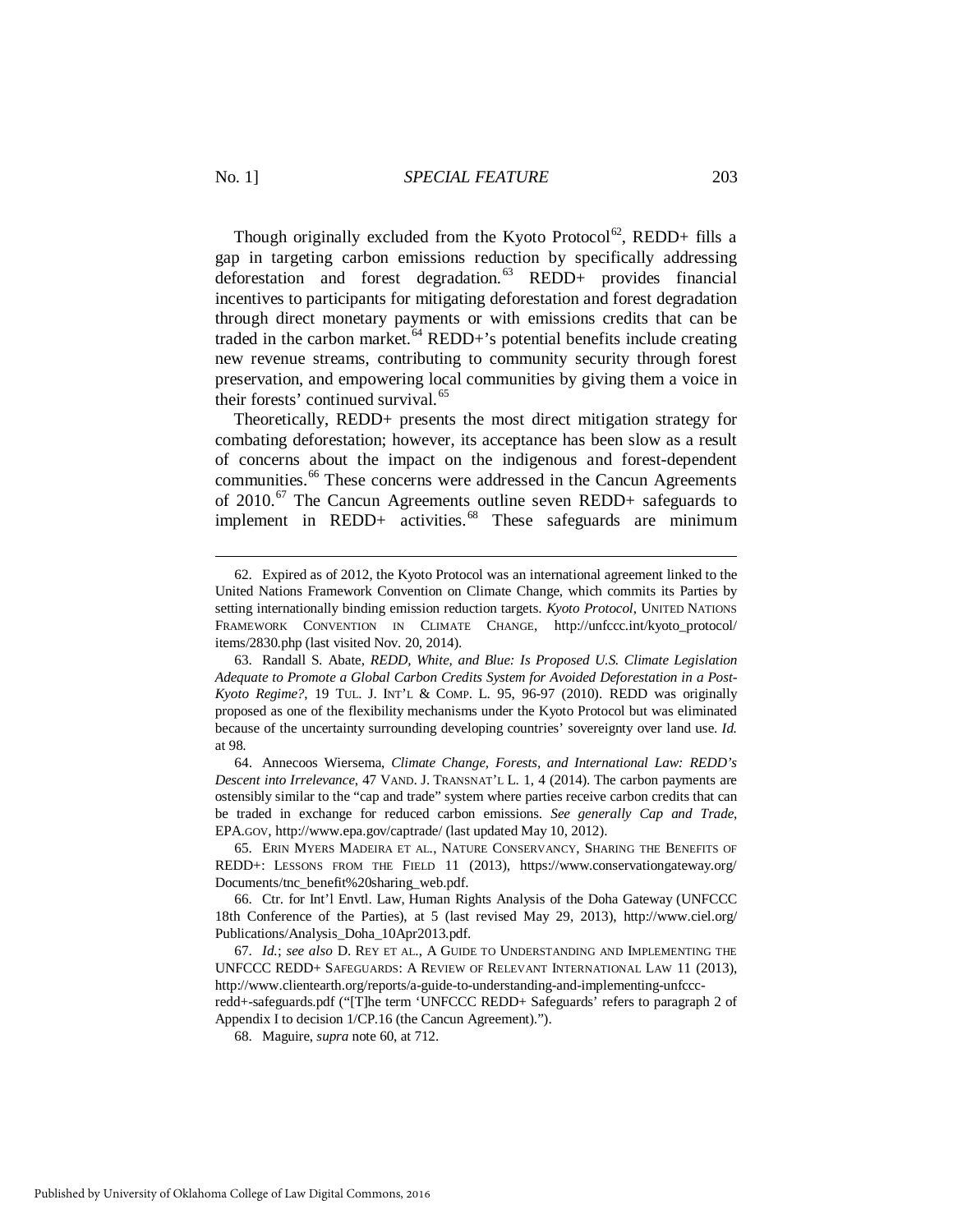Though originally excluded from the Kyoto Protocol[62], REDD+ fills a gap in targeting carbon emissions reduction by specifically addressing deforestation and forest degradation.[63] REDD+ provides financial incentives to participants for mitigating deforestation and forest degradation through direct monetary payments or with emissions credits that can be traded in the carbon market.[64] REDD+'s potential benefits include creating new revenue streams, contributing to community security through forest preservation, and empowering local communities by giving them a voice in their forests' continued survival.[65]

Theoretically, REDD+ presents the most direct mitigation strategy for combating deforestation; however, its acceptance has been slow as a result of concerns about the impact on the indigenous and forest-dependent communities.[66] These concerns were addressed in the Cancun Agreements of 2010.[67] The Cancun Agreements outline seven REDD+ safeguards to implement in REDD+ activities.[68] These safeguards are minimum

---

62. Expired as of 2012, the Kyoto Protocol was an international agreement linked to the United Nations Framework Convention on Climate Change, which commits its Parties by setting internationally binding emission reduction targets. *Kyoto Protocol*, UNITED NATIONS FRAMEWORK CONVENTION IN CLIMATE CHANGE, http://unfccc.int/kyoto_protocol/items/2830.php (last visited Nov. 20, 2014).

63. Randall S. Abate, *REDD, White, and Blue: Is Proposed U.S. Climate Legislation Adequate to Promote a Global Carbon Credits System for Avoided Deforestation in a Post-Kyoto Regime?*, 19 TUL. J. INT'L & COMP. L. 95, 96-97 (2010). REDD was originally proposed as one of the flexibility mechanisms under the Kyoto Protocol but was eliminated because of the uncertainty surrounding developing countries' sovereignty over land use. *Id.* at 98.

64. Annecoos Wiersema, *Climate Change, Forests, and International Law: REDD's Descent into Irrelevance*, 47 VAND. J. TRANSNAT'L L. 1, 4 (2014). The carbon payments are ostensibly similar to the "cap and trade" system where parties receive carbon credits that can be traded in exchange for reduced carbon emissions. *See generally Cap and Trade*, EPA.GOV, http://www.epa.gov/captrade/ (last updated May 10, 2012).

65. ERIN MYERS MADEIRA ET AL., NATURE CONSERVANCY, SHARING THE BENEFITS OF REDD+: LESSONS FROM THE FIELD 11 (2013), https://www.conservationgateway.org/Documents/tnc_benefit%20sharing_web.pdf.

66. Ctr. for Int'l Envtl. Law, Human Rights Analysis of the Doha Gateway (UNFCCC 18th Conference of the Parties), at 5 (last revised May 29, 2013), http://www.ciel.org/Publications/Analysis_Doha_10Apr2013.pdf.

67. *Id.*; *see also* D. REY ET AL., A GUIDE TO UNDERSTANDING AND IMPLEMENTING THE UNFCCC REDD+ SAFEGUARDS: A REVIEW OF RELEVANT INTERNATIONAL LAW 11 (2013), http://www.clientearth.org/reports/a-guide-to-understanding-and-implementing-unfccc-redd+-safeguards.pdf ("[T]he term 'UNFCCC REDD+ Safeguards' refers to paragraph 2 of Appendix I to decision 1/CP.16 (the Cancun Agreement).").

68. Maguire, *supra* note 60, at 712.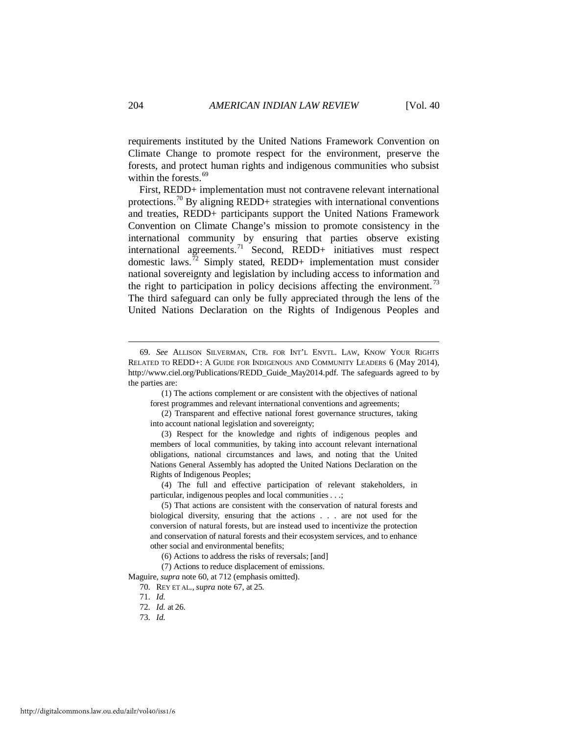requirements instituted by the United Nations Framework Convention on Climate Change to promote respect for the environment, preserve the forests, and protect human rights and indigenous communities who subsist within the forests.[69]

First, REDD+ implementation must not contravene relevant international protections.[70] By aligning REDD+ strategies with international conventions and treaties, REDD+ participants support the United Nations Framework Convention on Climate Change's mission to promote consistency in the international community by ensuring that parties observe existing international agreements.[71] Second, REDD+ initiatives must respect domestic laws.[72] Simply stated, REDD+ implementation must consider national sovereignty and legislation by including access to information and the right to participation in policy decisions affecting the environment.[73] The third safeguard can only be fully appreciated through the lens of the United Nations Declaration on the Rights of Indigenous Peoples and

---

69. *See* ALLISON SILVERMAN, CTR. FOR INT'L ENVTL. LAW, KNOW YOUR RIGHTS RELATED TO REDD+: A GUIDE FOR INDIGENOUS AND COMMUNITY LEADERS 6 (May 2014), http://www.ciel.org/Publications/REDD_Guide_May2014.pdf. The safeguards agreed to by the parties are:

> (1) The actions complement or are consistent with the objectives of national forest programmes and relevant international conventions and agreements;
>
> (2) Transparent and effective national forest governance structures, taking into account national legislation and sovereignty;
>
> (3) Respect for the knowledge and rights of indigenous peoples and members of local communities, by taking into account relevant international obligations, national circumstances and laws, and noting that the United Nations General Assembly has adopted the United Nations Declaration on the Rights of Indigenous Peoples;
>
> (4) The full and effective participation of relevant stakeholders, in particular, indigenous peoples and local communities . . .;
>
> (5) That actions are consistent with the conservation of natural forests and biological diversity, ensuring that the actions . . . are not used for the conversion of natural forests, but are instead used to incentivize the protection and conservation of natural forests and their ecosystem services, and to enhance other social and environmental benefits;
>
> (6) Actions to address the risks of reversals; [and]
>
> (7) Actions to reduce displacement of emissions.

Maguire, *supra* note 60, at 712 (emphasis omitted).

70. REY ET AL., *supra* note 67, at 25.

71. *Id.*

72. *Id.* at 26.

73. *Id.*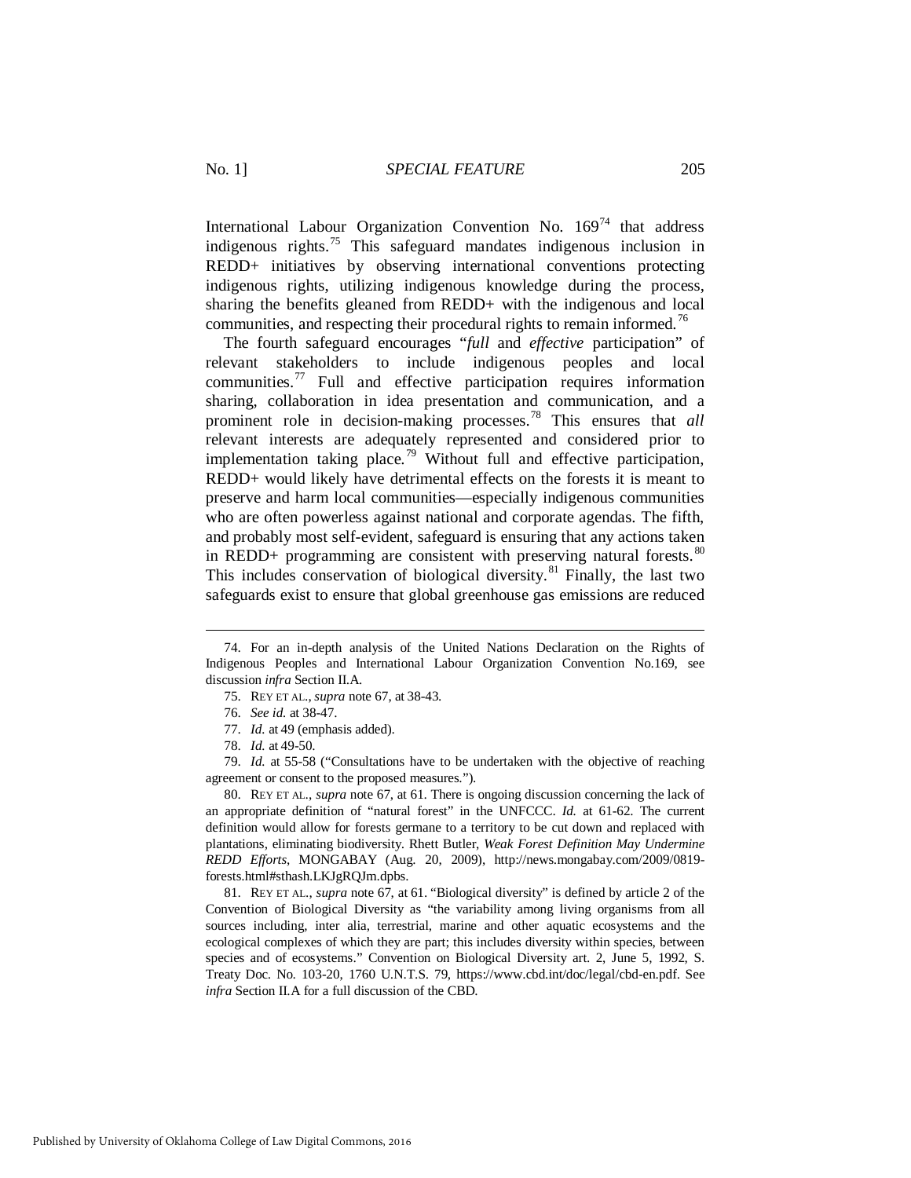International Labour Organization Convention No. 169[74] that address indigenous rights.[75] This safeguard mandates indigenous inclusion in REDD+ initiatives by observing international conventions protecting indigenous rights, utilizing indigenous knowledge during the process, sharing the benefits gleaned from REDD+ with the indigenous and local communities, and respecting their procedural rights to remain informed.[76]

The fourth safeguard encourages "*full* and *effective* participation" of relevant stakeholders to include indigenous peoples and local communities.[77] Full and effective participation requires information sharing, collaboration in idea presentation and communication, and a prominent role in decision-making processes.[78] This ensures that *all* relevant interests are adequately represented and considered prior to implementation taking place.[79] Without full and effective participation, REDD+ would likely have detrimental effects on the forests it is meant to preserve and harm local communities—especially indigenous communities who are often powerless against national and corporate agendas. The fifth, and probably most self-evident, safeguard is ensuring that any actions taken in REDD+ programming are consistent with preserving natural forests.[80] This includes conservation of biological diversity.[81] Finally, the last two safeguards exist to ensure that global greenhouse gas emissions are reduced

---

74. For an in-depth analysis of the United Nations Declaration on the Rights of Indigenous Peoples and International Labour Organization Convention No.169, see discussion *infra* Section II.A.

75. REY ET AL., *supra* note 67, at 38-43.

76. *See id.* at 38-47.

77. *Id.* at 49 (emphasis added).

78. *Id.* at 49-50.

79. *Id.* at 55-58 ("Consultations have to be undertaken with the objective of reaching agreement or consent to the proposed measures.").

80. REY ET AL., *supra* note 67, at 61. There is ongoing discussion concerning the lack of an appropriate definition of "natural forest" in the UNFCCC. *Id.* at 61-62. The current definition would allow for forests germane to a territory to be cut down and replaced with plantations, eliminating biodiversity. Rhett Butler, *Weak Forest Definition May Undermine REDD Efforts*, MONGABAY (Aug. 20, 2009), http://news.mongabay.com/2009/0819-forests.html#sthash.LKJgRQJm.dpbs.

81. REY ET AL., *supra* note 67, at 61. "Biological diversity" is defined by article 2 of the Convention of Biological Diversity as "the variability among living organisms from all sources including, inter alia, terrestrial, marine and other aquatic ecosystems and the ecological complexes of which they are part; this includes diversity within species, between species and of ecosystems." Convention on Biological Diversity art. 2, June 5, 1992, S. Treaty Doc. No. 103-20, 1760 U.N.T.S. 79, https://www.cbd.int/doc/legal/cbd-en.pdf. See *infra* Section II.A for a full discussion of the CBD.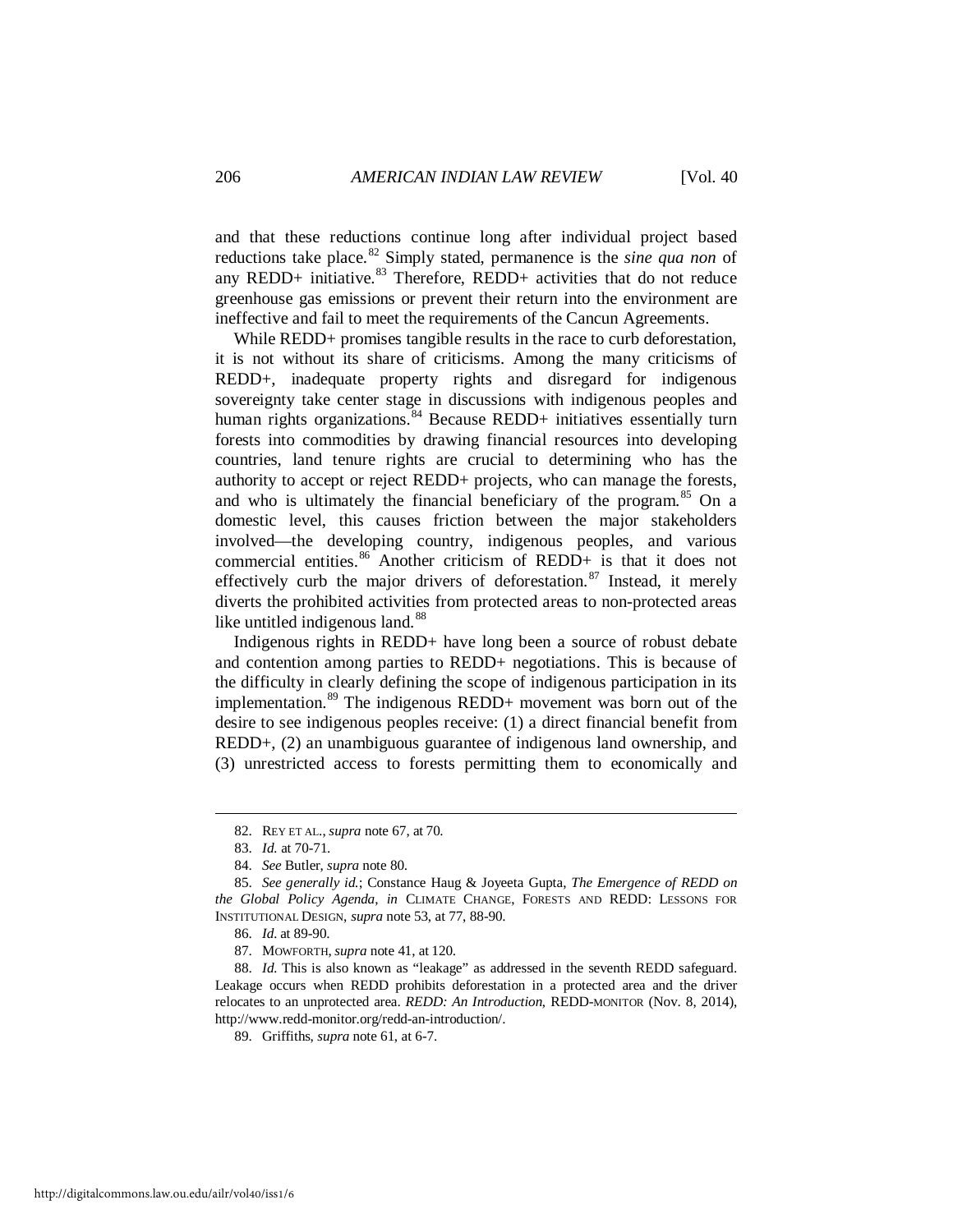and that these reductions continue long after individual project based reductions take place.[82] Simply stated, permanence is the *sine qua non* of any REDD+ initiative.[83] Therefore, REDD+ activities that do not reduce greenhouse gas emissions or prevent their return into the environment are ineffective and fail to meet the requirements of the Cancun Agreements.

While REDD+ promises tangible results in the race to curb deforestation, it is not without its share of criticisms. Among the many criticisms of REDD+, inadequate property rights and disregard for indigenous sovereignty take center stage in discussions with indigenous peoples and human rights organizations.[84] Because REDD+ initiatives essentially turn forests into commodities by drawing financial resources into developing countries, land tenure rights are crucial to determining who has the authority to accept or reject REDD+ projects, who can manage the forests, and who is ultimately the financial beneficiary of the program.[85] On a domestic level, this causes friction between the major stakeholders involved—the developing country, indigenous peoples, and various commercial entities.[86] Another criticism of REDD+ is that it does not effectively curb the major drivers of deforestation.[87] Instead, it merely diverts the prohibited activities from protected areas to non-protected areas like untitled indigenous land.[88]

Indigenous rights in REDD+ have long been a source of robust debate and contention among parties to REDD+ negotiations. This is because of the difficulty in clearly defining the scope of indigenous participation in its implementation.[89] The indigenous REDD+ movement was born out of the desire to see indigenous peoples receive: (1) a direct financial benefit from REDD+, (2) an unambiguous guarantee of indigenous land ownership, and (3) unrestricted access to forests permitting them to economically and

---

82. REY ET AL., *supra* note 67, at 70.

83. *Id.* at 70-71.

84. *See* Butler, *supra* note 80.

85. *See generally id.*; Constance Haug & Joyeeta Gupta, *The Emergence of REDD on the Global Policy Agenda*, *in* CLIMATE CHANGE, FORESTS AND REDD: LESSONS FOR INSTITUTIONAL DESIGN, *supra* note 53, at 77, 88-90.

86. *Id.* at 89-90.

87. MOWFORTH, *supra* note 41, at 120.

88. *Id.* This is also known as "leakage" as addressed in the seventh REDD safeguard. Leakage occurs when REDD prohibits deforestation in a protected area and the driver relocates to an unprotected area. *REDD: An Introduction*, REDD-MONITOR (Nov. 8, 2014), http://www.redd-monitor.org/redd-an-introduction/.

89. Griffiths, *supra* note 61, at 6-7.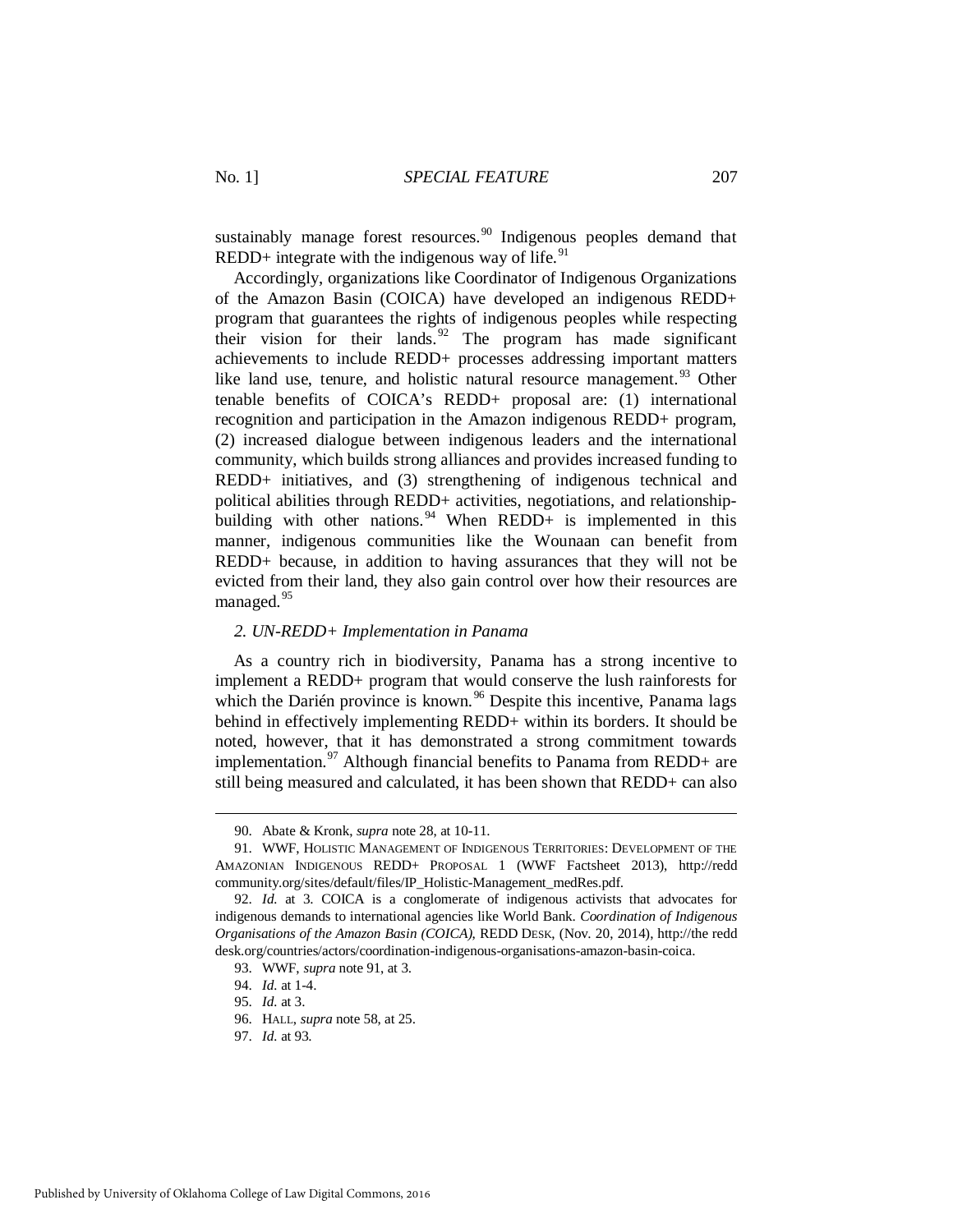sustainably manage forest resources.[90] Indigenous peoples demand that REDD+ integrate with the indigenous way of life.[91]

Accordingly, organizations like Coordinator of Indigenous Organizations of the Amazon Basin (COICA) have developed an indigenous REDD+ program that guarantees the rights of indigenous peoples while respecting their vision for their lands.[92] The program has made significant achievements to include REDD+ processes addressing important matters like land use, tenure, and holistic natural resource management.[93] Other tenable benefits of COICA's REDD+ proposal are: (1) international recognition and participation in the Amazon indigenous REDD+ program, (2) increased dialogue between indigenous leaders and the international community, which builds strong alliances and provides increased funding to REDD+ initiatives, and (3) strengthening of indigenous technical and political abilities through REDD+ activities, negotiations, and relationship-building with other nations.[94] When REDD+ is implemented in this manner, indigenous communities like the Wounaan can benefit from REDD+ because, in addition to having assurances that they will not be evicted from their land, they also gain control over how their resources are managed.[95]

### *2. UN-REDD+ Implementation in Panama*

As a country rich in biodiversity, Panama has a strong incentive to implement a REDD+ program that would conserve the lush rainforests for which the Darién province is known.[96] Despite this incentive, Panama lags behind in effectively implementing REDD+ within its borders. It should be noted, however, that it has demonstrated a strong commitment towards implementation.[97] Although financial benefits to Panama from REDD+ are still being measured and calculated, it has been shown that REDD+ can also

---

90. Abate & Kronk, *supra* note 28, at 10-11.

91. WWF, HOLISTIC MANAGEMENT OF INDIGENOUS TERRITORIES: DEVELOPMENT OF THE AMAZONIAN INDIGENOUS REDD+ PROPOSAL 1 (WWF Factsheet 2013), http://reddcommunity.org/sites/default/files/IP_Holistic-Management_medRes.pdf.

92. *Id.* at 3. COICA is a conglomerate of indigenous activists that advocates for indigenous demands to international agencies like World Bank. *Coordination of Indigenous Organisations of the Amazon Basin (COICA)*, REDD DESK, (Nov. 20, 2014), http://theredddesk.org/countries/actors/coordination-indigenous-organisations-amazon-basin-coica.

93. WWF, *supra* note 91, at 3.

94. *Id.* at 1-4.

95. *Id.* at 3.

96. HALL, *supra* note 58, at 25.

97. *Id.* at 93.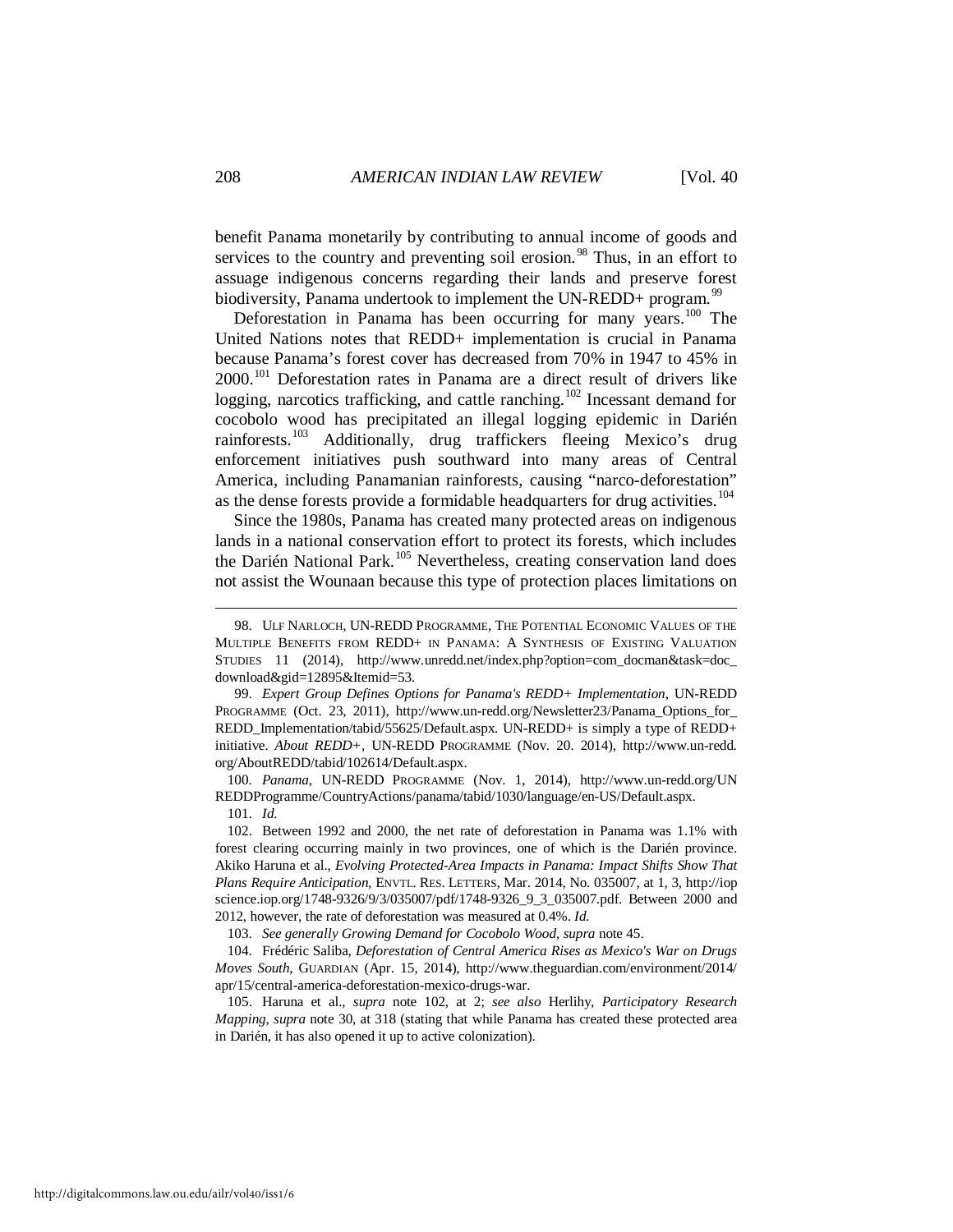benefit Panama monetarily by contributing to annual income of goods and services to the country and preventing soil erosion.[98] Thus, in an effort to assuage indigenous concerns regarding their lands and preserve forest biodiversity, Panama undertook to implement the UN-REDD+ program.[99]

Deforestation in Panama has been occurring for many years.[100] The United Nations notes that REDD+ implementation is crucial in Panama because Panama's forest cover has decreased from 70% in 1947 to 45% in 2000.[101] Deforestation rates in Panama are a direct result of drivers like logging, narcotics trafficking, and cattle ranching.[102] Incessant demand for cocobolo wood has precipitated an illegal logging epidemic in Darién rainforests.[103] Additionally, drug traffickers fleeing Mexico's drug enforcement initiatives push southward into many areas of Central America, including Panamanian rainforests, causing "narco-deforestation" as the dense forests provide a formidable headquarters for drug activities.[104]

Since the 1980s, Panama has created many protected areas on indigenous lands in a national conservation effort to protect its forests, which includes the Darién National Park.[105] Nevertheless, creating conservation land does not assist the Wounaan because this type of protection places limitations on

---

98. ULF NARLOCH, UN-REDD PROGRAMME, THE POTENTIAL ECONOMIC VALUES OF THE MULTIPLE BENEFITS FROM REDD+ IN PANAMA: A SYNTHESIS OF EXISTING VALUATION STUDIES 11 (2014), http://www.unredd.net/index.php?option=com_docman&task=doc_download&gid=12895&Itemid=53.

99. *Expert Group Defines Options for Panama's REDD+ Implementation*, UN-REDD PROGRAMME (Oct. 23, 2011), http://www.un-redd.org/Newsletter23/Panama_Options_for_REDD_Implementation/tabid/55625/Default.aspx. UN-REDD+ is simply a type of REDD+ initiative. *About REDD+*, UN-REDD PROGRAMME (Nov. 20. 2014), http://www.un-redd.org/AboutREDD/tabid/102614/Default.aspx.

100. *Panama*, UN-REDD PROGRAMME (Nov. 1, 2014), http://www.un-redd.org/UNREDDProgramme/CountryActions/panama/tabid/1030/language/en-US/Default.aspx.

101. *Id.*

102. Between 1992 and 2000, the net rate of deforestation in Panama was 1.1% with forest clearing occurring mainly in two provinces, one of which is the Darién province. Akiko Haruna et al., *Evolving Protected-Area Impacts in Panama: Impact Shifts Show That Plans Require Anticipation*, ENVTL. RES. LETTERS, Mar. 2014, No. 035007, at 1, 3, http://iopscience.iop.org/1748-9326/9/3/035007/pdf/1748-9326_9_3_035007.pdf. Between 2000 and 2012, however, the rate of deforestation was measured at 0.4%. *Id.*

103. *See generally Growing Demand for Cocobolo Wood*, *supra* note 45.

104. Frédéric Saliba, *Deforestation of Central America Rises as Mexico's War on Drugs Moves South*, GUARDIAN (Apr. 15, 2014), http://www.theguardian.com/environment/2014/apr/15/central-america-deforestation-mexico-drugs-war.

105. Haruna et al., *supra* note 102, at 2; *see also* Herlihy, *Participatory Research Mapping*, *supra* note 30, at 318 (stating that while Panama has created these protected area in Darién, it has also opened it up to active colonization).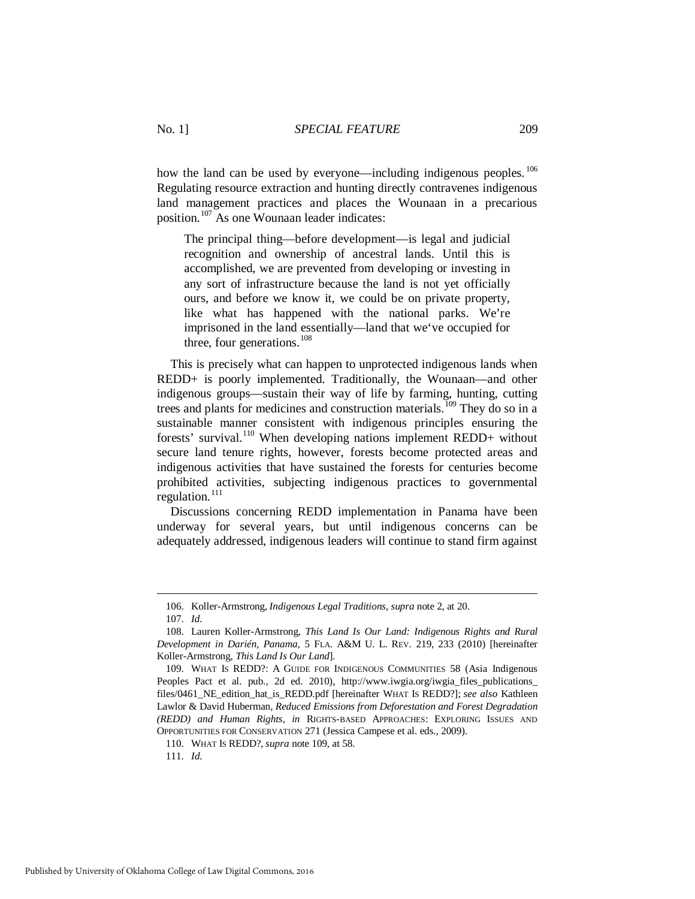how the land can be used by everyone—including indigenous peoples.[106] Regulating resource extraction and hunting directly contravenes indigenous land management practices and places the Wounaan in a precarious position.[107] As one Wounaan leader indicates:

> The principal thing—before development—is legal and judicial recognition and ownership of ancestral lands. Until this is accomplished, we are prevented from developing or investing in any sort of infrastructure because the land is not yet officially ours, and before we know it, we could be on private property, like what has happened with the national parks. We're imprisoned in the land essentially—land that we've occupied for three, four generations.[108]

This is precisely what can happen to unprotected indigenous lands when REDD+ is poorly implemented. Traditionally, the Wounaan—and other indigenous groups—sustain their way of life by farming, hunting, cutting trees and plants for medicines and construction materials.[109] They do so in a sustainable manner consistent with indigenous principles ensuring the forests' survival.[110] When developing nations implement REDD+ without secure land tenure rights, however, forests become protected areas and indigenous activities that have sustained the forests for centuries become prohibited activities, subjecting indigenous practices to governmental regulation.[111]

Discussions concerning REDD implementation in Panama have been underway for several years, but until indigenous concerns can be adequately addressed, indigenous leaders will continue to stand firm against

---

106. Koller-Armstrong, *Indigenous Legal Traditions*, *supra* note 2, at 20.

107. *Id.*

108. Lauren Koller-Armstrong, *This Land Is Our Land: Indigenous Rights and Rural Development in Darién, Panama*, 5 FLA. A&M U. L. REV. 219, 233 (2010) [hereinafter Koller-Armstrong, *This Land Is Our Land*].

109. WHAT IS REDD?: A GUIDE FOR INDIGENOUS COMMUNITIES 58 (Asia Indigenous Peoples Pact et al. pub., 2d ed. 2010), http://www.iwgia.org/iwgia_files_publications_files/0461_NE_edition_hat_is_REDD.pdf [hereinafter WHAT IS REDD?]; *see also* Kathleen Lawlor & David Huberman, *Reduced Emissions from Deforestation and Forest Degradation (REDD) and Human Rights*, *in* RIGHTS-BASED APPROACHES: EXPLORING ISSUES AND OPPORTUNITIES FOR CONSERVATION 271 (Jessica Campese et al. eds., 2009).

110. WHAT IS REDD?, *supra* note 109, at 58.

111. *Id.*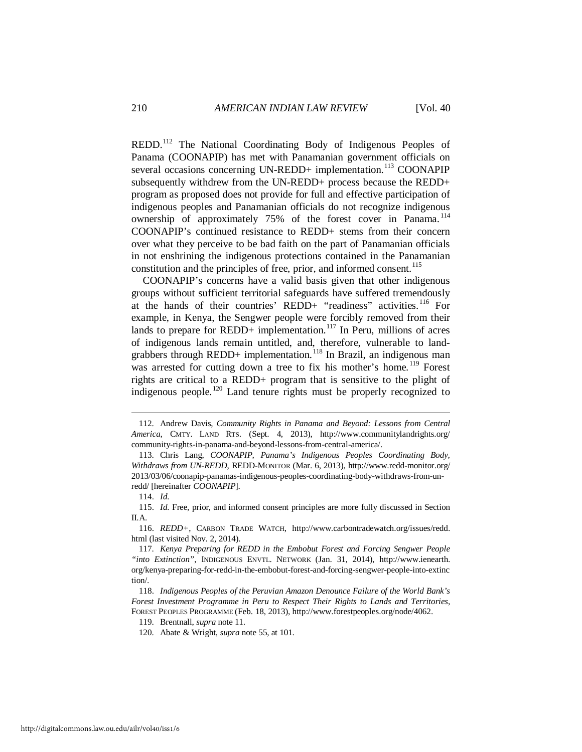REDD.[112] The National Coordinating Body of Indigenous Peoples of Panama (COONAPIP) has met with Panamanian government officials on several occasions concerning UN-REDD+ implementation.[113] COONAPIP subsequently withdrew from the UN-REDD+ process because the REDD+ program as proposed does not provide for full and effective participation of indigenous peoples and Panamanian officials do not recognize indigenous ownership of approximately 75% of the forest cover in Panama.[114] COONAPIP's continued resistance to REDD+ stems from their concern over what they perceive to be bad faith on the part of Panamanian officials in not enshrining the indigenous protections contained in the Panamanian constitution and the principles of free, prior, and informed consent.[115]

COONAPIP's concerns have a valid basis given that other indigenous groups without sufficient territorial safeguards have suffered tremendously at the hands of their countries' REDD+ "readiness" activities.[116] For example, in Kenya, the Sengwer people were forcibly removed from their lands to prepare for REDD+ implementation.[117] In Peru, millions of acres of indigenous lands remain untitled, and, therefore, vulnerable to land-grabbers through REDD+ implementation.[118] In Brazil, an indigenous man was arrested for cutting down a tree to fix his mother's home.[119] Forest rights are critical to a REDD+ program that is sensitive to the plight of indigenous people.[120] Land tenure rights must be properly recognized to

---

112. Andrew Davis, *Community Rights in Panama and Beyond: Lessons from Central America*, CMTY. LAND RTS. (Sept. 4, 2013), http://www.communitylandrights.org/community-rights-in-panama-and-beyond-lessons-from-central-america/.

113. Chris Lang, *COONAPIP, Panama's Indigenous Peoples Coordinating Body, Withdraws from UN-REDD*, REDD-MONITOR (Mar. 6, 2013), http://www.redd-monitor.org/2013/03/06/coonapip-panamas-indigenous-peoples-coordinating-body-withdraws-from-un-redd/ [hereinafter *COONAPIP*].

114. *Id.*

115. *Id.* Free, prior, and informed consent principles are more fully discussed in Section II.A.

116. *REDD+*, CARBON TRADE WATCH, http://www.carbontradewatch.org/issues/redd.html (last visited Nov. 2, 2014).

117. *Kenya Preparing for REDD in the Embobut Forest and Forcing Sengwer People "into Extinction"*, INDIGENOUS ENVTL. NETWORK (Jan. 31, 2014), http://www.ienearth.org/kenya-preparing-for-redd-in-the-embobut-forest-and-forcing-sengwer-people-into-extinction/.

118. *Indigenous Peoples of the Peruvian Amazon Denounce Failure of the World Bank's Forest Investment Programme in Peru to Respect Their Rights to Lands and Territories*, FOREST PEOPLES PROGRAMME (Feb. 18, 2013), http://www.forestpeoples.org/node/4062.

119. Brentnall, *supra* note 11.

120. Abate & Wright, *supra* note 55, at 101.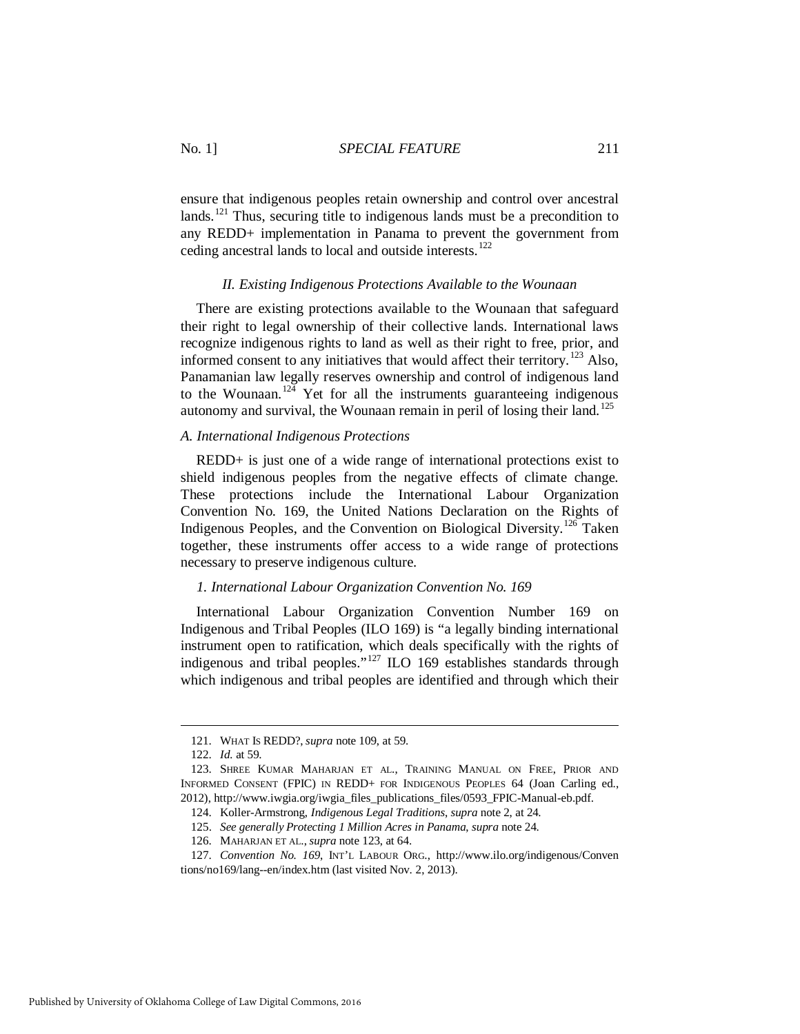ensure that indigenous peoples retain ownership and control over ancestral lands.[121] Thus, securing title to indigenous lands must be a precondition to any REDD+ implementation in Panama to prevent the government from ceding ancestral lands to local and outside interests.[122]

## *II. Existing Indigenous Protections Available to the Wounaan*

There are existing protections available to the Wounaan that safeguard their right to legal ownership of their collective lands. International laws recognize indigenous rights to land as well as their right to free, prior, and informed consent to any initiatives that would affect their territory.[123] Also, Panamanian law legally reserves ownership and control of indigenous land to the Wounaan.[124] Yet for all the instruments guaranteeing indigenous autonomy and survival, the Wounaan remain in peril of losing their land.[125]

### *A. International Indigenous Protections*

REDD+ is just one of a wide range of international protections exist to shield indigenous peoples from the negative effects of climate change. These protections include the International Labour Organization Convention No. 169, the United Nations Declaration on the Rights of Indigenous Peoples, and the Convention on Biological Diversity.[126] Taken together, these instruments offer access to a wide range of protections necessary to preserve indigenous culture.

#### *1. International Labour Organization Convention No. 169*

International Labour Organization Convention Number 169 on Indigenous and Tribal Peoples (ILO 169) is "a legally binding international instrument open to ratification, which deals specifically with the rights of indigenous and tribal peoples."[127] ILO 169 establishes standards through which indigenous and tribal peoples are identified and through which their

---

121. WHAT IS REDD?, *supra* note 109, at 59.

122. *Id.* at 59.

123. SHREE KUMAR MAHARJAN ET AL., TRAINING MANUAL ON FREE, PRIOR AND INFORMED CONSENT (FPIC) IN REDD+ FOR INDIGENOUS PEOPLES 64 (Joan Carling ed., 2012), http://www.iwgia.org/iwgia_files_publications_files/0593_FPIC-Manual-eb.pdf.

124. Koller-Armstrong, *Indigenous Legal Traditions*, *supra* note 2, at 24.

125. *See generally Protecting 1 Million Acres in Panama*, *supra* note 24.

126. MAHARJAN ET AL., *supra* note 123, at 64.

127. *Convention No. 169*, INT'L LABOUR ORG., http://www.ilo.org/indigenous/Conventions/no169/lang--en/index.htm (last visited Nov. 2, 2013).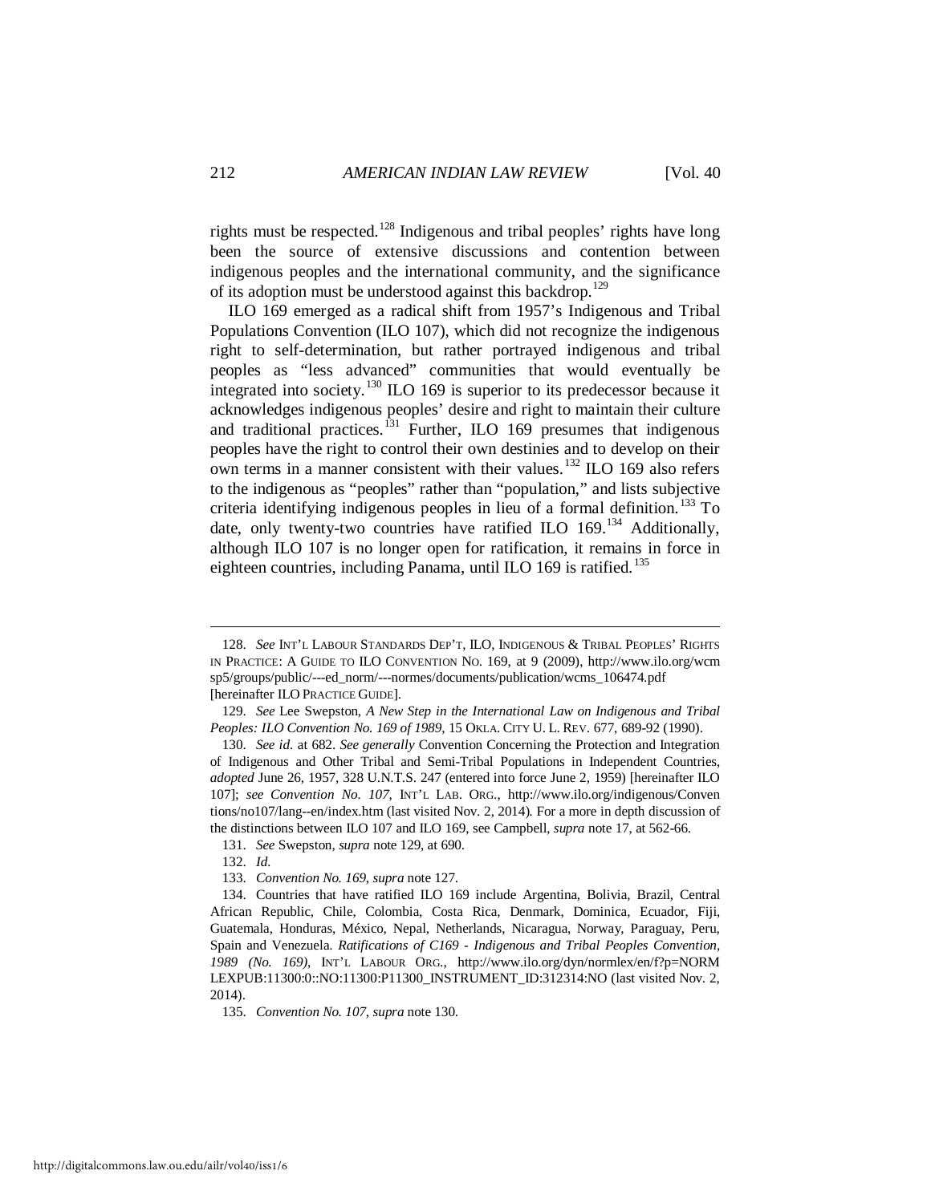rights must be respected.[128] Indigenous and tribal peoples' rights have long been the source of extensive discussions and contention between indigenous peoples and the international community, and the significance of its adoption must be understood against this backdrop.[129]

ILO 169 emerged as a radical shift from 1957's Indigenous and Tribal Populations Convention (ILO 107), which did not recognize the indigenous right to self-determination, but rather portrayed indigenous and tribal peoples as "less advanced" communities that would eventually be integrated into society.[130] ILO 169 is superior to its predecessor because it acknowledges indigenous peoples' desire and right to maintain their culture and traditional practices.[131] Further, ILO 169 presumes that indigenous peoples have the right to control their own destinies and to develop on their own terms in a manner consistent with their values.[132] ILO 169 also refers to the indigenous as "peoples" rather than "population," and lists subjective criteria identifying indigenous peoples in lieu of a formal definition.[133] To date, only twenty-two countries have ratified ILO 169.[134] Additionally, although ILO 107 is no longer open for ratification, it remains in force in eighteen countries, including Panama, until ILO 169 is ratified.[135]

---

128. *See* INT'L LABOUR STANDARDS DEP'T, ILO, INDIGENOUS & TRIBAL PEOPLES' RIGHTS IN PRACTICE: A GUIDE TO ILO CONVENTION NO. 169, at 9 (2009), http://www.ilo.org/wcmsp5/groups/public/---ed_norm/---normes/documents/publication/wcms_106474.pdf [hereinafter ILO PRACTICE GUIDE].

129. *See* Lee Swepston, *A New Step in the International Law on Indigenous and Tribal Peoples: ILO Convention No. 169 of 1989*, 15 OKLA. CITY U. L. REV. 677, 689-92 (1990).

130. *See id.* at 682. *See generally* Convention Concerning the Protection and Integration of Indigenous and Other Tribal and Semi-Tribal Populations in Independent Countries, *adopted* June 26, 1957, 328 U.N.T.S. 247 (entered into force June 2, 1959) [hereinafter ILO 107]; *see Convention No. 107*, INT'L LAB. ORG., http://www.ilo.org/indigenous/Conventions/no107/lang--en/index.htm (last visited Nov. 2, 2014). For a more in depth discussion of the distinctions between ILO 107 and ILO 169, see Campbell, *supra* note 17, at 562-66.

131. *See* Swepston, *supra* note 129, at 690.

132. *Id.*

133. *Convention No. 169*, *supra* note 127.

134. Countries that have ratified ILO 169 include Argentina, Bolivia, Brazil, Central African Republic, Chile, Colombia, Costa Rica, Denmark, Dominica, Ecuador, Fiji, Guatemala, Honduras, México, Nepal, Netherlands, Nicaragua, Norway, Paraguay, Peru, Spain and Venezuela. *Ratifications of C169 - Indigenous and Tribal Peoples Convention, 1989 (No. 169)*, INT'L LABOUR ORG., http://www.ilo.org/dyn/normlex/en/f?p=NORMLEXPUB:11300:0::NO:11300:P11300_INSTRUMENT_ID:312314:NO (last visited Nov. 2, 2014).

135. *Convention No. 107*, *supra* note 130.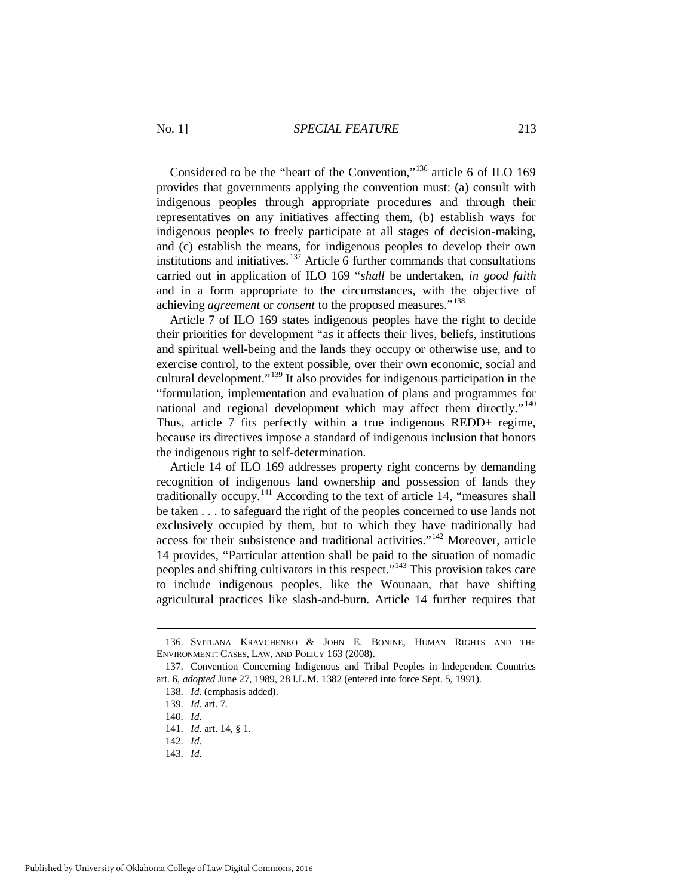Considered to be the "heart of the Convention,"[136] article 6 of ILO 169 provides that governments applying the convention must: (a) consult with indigenous peoples through appropriate procedures and through their representatives on any initiatives affecting them, (b) establish ways for indigenous peoples to freely participate at all stages of decision-making, and (c) establish the means, for indigenous peoples to develop their own institutions and initiatives.[137] Article 6 further commands that consultations carried out in application of ILO 169 "*shall* be undertaken, *in good faith* and in a form appropriate to the circumstances, with the objective of achieving *agreement* or *consent* to the proposed measures."[138]

Article 7 of ILO 169 states indigenous peoples have the right to decide their priorities for development "as it affects their lives, beliefs, institutions and spiritual well-being and the lands they occupy or otherwise use, and to exercise control, to the extent possible, over their own economic, social and cultural development."[139] It also provides for indigenous participation in the "formulation, implementation and evaluation of plans and programmes for national and regional development which may affect them directly."[140] Thus, article 7 fits perfectly within a true indigenous REDD+ regime, because its directives impose a standard of indigenous inclusion that honors the indigenous right to self-determination.

Article 14 of ILO 169 addresses property right concerns by demanding recognition of indigenous land ownership and possession of lands they traditionally occupy.[141] According to the text of article 14, "measures shall be taken . . . to safeguard the right of the peoples concerned to use lands not exclusively occupied by them, but to which they have traditionally had access for their subsistence and traditional activities."[142] Moreover, article 14 provides, "Particular attention shall be paid to the situation of nomadic peoples and shifting cultivators in this respect."[143] This provision takes care to include indigenous peoples, like the Wounaan, that have shifting agricultural practices like slash-and-burn. Article 14 further requires that

---

136. SVITLANA KRAVCHENKO & JOHN E. BONINE, HUMAN RIGHTS AND THE ENVIRONMENT: CASES, LAW, AND POLICY 163 (2008).

137. Convention Concerning Indigenous and Tribal Peoples in Independent Countries art. 6, *adopted* June 27, 1989, 28 I.L.M. 1382 (entered into force Sept. 5, 1991).

138. *Id.* (emphasis added).

139. *Id.* art. 7.

140. *Id.*

141. *Id.* art. 14, § 1.

142. *Id.*

143. *Id.*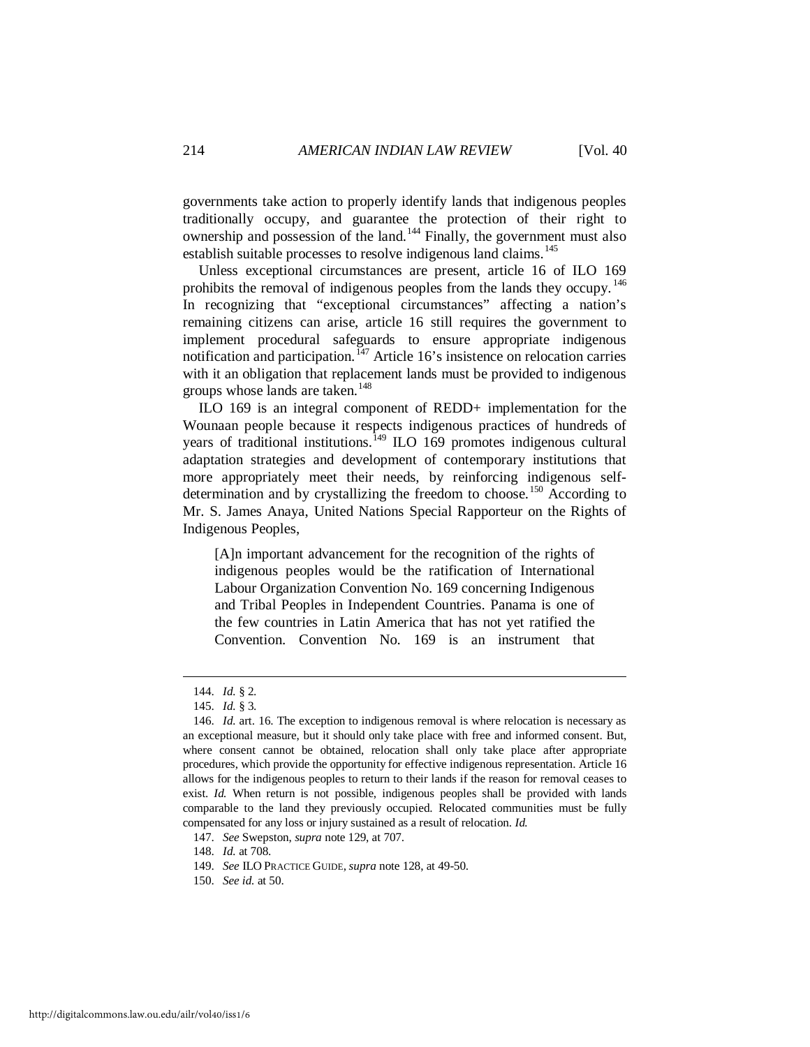governments take action to properly identify lands that indigenous peoples traditionally occupy, and guarantee the protection of their right to ownership and possession of the land.[144] Finally, the government must also establish suitable processes to resolve indigenous land claims.[145]

Unless exceptional circumstances are present, article 16 of ILO 169 prohibits the removal of indigenous peoples from the lands they occupy.[146] In recognizing that "exceptional circumstances" affecting a nation's remaining citizens can arise, article 16 still requires the government to implement procedural safeguards to ensure appropriate indigenous notification and participation.[147] Article 16's insistence on relocation carries with it an obligation that replacement lands must be provided to indigenous groups whose lands are taken.[148]

ILO 169 is an integral component of REDD+ implementation for the Wounaan people because it respects indigenous practices of hundreds of years of traditional institutions.[149] ILO 169 promotes indigenous cultural adaptation strategies and development of contemporary institutions that more appropriately meet their needs, by reinforcing indigenous self-determination and by crystallizing the freedom to choose.[150] According to Mr. S. James Anaya, United Nations Special Rapporteur on the Rights of Indigenous Peoples,

> [A]n important advancement for the recognition of the rights of indigenous peoples would be the ratification of International Labour Organization Convention No. 169 concerning Indigenous and Tribal Peoples in Independent Countries. Panama is one of the few countries in Latin America that has not yet ratified the Convention. Convention No. 169 is an instrument that

---

144. *Id.* § 2.

145. *Id.* § 3.

146. *Id.* art. 16. The exception to indigenous removal is where relocation is necessary as an exceptional measure, but it should only take place with free and informed consent. But, where consent cannot be obtained, relocation shall only take place after appropriate procedures, which provide the opportunity for effective indigenous representation. Article 16 allows for the indigenous peoples to return to their lands if the reason for removal ceases to exist. *Id.* When return is not possible, indigenous peoples shall be provided with lands comparable to the land they previously occupied. Relocated communities must be fully compensated for any loss or injury sustained as a result of relocation. *Id.*

147. *See* Swepston, *supra* note 129, at 707.

148. *Id.* at 708.

149. *See* ILO PRACTICE GUIDE, *supra* note 128, at 49-50.

150. *See id.* at 50.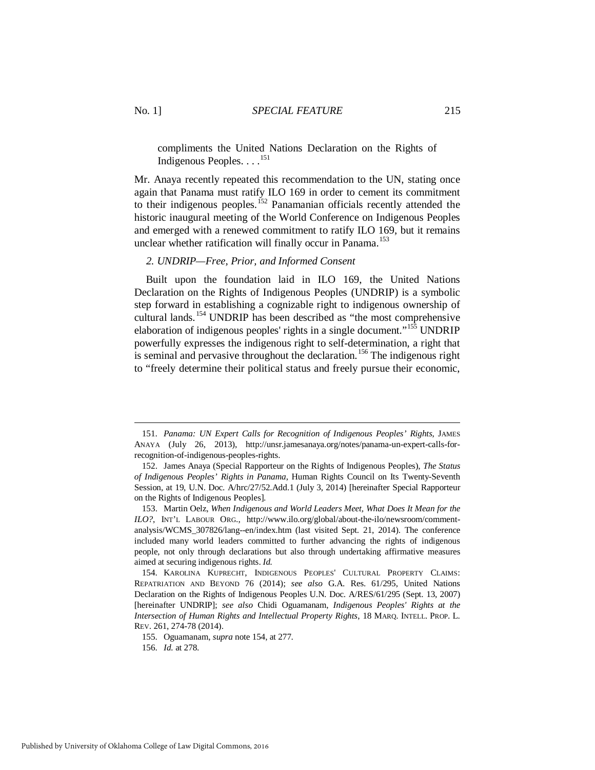compliments the United Nations Declaration on the Rights of Indigenous Peoples. . . .[151]

Mr. Anaya recently repeated this recommendation to the UN, stating once again that Panama must ratify ILO 169 in order to cement its commitment to their indigenous peoples.[152] Panamanian officials recently attended the historic inaugural meeting of the World Conference on Indigenous Peoples and emerged with a renewed commitment to ratify ILO 169, but it remains unclear whether ratification will finally occur in Panama.[153]

*2. UNDRIP—Free, Prior, and Informed Consent*

Built upon the foundation laid in ILO 169, the United Nations Declaration on the Rights of Indigenous Peoples (UNDRIP) is a symbolic step forward in establishing a cognizable right to indigenous ownership of cultural lands.[154] UNDRIP has been described as "the most comprehensive elaboration of indigenous peoples' rights in a single document."[155] UNDRIP powerfully expresses the indigenous right to self-determination, a right that is seminal and pervasive throughout the declaration.[156] The indigenous right to "freely determine their political status and freely pursue their economic,

---

151. *Panama: UN Expert Calls for Recognition of Indigenous Peoples' Rights*, JAMES ANAYA (July 26, 2013), http://unsr.jamesanaya.org/notes/panama-un-expert-calls-for-recognition-of-indigenous-peoples-rights.

152. James Anaya (Special Rapporteur on the Rights of Indigenous Peoples), *The Status of Indigenous Peoples' Rights in Panama*, Human Rights Council on Its Twenty-Seventh Session, at 19, U.N. Doc. A/hrc/27/52.Add.1 (July 3, 2014) [hereinafter Special Rapporteur on the Rights of Indigenous Peoples].

153. Martin Oelz, *When Indigenous and World Leaders Meet, What Does It Mean for the ILO?*, INT'L LABOUR ORG., http://www.ilo.org/global/about-the-ilo/newsroom/comment-analysis/WCMS_307826/lang--en/index.htm (last visited Sept. 21, 2014). The conference included many world leaders committed to further advancing the rights of indigenous people, not only through declarations but also through undertaking affirmative measures aimed at securing indigenous rights. *Id.*

154. KAROLINA KUPRECHT, INDIGENOUS PEOPLES' CULTURAL PROPERTY CLAIMS: REPATRIATION AND BEYOND 76 (2014); *see also* G.A. Res. 61/295, United Nations Declaration on the Rights of Indigenous Peoples U.N. Doc. A/RES/61/295 (Sept. 13, 2007) [hereinafter UNDRIP]; *see also* Chidi Oguamanam, *Indigenous Peoples' Rights at the Intersection of Human Rights and Intellectual Property Rights*, 18 MARQ. INTELL. PROP. L. REV. 261, 274-78 (2014).

155. Oguamanam, *supra* note 154, at 277.

156. *Id.* at 278.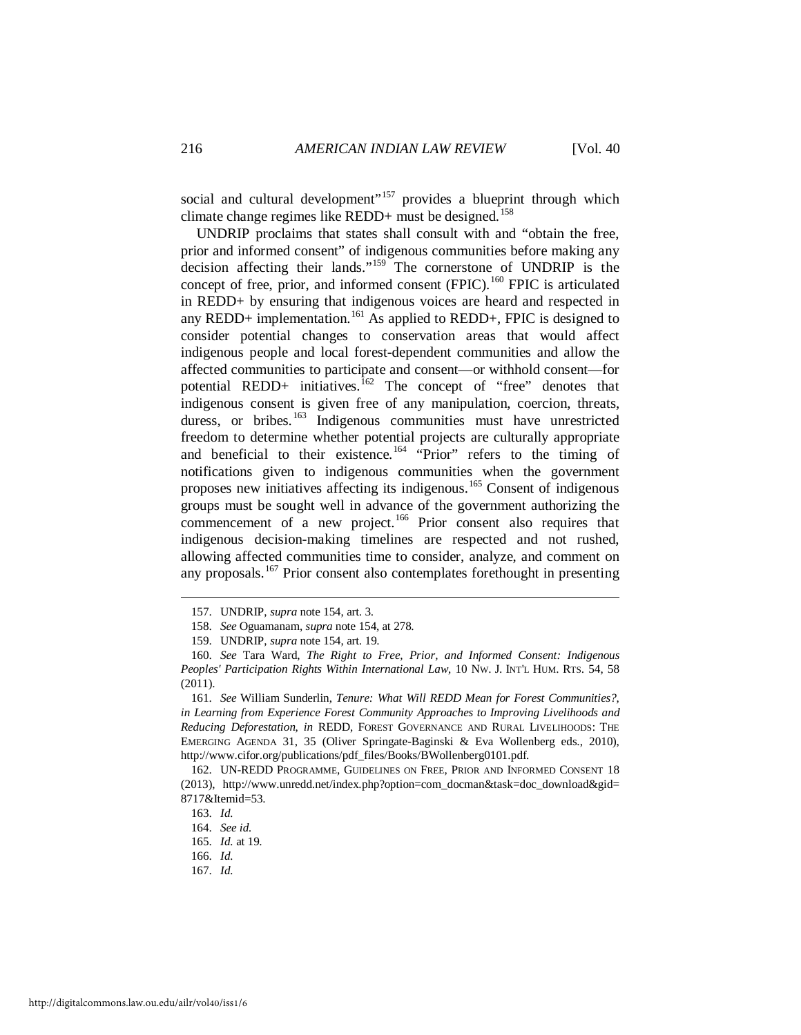social and cultural development"[157] provides a blueprint through which climate change regimes like REDD+ must be designed.[158]

UNDRIP proclaims that states shall consult with and "obtain the free, prior and informed consent" of indigenous communities before making any decision affecting their lands."[159] The cornerstone of UNDRIP is the concept of free, prior, and informed consent (FPIC).[160] FPIC is articulated in REDD+ by ensuring that indigenous voices are heard and respected in any REDD+ implementation.[161] As applied to REDD+, FPIC is designed to consider potential changes to conservation areas that would affect indigenous people and local forest-dependent communities and allow the affected communities to participate and consent—or withhold consent—for potential REDD+ initiatives.[162] The concept of "free" denotes that indigenous consent is given free of any manipulation, coercion, threats, duress, or bribes.[163] Indigenous communities must have unrestricted freedom to determine whether potential projects are culturally appropriate and beneficial to their existence.[164] "Prior" refers to the timing of notifications given to indigenous communities when the government proposes new initiatives affecting its indigenous.[165] Consent of indigenous groups must be sought well in advance of the government authorizing the commencement of a new project.[166] Prior consent also requires that indigenous decision-making timelines are respected and not rushed, allowing affected communities time to consider, analyze, and comment on any proposals.[167] Prior consent also contemplates forethought in presenting

---

157. UNDRIP, *supra* note 154, art. 3.

158. *See* Oguamanam, *supra* note 154, at 278.

159. UNDRIP, *supra* note 154, art. 19.

160. *See* Tara Ward, *The Right to Free, Prior, and Informed Consent: Indigenous Peoples' Participation Rights Within International Law*, 10 NW. J. INT'L HUM. RTS. 54, 58 (2011).

161. *See* William Sunderlin, *Tenure: What Will REDD Mean for Forest Communities?, in Learning from Experience Forest Community Approaches to Improving Livelihoods and Reducing Deforestation*, *in* REDD, FOREST GOVERNANCE AND RURAL LIVELIHOODS: THE EMERGING AGENDA 31, 35 (Oliver Springate-Baginski & Eva Wollenberg eds., 2010), http://www.cifor.org/publications/pdf_files/Books/BWollenberg0101.pdf.

162. UN-REDD PROGRAMME, GUIDELINES ON FREE, PRIOR AND INFORMED CONSENT 18 (2013), http://www.unredd.net/index.php?option=com_docman&task=doc_download&gid=8717&Itemid=53.

163. *Id.*

164. *See id.*

165. *Id.* at 19.

166. *Id.*

167. *Id.*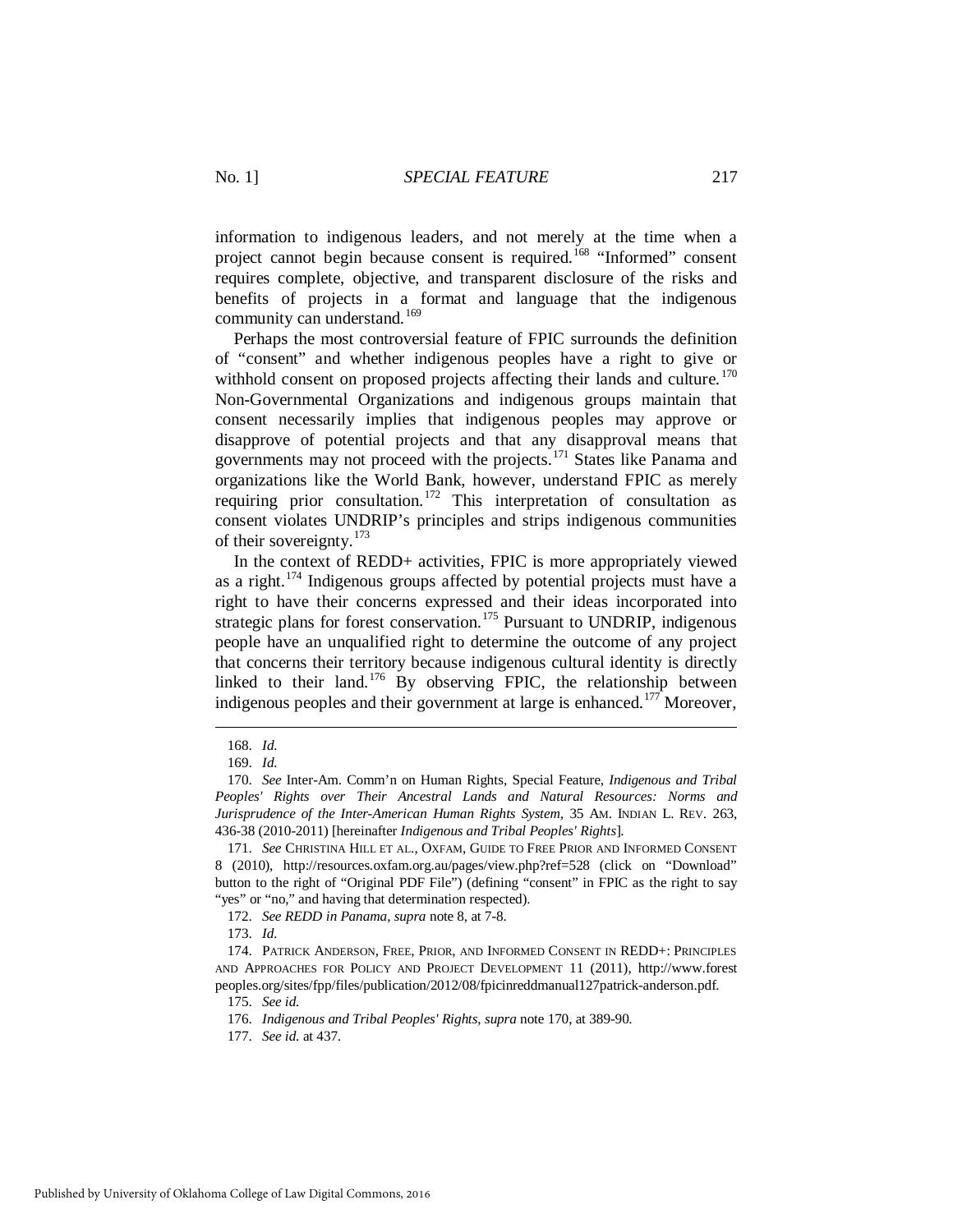information to indigenous leaders, and not merely at the time when a project cannot begin because consent is required.[168] "Informed" consent requires complete, objective, and transparent disclosure of the risks and benefits of projects in a format and language that the indigenous community can understand.[169]

Perhaps the most controversial feature of FPIC surrounds the definition of "consent" and whether indigenous peoples have a right to give or withhold consent on proposed projects affecting their lands and culture.[170] Non-Governmental Organizations and indigenous groups maintain that consent necessarily implies that indigenous peoples may approve or disapprove of potential projects and that any disapproval means that governments may not proceed with the projects.[171] States like Panama and organizations like the World Bank, however, understand FPIC as merely requiring prior consultation.[172] This interpretation of consultation as consent violates UNDRIP's principles and strips indigenous communities of their sovereignty.[173]

In the context of REDD+ activities, FPIC is more appropriately viewed as a right.[174] Indigenous groups affected by potential projects must have a right to have their concerns expressed and their ideas incorporated into strategic plans for forest conservation.[175] Pursuant to UNDRIP, indigenous people have an unqualified right to determine the outcome of any project that concerns their territory because indigenous cultural identity is directly linked to their land.[176] By observing FPIC, the relationship between indigenous peoples and their government at large is enhanced.[177] Moreover,

---

168. *Id.*

169. *Id.*

170. *See* Inter-Am. Comm'n on Human Rights, Special Feature, *Indigenous and Tribal Peoples' Rights over Their Ancestral Lands and Natural Resources: Norms and Jurisprudence of the Inter-American Human Rights System*, 35 AM. INDIAN L. REV. 263, 436-38 (2010-2011) [hereinafter *Indigenous and Tribal Peoples' Rights*].

171. *See* CHRISTINA HILL ET AL., OXFAM, GUIDE TO FREE PRIOR AND INFORMED CONSENT 8 (2010), http://resources.oxfam.org.au/pages/view.php?ref=528 (click on "Download" button to the right of "Original PDF File") (defining "consent" in FPIC as the right to say "yes" or "no," and having that determination respected).

172. *See REDD in Panama*, *supra* note 8, at 7-8.

173. *Id.*

174. PATRICK ANDERSON, FREE, PRIOR, AND INFORMED CONSENT IN REDD+: PRINCIPLES AND APPROACHES FOR POLICY AND PROJECT DEVELOPMENT 11 (2011), http://www.forestpeoples.org/sites/fpp/files/publication/2012/08/fpicinreddmanual127patrick-anderson.pdf.

175. *See id.*

176. *Indigenous and Tribal Peoples' Rights*, *supra* note 170, at 389-90.

177. *See id.* at 437.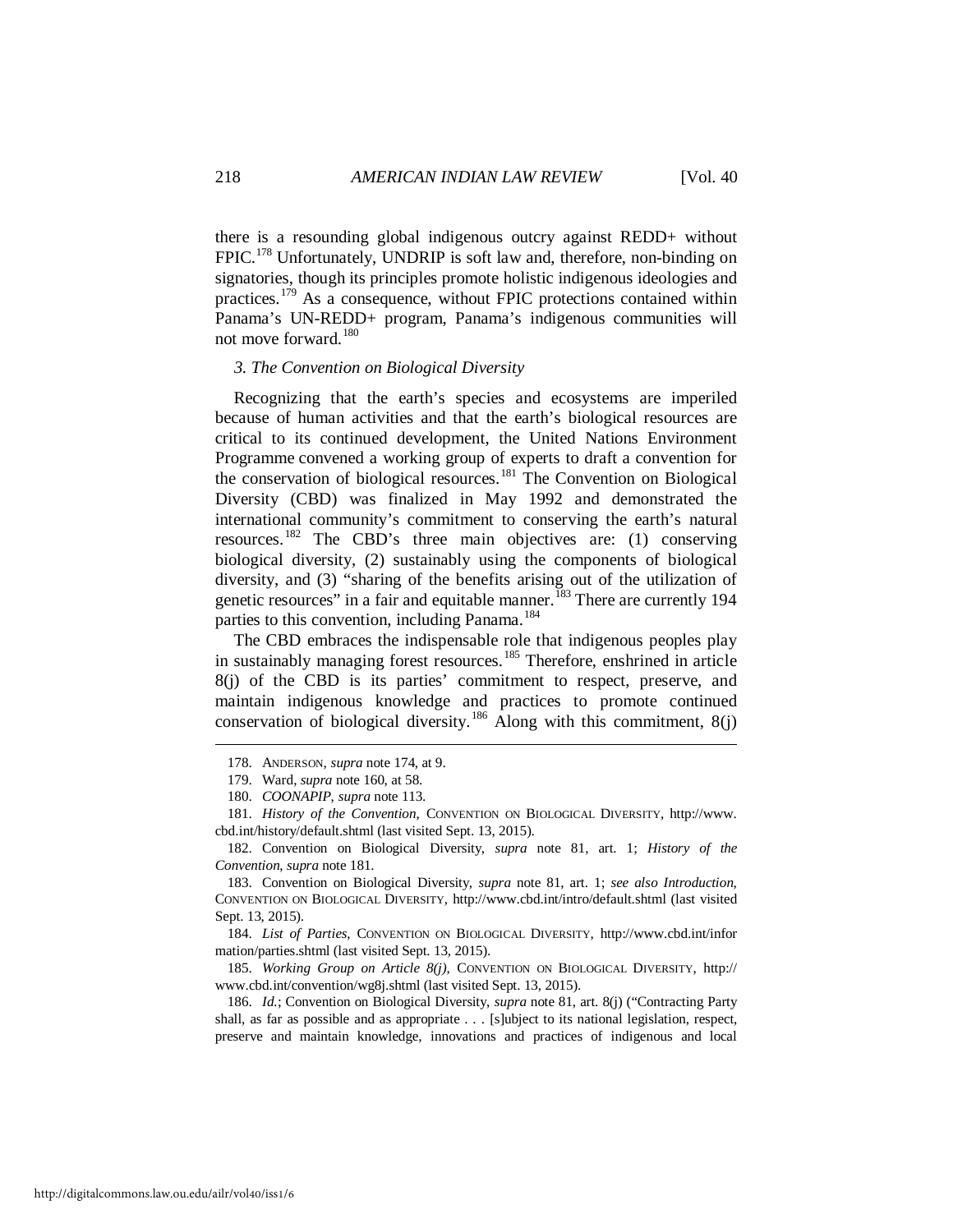there is a resounding global indigenous outcry against REDD+ without FPIC.[178] Unfortunately, UNDRIP is soft law and, therefore, non-binding on signatories, though its principles promote holistic indigenous ideologies and practices.[179] As a consequence, without FPIC protections contained within Panama's UN-REDD+ program, Panama's indigenous communities will not move forward.[180]

### *3. The Convention on Biological Diversity*

Recognizing that the earth's species and ecosystems are imperiled because of human activities and that the earth's biological resources are critical to its continued development, the United Nations Environment Programme convened a working group of experts to draft a convention for the conservation of biological resources.[181] The Convention on Biological Diversity (CBD) was finalized in May 1992 and demonstrated the international community's commitment to conserving the earth's natural resources.[182] The CBD's three main objectives are: (1) conserving biological diversity, (2) sustainably using the components of biological diversity, and (3) "sharing of the benefits arising out of the utilization of genetic resources" in a fair and equitable manner.[183] There are currently 194 parties to this convention, including Panama.[184]

The CBD embraces the indispensable role that indigenous peoples play in sustainably managing forest resources.[185] Therefore, enshrined in article 8(j) of the CBD is its parties' commitment to respect, preserve, and maintain indigenous knowledge and practices to promote continued conservation of biological diversity.[186] Along with this commitment, 8(j)

---

178. ANDERSON, *supra* note 174, at 9.

179. Ward, *supra* note 160, at 58.

180. *COONAPIP*, *supra* note 113.

181. *History of the Convention*, CONVENTION ON BIOLOGICAL DIVERSITY, http://www.cbd.int/history/default.shtml (last visited Sept. 13, 2015).

182. Convention on Biological Diversity, *supra* note 81, art. 1; *History of the Convention*, *supra* note 181.

183. Convention on Biological Diversity, *supra* note 81, art. 1; *see also Introduction*, CONVENTION ON BIOLOGICAL DIVERSITY, http://www.cbd.int/intro/default.shtml (last visited Sept. 13, 2015).

184. *List of Parties*, CONVENTION ON BIOLOGICAL DIVERSITY, http://www.cbd.int/information/parties.shtml (last visited Sept. 13, 2015).

185. *Working Group on Article 8(j)*, CONVENTION ON BIOLOGICAL DIVERSITY, http://www.cbd.int/convention/wg8j.shtml (last visited Sept. 13, 2015).

186. *Id.*; Convention on Biological Diversity, *supra* note 81, art. 8(j) ("Contracting Party shall, as far as possible and as appropriate . . . [s]ubject to its national legislation, respect, preserve and maintain knowledge, innovations and practices of indigenous and local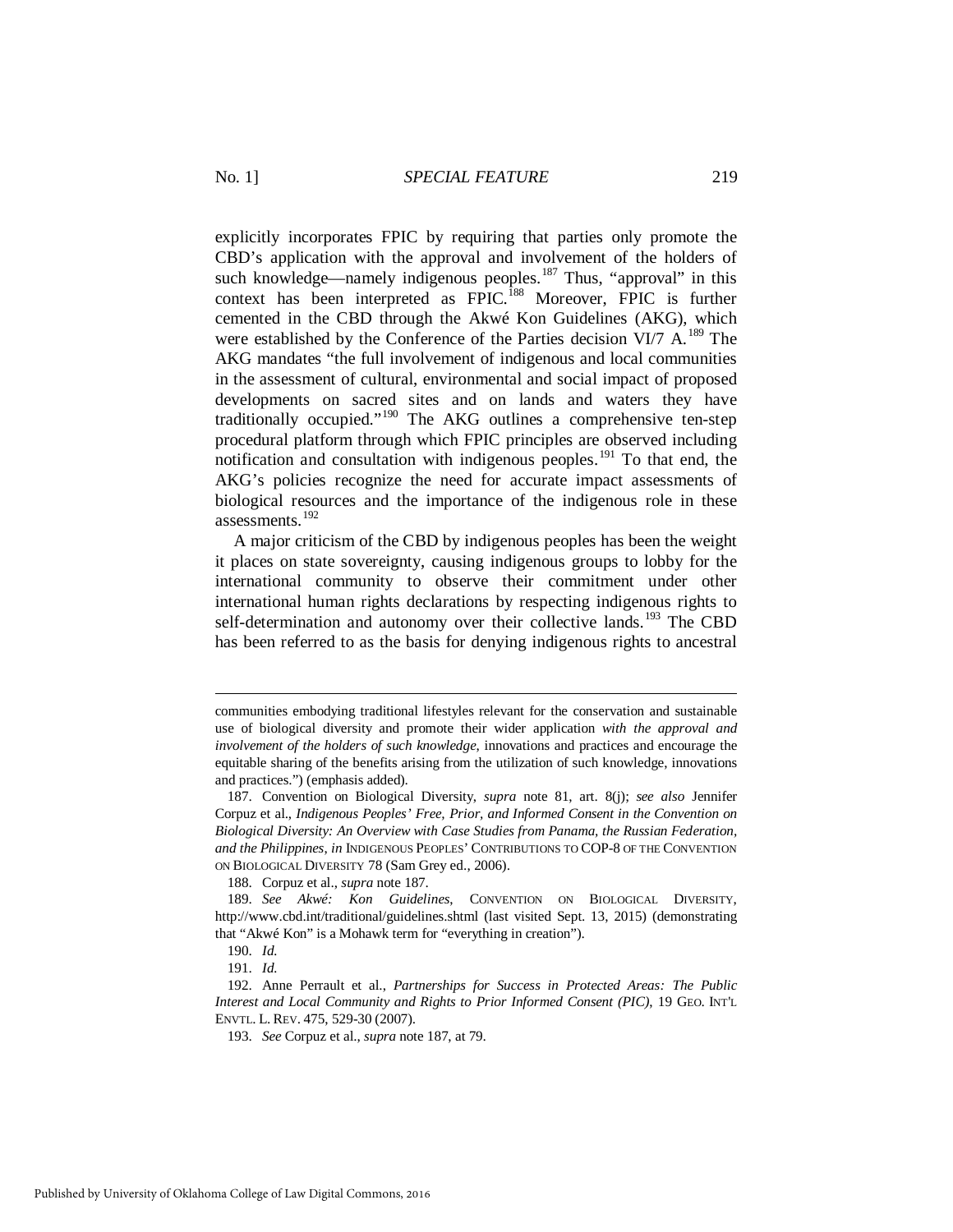explicitly incorporates FPIC by requiring that parties only promote the CBD's application with the approval and involvement of the holders of such knowledge—namely indigenous peoples.[187] Thus, "approval" in this context has been interpreted as FPIC.[188] Moreover, FPIC is further cemented in the CBD through the Akwé Kon Guidelines (AKG), which were established by the Conference of the Parties decision VI/7 A.[189] The AKG mandates "the full involvement of indigenous and local communities in the assessment of cultural, environmental and social impact of proposed developments on sacred sites and on lands and waters they have traditionally occupied."[190] The AKG outlines a comprehensive ten-step procedural platform through which FPIC principles are observed including notification and consultation with indigenous peoples.[191] To that end, the AKG's policies recognize the need for accurate impact assessments of biological resources and the importance of the indigenous role in these assessments.[192]

A major criticism of the CBD by indigenous peoples has been the weight it places on state sovereignty, causing indigenous groups to lobby for the international community to observe their commitment under other international human rights declarations by respecting indigenous rights to self-determination and autonomy over their collective lands.[193] The CBD has been referred to as the basis for denying indigenous rights to ancestral

---

communities embodying traditional lifestyles relevant for the conservation and sustainable use of biological diversity and promote their wider application *with the approval and involvement of the holders of such knowledge*, innovations and practices and encourage the equitable sharing of the benefits arising from the utilization of such knowledge, innovations and practices.") (emphasis added).

187. Convention on Biological Diversity, *supra* note 81, art. 8(j); *see also* Jennifer Corpuz et al., *Indigenous Peoples' Free, Prior, and Informed Consent in the Convention on Biological Diversity: An Overview with Case Studies from Panama, the Russian Federation, and the Philippines*, *in* INDIGENOUS PEOPLES' CONTRIBUTIONS TO COP-8 OF THE CONVENTION ON BIOLOGICAL DIVERSITY 78 (Sam Grey ed., 2006).

188. Corpuz et al., *supra* note 187.

189. *See Akwé: Kon Guidelines*, CONVENTION ON BIOLOGICAL DIVERSITY, http://www.cbd.int/traditional/guidelines.shtml (last visited Sept. 13, 2015) (demonstrating that "Akwé Kon" is a Mohawk term for "everything in creation").

190. *Id.*

191. *Id.*

192. Anne Perrault et al., *Partnerships for Success in Protected Areas: The Public Interest and Local Community and Rights to Prior Informed Consent (PIC)*, 19 GEO. INT'L ENVTL. L. REV. 475, 529-30 (2007).

193. *See* Corpuz et al., *supra* note 187, at 79.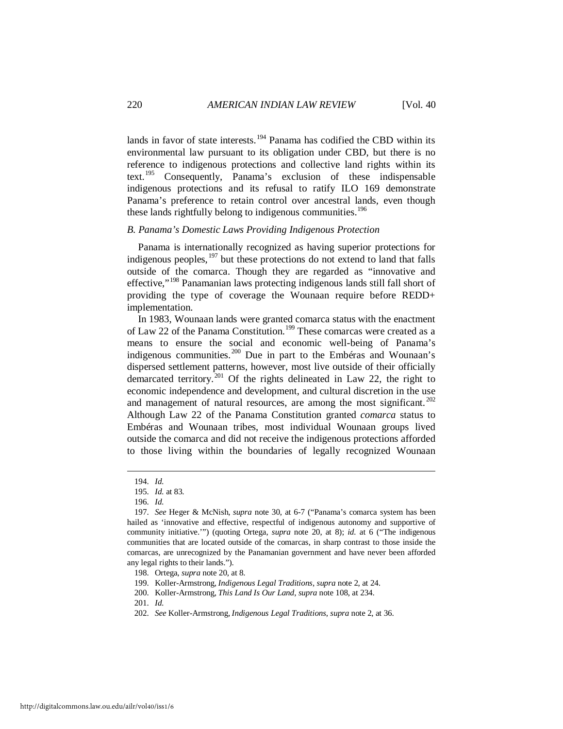lands in favor of state interests.[194] Panama has codified the CBD within its environmental law pursuant to its obligation under CBD, but there is no reference to indigenous protections and collective land rights within its text.[195] Consequently, Panama's exclusion of these indispensable indigenous protections and its refusal to ratify ILO 169 demonstrate Panama's preference to retain control over ancestral lands, even though these lands rightfully belong to indigenous communities.[196]

### *B. Panama's Domestic Laws Providing Indigenous Protection*

Panama is internationally recognized as having superior protections for indigenous peoples,[197] but these protections do not extend to land that falls outside of the comarca. Though they are regarded as "innovative and effective,"[198] Panamanian laws protecting indigenous lands still fall short of providing the type of coverage the Wounaan require before REDD+ implementation.

In 1983, Wounaan lands were granted comarca status with the enactment of Law 22 of the Panama Constitution.[199] These comarcas were created as a means to ensure the social and economic well-being of Panama's indigenous communities.[200] Due in part to the Embéras and Wounaan's dispersed settlement patterns, however, most live outside of their officially demarcated territory.[201] Of the rights delineated in Law 22, the right to economic independence and development, and cultural discretion in the use and management of natural resources, are among the most significant.[202] Although Law 22 of the Panama Constitution granted *comarca* status to Embéras and Wounaan tribes, most individual Wounaan groups lived outside the comarca and did not receive the indigenous protections afforded to those living within the boundaries of legally recognized Wounaan

---

194. *Id.*

195. *Id.* at 83.

196. *Id.*

197. *See* Heger & McNish, *supra* note 30, at 6-7 ("Panama's comarca system has been hailed as 'innovative and effective, respectful of indigenous autonomy and supportive of community initiative.'") (quoting Ortega, *supra* note 20, at 8); *id.* at 6 ("The indigenous communities that are located outside of the comarcas, in sharp contrast to those inside the comarcas, are unrecognized by the Panamanian government and have never been afforded any legal rights to their lands.").

198. Ortega, *supra* note 20, at 8.

199. Koller-Armstrong, *Indigenous Legal Traditions*, *supra* note 2, at 24.

200. Koller-Armstrong, *This Land Is Our Land*, *supra* note 108, at 234.

201. *Id.*

202. *See* Koller-Armstrong, *Indigenous Legal Traditions*, *supra* note 2, at 36.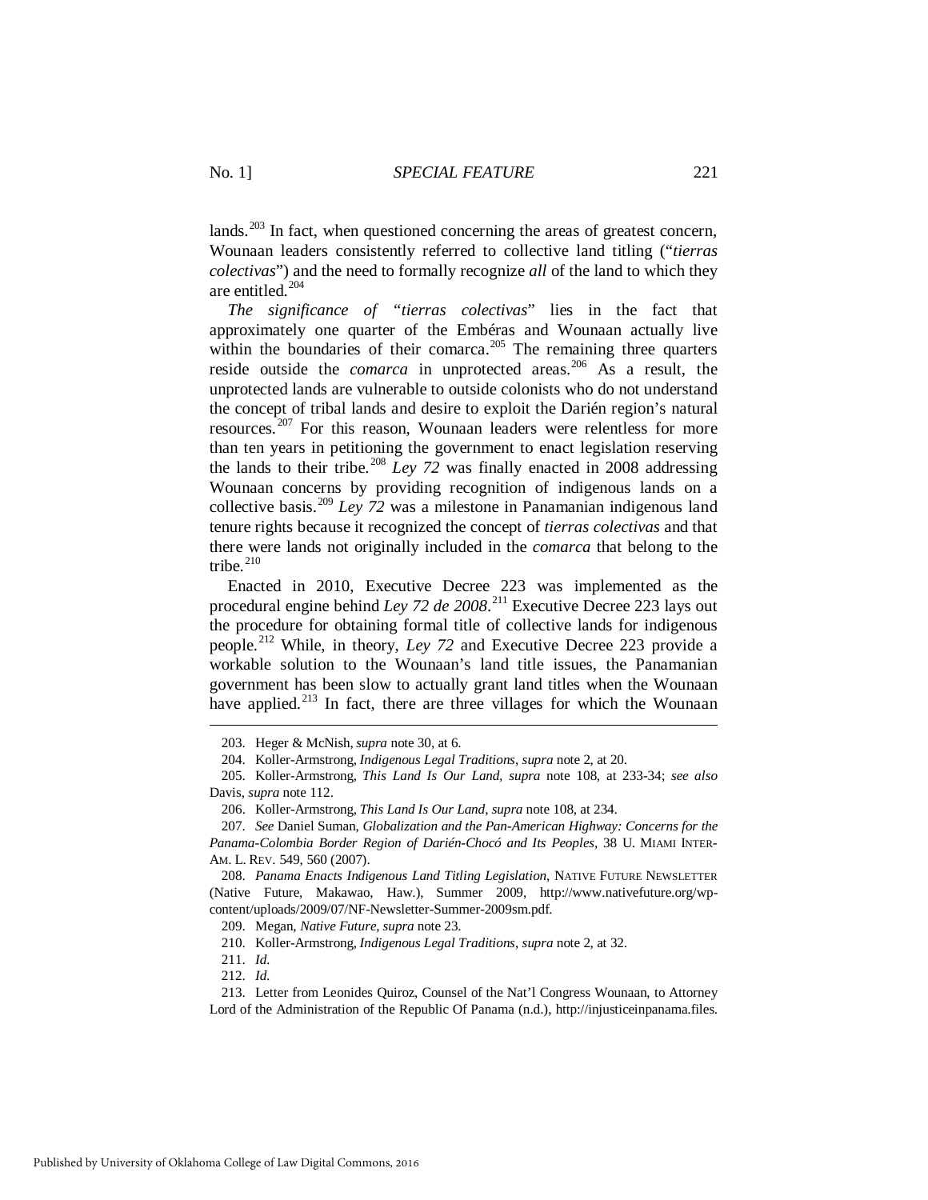lands.[203] In fact, when questioned concerning the areas of greatest concern, Wounaan leaders consistently referred to collective land titling ("*tierras colectivas*") and the need to formally recognize *all* of the land to which they are entitled.[204]

*The significance of "tierras colectivas*" lies in the fact that approximately one quarter of the Embéras and Wounaan actually live within the boundaries of their comarca.[205] The remaining three quarters reside outside the *comarca* in unprotected areas.[206] As a result, the unprotected lands are vulnerable to outside colonists who do not understand the concept of tribal lands and desire to exploit the Darién region's natural resources.[207] For this reason, Wounaan leaders were relentless for more than ten years in petitioning the government to enact legislation reserving the lands to their tribe.[208] *Ley 72* was finally enacted in 2008 addressing Wounaan concerns by providing recognition of indigenous lands on a collective basis.[209] *Ley 72* was a milestone in Panamanian indigenous land tenure rights because it recognized the concept of *tierras colectivas* and that there were lands not originally included in the *comarca* that belong to the tribe.[210]

Enacted in 2010, Executive Decree 223 was implemented as the procedural engine behind *Ley 72 de 2008*.[211] Executive Decree 223 lays out the procedure for obtaining formal title of collective lands for indigenous people.[212] While, in theory, *Ley 72* and Executive Decree 223 provide a workable solution to the Wounaan's land title issues, the Panamanian government has been slow to actually grant land titles when the Wounaan have applied.[213] In fact, there are three villages for which the Wounaan

---

203. Heger & McNish, *supra* note 30, at 6.

204. Koller-Armstrong, *Indigenous Legal Traditions*, *supra* note 2, at 20.

205. Koller-Armstrong, *This Land Is Our Land*, *supra* note 108, at 233-34; *see also* Davis, *supra* note 112.

206. Koller-Armstrong, *This Land Is Our Land*, *supra* note 108, at 234.

207. *See* Daniel Suman, *Globalization and the Pan-American Highway: Concerns for the Panama-Colombia Border Region of Darién-Chocó and Its Peoples*, 38 U. MIAMI INTER-AM. L. REV. 549, 560 (2007).

208. *Panama Enacts Indigenous Land Titling Legislation*, NATIVE FUTURE NEWSLETTER (Native Future, Makawao, Haw.), Summer 2009, http://www.nativefuture.org/wp-content/uploads/2009/07/NF-Newsletter-Summer-2009sm.pdf.

209. Megan, *Native Future*, *supra* note 23.

210. Koller-Armstrong, *Indigenous Legal Traditions*, *supra* note 2, at 32.

211. *Id.*

212. *Id.*

213. Letter from Leonides Quiroz, Counsel of the Nat'l Congress Wounaan, to Attorney Lord of the Administration of the Republic Of Panama (n.d.), http://injusticeinpanama.files.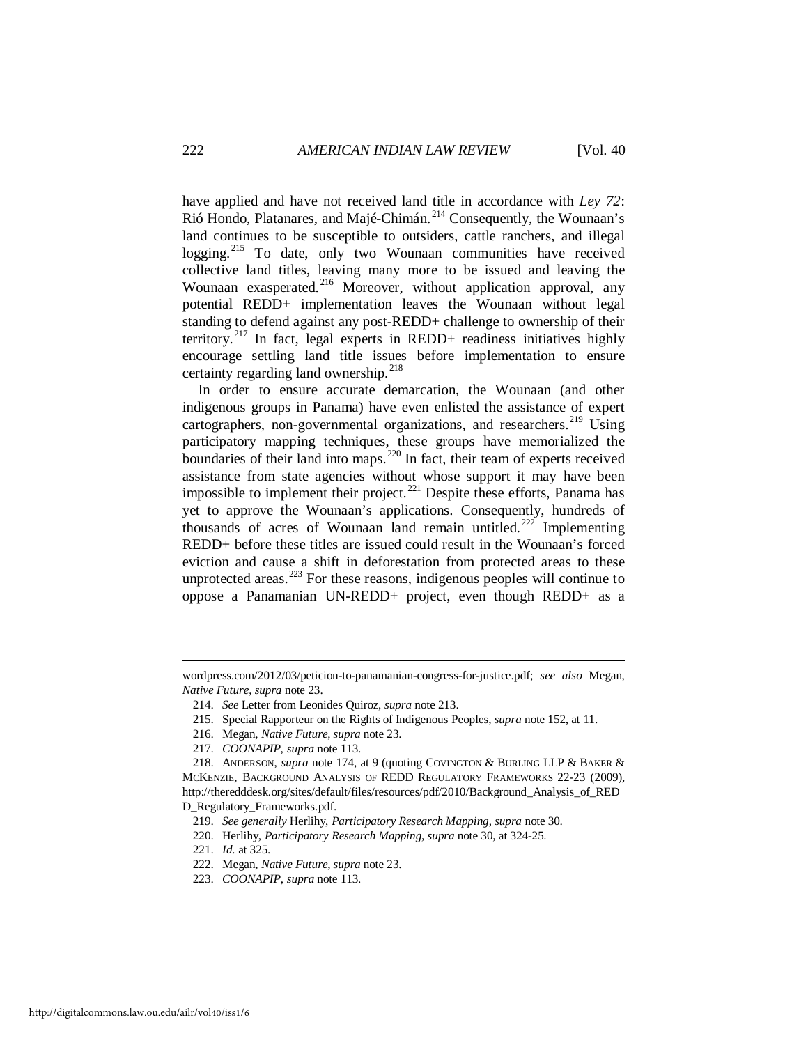have applied and have not received land title in accordance with *Ley 72*: Rió Hondo, Platanares, and Majé-Chimán.[214] Consequently, the Wounaan's land continues to be susceptible to outsiders, cattle ranchers, and illegal logging.[215] To date, only two Wounaan communities have received collective land titles, leaving many more to be issued and leaving the Wounaan exasperated.[216] Moreover, without application approval, any potential REDD+ implementation leaves the Wounaan without legal standing to defend against any post-REDD+ challenge to ownership of their territory.[217] In fact, legal experts in REDD+ readiness initiatives highly encourage settling land title issues before implementation to ensure certainty regarding land ownership.[218]

In order to ensure accurate demarcation, the Wounaan (and other indigenous groups in Panama) have even enlisted the assistance of expert cartographers, non-governmental organizations, and researchers.[219] Using participatory mapping techniques, these groups have memorialized the boundaries of their land into maps.[220] In fact, their team of experts received assistance from state agencies without whose support it may have been impossible to implement their project.[221] Despite these efforts, Panama has yet to approve the Wounaan's applications. Consequently, hundreds of thousands of acres of Wounaan land remain untitled.[222] Implementing REDD+ before these titles are issued could result in the Wounaan's forced eviction and cause a shift in deforestation from protected areas to these unprotected areas.[223] For these reasons, indigenous peoples will continue to oppose a Panamanian UN-REDD+ project, even though REDD+ as a

---

wordpress.com/2012/03/peticion-to-panamanian-congress-for-justice.pdf; *see also* Megan, *Native Future*, *supra* note 23.

214. *See* Letter from Leonides Quiroz, *supra* note 213.

215. Special Rapporteur on the Rights of Indigenous Peoples, *supra* note 152, at 11.

216. Megan, *Native Future*, *supra* note 23.

217. *COONAPIP*, *supra* note 113.

218. ANDERSON, *supra* note 174, at 9 (quoting COVINGTON & BURLING LLP & BAKER & MCKENZIE, BACKGROUND ANALYSIS OF REDD REGULATORY FRAMEWORKS 22-23 (2009), http://theredddesk.org/sites/default/files/resources/pdf/2010/Background_Analysis_of_REDD_Regulatory_Frameworks.pdf.

219. *See generally* Herlihy, *Participatory Research Mapping*, *supra* note 30.

220. Herlihy, *Participatory Research Mapping*, *supra* note 30, at 324-25.

221. *Id.* at 325.

222. Megan, *Native Future*, *supra* note 23.

223. *COONAPIP*, *supra* note 113.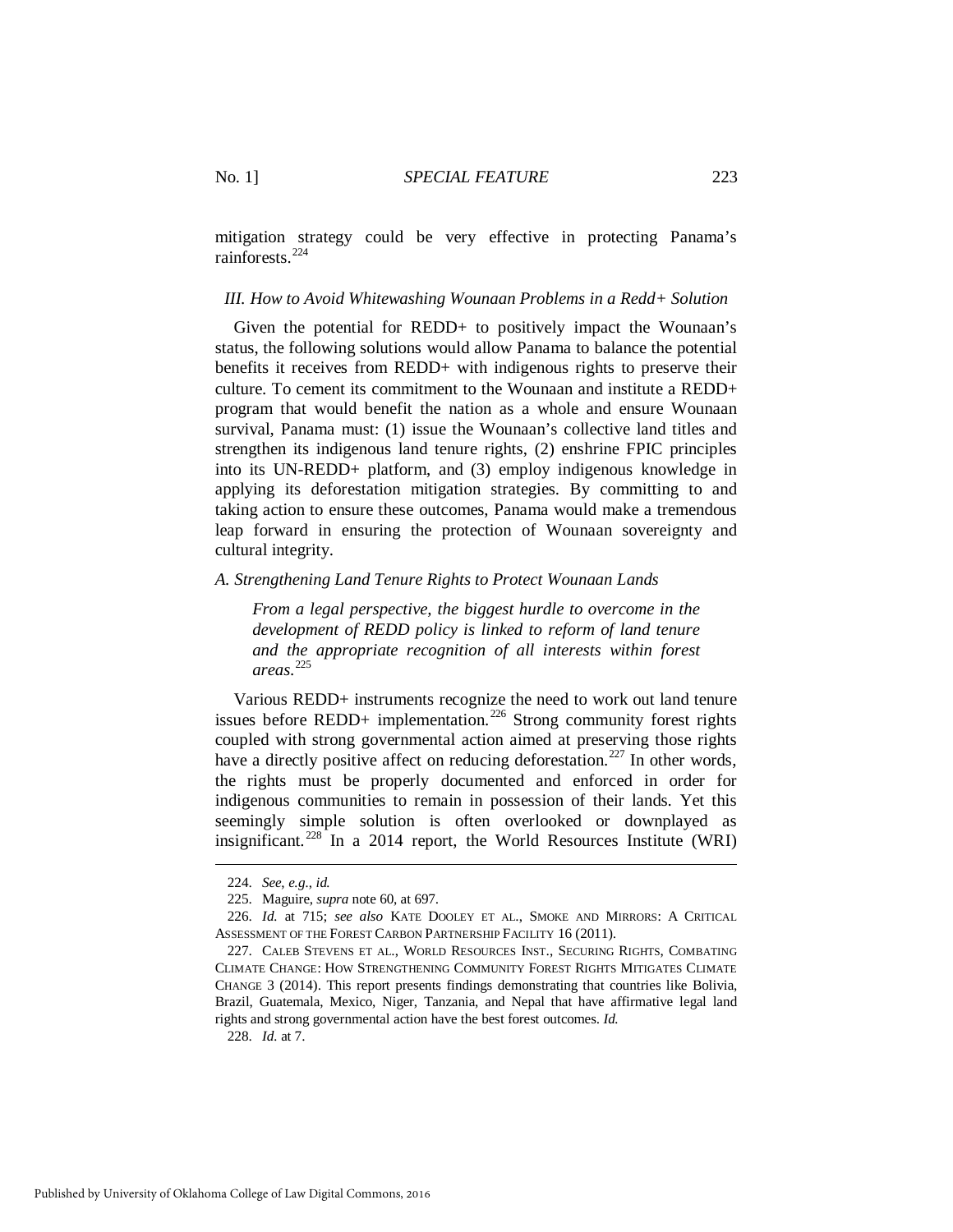mitigation strategy could be very effective in protecting Panama's rainforests.[224]

### *III. How to Avoid Whitewashing Wounaan Problems in a Redd+ Solution*

Given the potential for REDD+ to positively impact the Wounaan's status, the following solutions would allow Panama to balance the potential benefits it receives from REDD+ with indigenous rights to preserve their culture. To cement its commitment to the Wounaan and institute a REDD+ program that would benefit the nation as a whole and ensure Wounaan survival, Panama must: (1) issue the Wounaan's collective land titles and strengthen its indigenous land tenure rights, (2) enshrine FPIC principles into its UN-REDD+ platform, and (3) employ indigenous knowledge in applying its deforestation mitigation strategies. By committing to and taking action to ensure these outcomes, Panama would make a tremendous leap forward in ensuring the protection of Wounaan sovereignty and cultural integrity.

#### *A. Strengthening Land Tenure Rights to Protect Wounaan Lands*

> *From a legal perspective, the biggest hurdle to overcome in the development of REDD policy is linked to reform of land tenure and the appropriate recognition of all interests within forest areas.*[225]

Various REDD+ instruments recognize the need to work out land tenure issues before REDD+ implementation.[226] Strong community forest rights coupled with strong governmental action aimed at preserving those rights have a directly positive affect on reducing deforestation.[227] In other words, the rights must be properly documented and enforced in order for indigenous communities to remain in possession of their lands. Yet this seemingly simple solution is often overlooked or downplayed as insignificant.[228] In a 2014 report, the World Resources Institute (WRI)

---

224. *See, e.g.*, *id.*

225. Maguire, *supra* note 60, at 697.

226. *Id.* at 715; *see also* KATE DOOLEY ET AL., SMOKE AND MIRRORS: A CRITICAL ASSESSMENT OF THE FOREST CARBON PARTNERSHIP FACILITY 16 (2011).

227. CALEB STEVENS ET AL., WORLD RESOURCES INST., SECURING RIGHTS, COMBATING CLIMATE CHANGE: HOW STRENGTHENING COMMUNITY FOREST RIGHTS MITIGATES CLIMATE CHANGE 3 (2014). This report presents findings demonstrating that countries like Bolivia, Brazil, Guatemala, Mexico, Niger, Tanzania, and Nepal that have affirmative legal land rights and strong governmental action have the best forest outcomes. *Id.*

228. *Id.* at 7.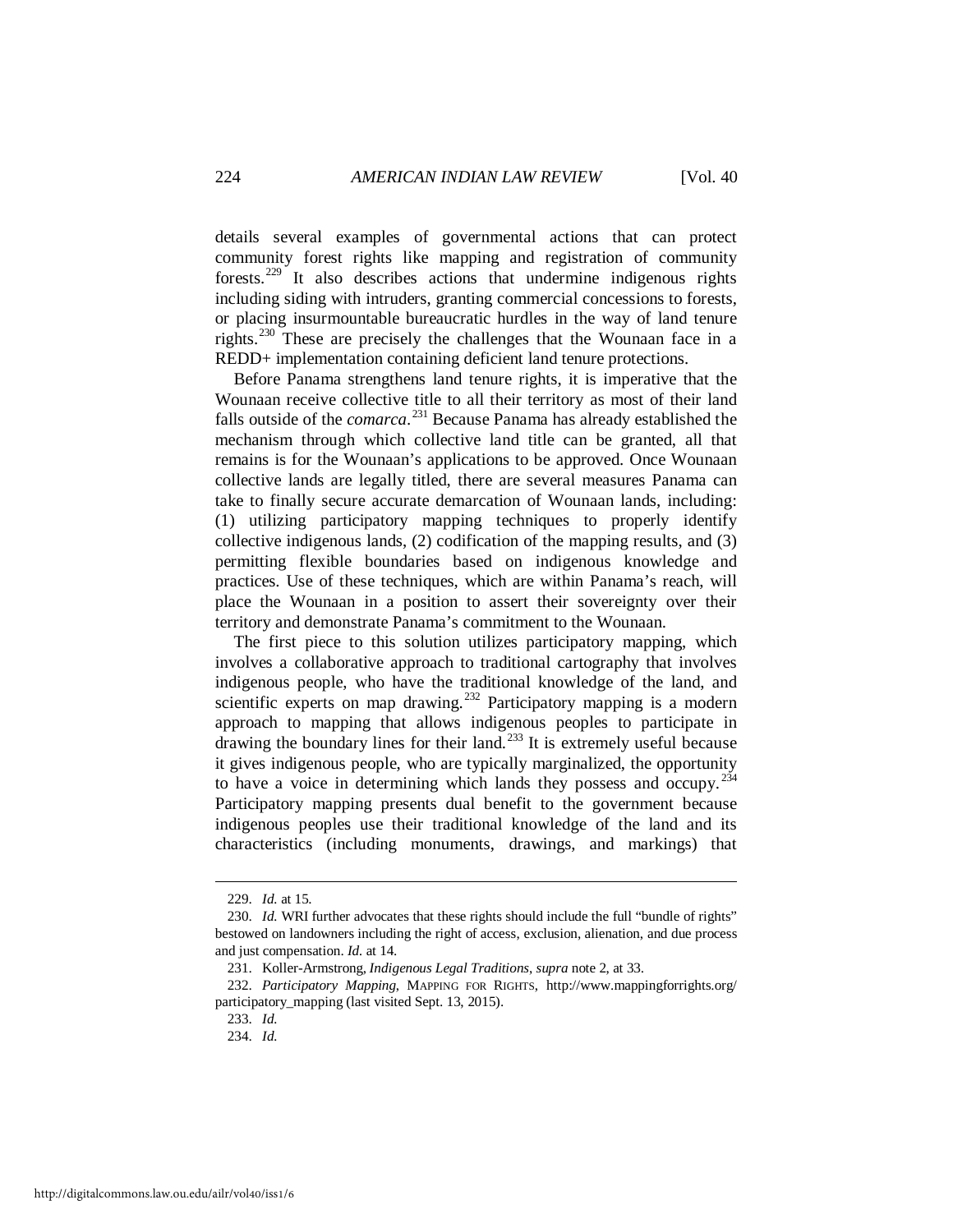details several examples of governmental actions that can protect community forest rights like mapping and registration of community forests.[229] It also describes actions that undermine indigenous rights including siding with intruders, granting commercial concessions to forests, or placing insurmountable bureaucratic hurdles in the way of land tenure rights.[230] These are precisely the challenges that the Wounaan face in a REDD+ implementation containing deficient land tenure protections.

Before Panama strengthens land tenure rights, it is imperative that the Wounaan receive collective title to all their territory as most of their land falls outside of the *comarca*.[231] Because Panama has already established the mechanism through which collective land title can be granted, all that remains is for the Wounaan's applications to be approved. Once Wounaan collective lands are legally titled, there are several measures Panama can take to finally secure accurate demarcation of Wounaan lands, including: (1) utilizing participatory mapping techniques to properly identify collective indigenous lands, (2) codification of the mapping results, and (3) permitting flexible boundaries based on indigenous knowledge and practices. Use of these techniques, which are within Panama's reach, will place the Wounaan in a position to assert their sovereignty over their territory and demonstrate Panama's commitment to the Wounaan.

The first piece to this solution utilizes participatory mapping, which involves a collaborative approach to traditional cartography that involves indigenous people, who have the traditional knowledge of the land, and scientific experts on map drawing.[232] Participatory mapping is a modern approach to mapping that allows indigenous peoples to participate in drawing the boundary lines for their land.[233] It is extremely useful because it gives indigenous people, who are typically marginalized, the opportunity to have a voice in determining which lands they possess and occupy.[234] Participatory mapping presents dual benefit to the government because indigenous peoples use their traditional knowledge of the land and its characteristics (including monuments, drawings, and markings) that

---

229. *Id.* at 15.

230. *Id.* WRI further advocates that these rights should include the full "bundle of rights" bestowed on landowners including the right of access, exclusion, alienation, and due process and just compensation. *Id.* at 14.

231. Koller-Armstrong, *Indigenous Legal Traditions*, *supra* note 2, at 33.

232. *Participatory Mapping*, MAPPING FOR RIGHTS, http://www.mappingforrights.org/participatory_mapping (last visited Sept. 13, 2015).

233. *Id.*

234. *Id.*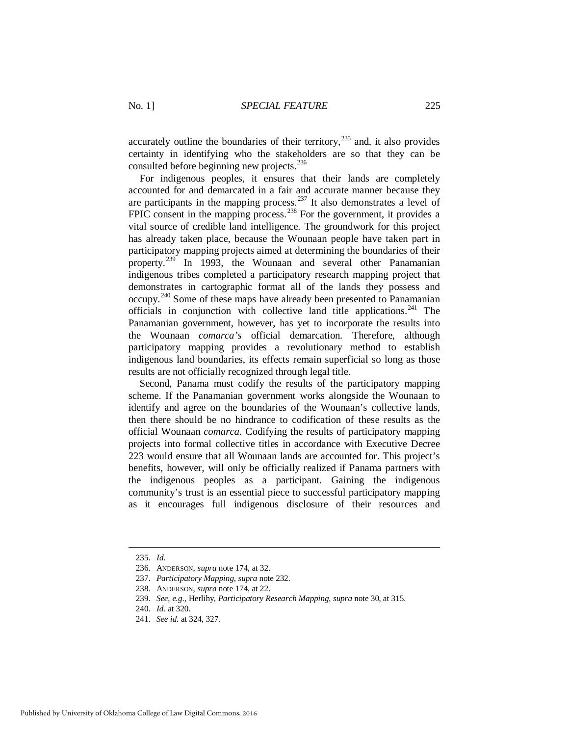accurately outline the boundaries of their territory,[235] and, it also provides certainty in identifying who the stakeholders are so that they can be consulted before beginning new projects.[236]

For indigenous peoples, it ensures that their lands are completely accounted for and demarcated in a fair and accurate manner because they are participants in the mapping process.[237] It also demonstrates a level of FPIC consent in the mapping process.[238] For the government, it provides a vital source of credible land intelligence. The groundwork for this project has already taken place, because the Wounaan people have taken part in participatory mapping projects aimed at determining the boundaries of their property.[239] In 1993, the Wounaan and several other Panamanian indigenous tribes completed a participatory research mapping project that demonstrates in cartographic format all of the lands they possess and occupy.[240] Some of these maps have already been presented to Panamanian officials in conjunction with collective land title applications.[241] The Panamanian government, however, has yet to incorporate the results into the Wounaan *comarca's* official demarcation. Therefore, although participatory mapping provides a revolutionary method to establish indigenous land boundaries, its effects remain superficial so long as those results are not officially recognized through legal title.

Second, Panama must codify the results of the participatory mapping scheme. If the Panamanian government works alongside the Wounaan to identify and agree on the boundaries of the Wounaan's collective lands, then there should be no hindrance to codification of these results as the official Wounaan *comarca*. Codifying the results of participatory mapping projects into formal collective titles in accordance with Executive Decree 223 would ensure that all Wounaan lands are accounted for. This project's benefits, however, will only be officially realized if Panama partners with the indigenous peoples as a participant. Gaining the indigenous community's trust is an essential piece to successful participatory mapping as it encourages full indigenous disclosure of their resources and

---

235. *Id.*

236. ANDERSON, *supra* note 174, at 32.

237. *Participatory Mapping*, *supra* note 232.

238. ANDERSON, *supra* note 174, at 22.

239. *See, e.g.*, Herlihy, *Participatory Research Mapping*, *supra* note 30, at 315.

240. *Id.* at 320.

241. *See id.* at 324, 327.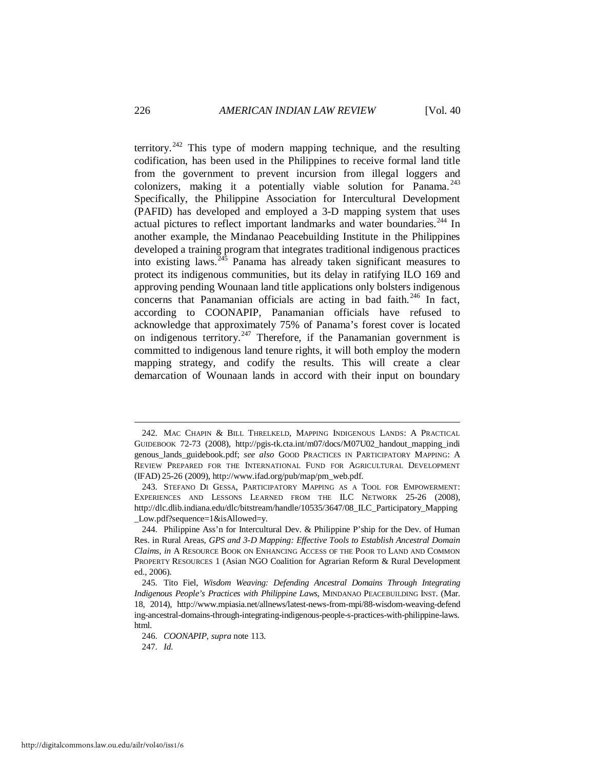territory.[242] This type of modern mapping technique, and the resulting codification, has been used in the Philippines to receive formal land title from the government to prevent incursion from illegal loggers and colonizers, making it a potentially viable solution for Panama.[243] Specifically, the Philippine Association for Intercultural Development (PAFID) has developed and employed a 3-D mapping system that uses actual pictures to reflect important landmarks and water boundaries.[244] In another example, the Mindanao Peacebuilding Institute in the Philippines developed a training program that integrates traditional indigenous practices into existing laws.[245] Panama has already taken significant measures to protect its indigenous communities, but its delay in ratifying ILO 169 and approving pending Wounaan land title applications only bolsters indigenous concerns that Panamanian officials are acting in bad faith.[246] In fact, according to COONAPIP, Panamanian officials have refused to acknowledge that approximately 75% of Panama's forest cover is located on indigenous territory.[247] Therefore, if the Panamanian government is committed to indigenous land tenure rights, it will both employ the modern mapping strategy, and codify the results. This will create a clear demarcation of Wounaan lands in accord with their input on boundary

---

242. MAC CHAPIN & BILL THRELKELD, MAPPING INDIGENOUS LANDS: A PRACTICAL GUIDEBOOK 72-73 (2008), http://pgis-tk.cta.int/m07/docs/M07U02_handout_mapping_indigenous_lands_guidebook.pdf; *see also* GOOD PRACTICES IN PARTICIPATORY MAPPING: A REVIEW PREPARED FOR THE INTERNATIONAL FUND FOR AGRICULTURAL DEVELOPMENT (IFAD) 25-26 (2009), http://www.ifad.org/pub/map/pm_web.pdf.

243. STEFANO DI GESSA, PARTICIPATORY MAPPING AS A TOOL FOR EMPOWERMENT: EXPERIENCES AND LESSONS LEARNED FROM THE ILC NETWORK 25-26 (2008), http://dlc.dlib.indiana.edu/dlc/bitstream/handle/10535/3647/08_ILC_Participatory_Mapping_Low.pdf?sequence=1&isAllowed=y.

244. Philippine Ass'n for Intercultural Dev. & Philippine P'ship for the Dev. of Human Res. in Rural Areas, *GPS and 3-D Mapping: Effective Tools to Establish Ancestral Domain Claims*, *in* A RESOURCE BOOK ON ENHANCING ACCESS OF THE POOR TO LAND AND COMMON PROPERTY RESOURCES 1 (Asian NGO Coalition for Agrarian Reform & Rural Development ed., 2006).

245. Tito Fiel, *Wisdom Weaving: Defending Ancestral Domains Through Integrating Indigenous People's Practices with Philippine Laws*, MINDANAO PEACEBUILDING INST. (Mar. 18, 2014), http://www.mpiasia.net/allnews/latest-news-from-mpi/88-wisdom-weaving-defending-ancestral-domains-through-integrating-indigenous-people-s-practices-with-philippine-laws.html.

246. *COONAPIP*, *supra* note 113.

247. *Id.*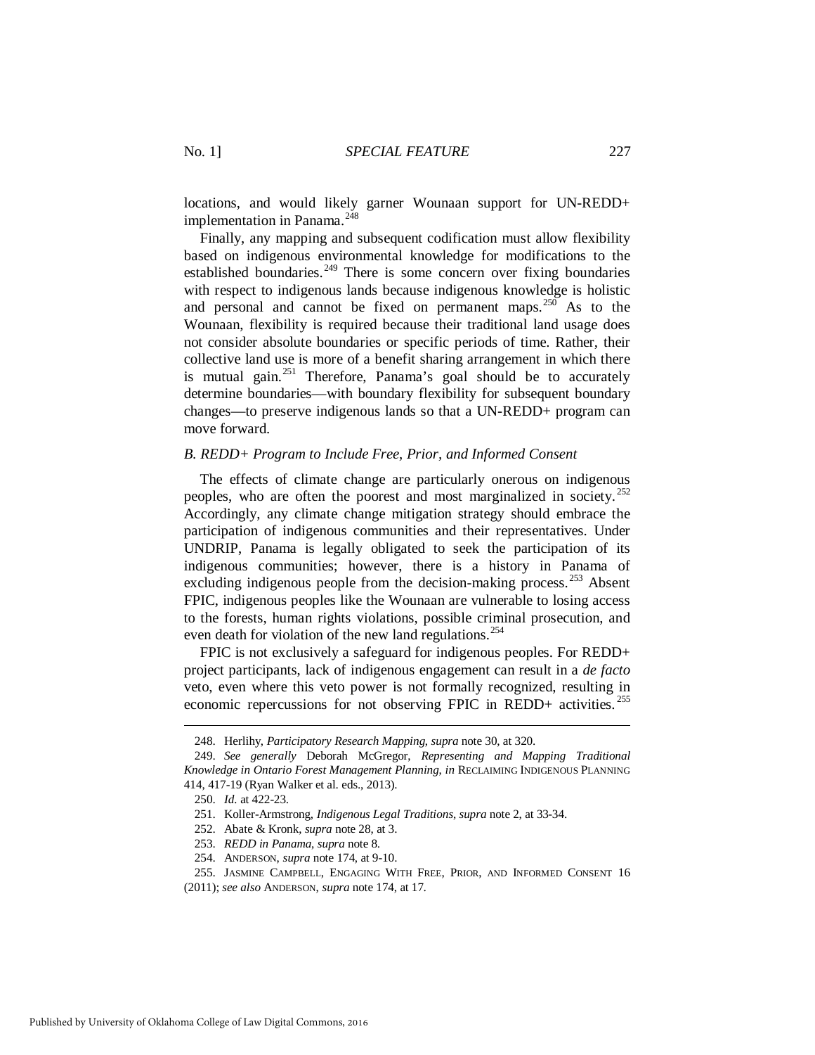locations, and would likely garner Wounaan support for UN-REDD+ implementation in Panama.[248]

Finally, any mapping and subsequent codification must allow flexibility based on indigenous environmental knowledge for modifications to the established boundaries.[249] There is some concern over fixing boundaries with respect to indigenous lands because indigenous knowledge is holistic and personal and cannot be fixed on permanent maps.[250] As to the Wounaan, flexibility is required because their traditional land usage does not consider absolute boundaries or specific periods of time. Rather, their collective land use is more of a benefit sharing arrangement in which there is mutual gain.[251] Therefore, Panama's goal should be to accurately determine boundaries—with boundary flexibility for subsequent boundary changes—to preserve indigenous lands so that a UN-REDD+ program can move forward.

### *B. REDD+ Program to Include Free, Prior, and Informed Consent*

The effects of climate change are particularly onerous on indigenous peoples, who are often the poorest and most marginalized in society.[252] Accordingly, any climate change mitigation strategy should embrace the participation of indigenous communities and their representatives. Under UNDRIP, Panama is legally obligated to seek the participation of its indigenous communities; however, there is a history in Panama of excluding indigenous people from the decision-making process.[253] Absent FPIC, indigenous peoples like the Wounaan are vulnerable to losing access to the forests, human rights violations, possible criminal prosecution, and even death for violation of the new land regulations.[254]

FPIC is not exclusively a safeguard for indigenous peoples. For REDD+ project participants, lack of indigenous engagement can result in a *de facto* veto, even where this veto power is not formally recognized, resulting in economic repercussions for not observing FPIC in REDD+ activities.[255]

---

248. Herlihy, *Participatory Research Mapping*, *supra* note 30, at 320.

249. *See generally* Deborah McGregor, *Representing and Mapping Traditional Knowledge in Ontario Forest Management Planning*, *in* RECLAIMING INDIGENOUS PLANNING 414, 417-19 (Ryan Walker et al. eds., 2013).

250. *Id.* at 422-23.

251. Koller-Armstrong, *Indigenous Legal Traditions*, *supra* note 2, at 33-34.

252. Abate & Kronk, *supra* note 28, at 3.

253. *REDD in Panama*, *supra* note 8.

254. ANDERSON, *supra* note 174, at 9-10.

255. JASMINE CAMPBELL, ENGAGING WITH FREE, PRIOR, AND INFORMED CONSENT 16 (2011); *see also* ANDERSON, *supra* note 174, at 17.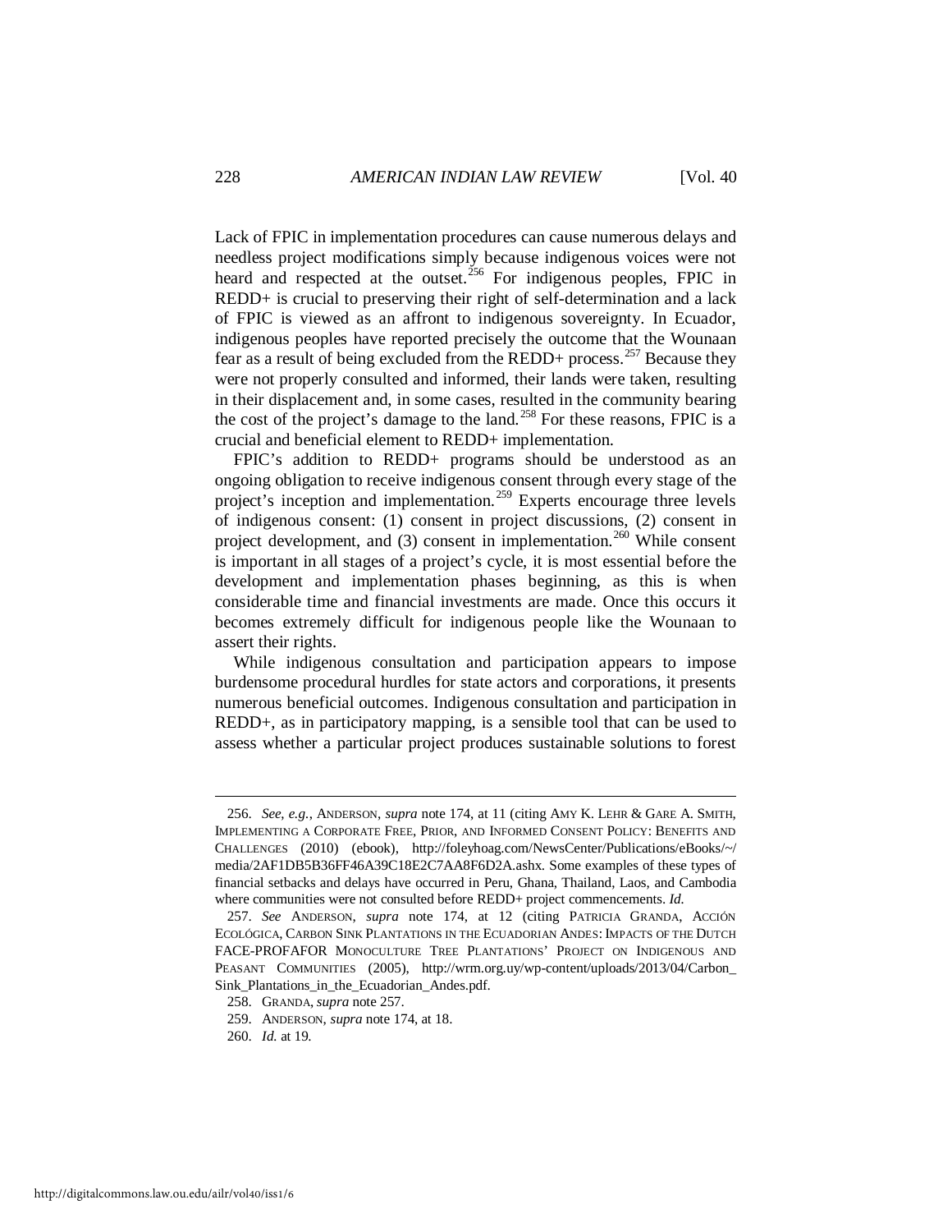Lack of FPIC in implementation procedures can cause numerous delays and needless project modifications simply because indigenous voices were not heard and respected at the outset.[256] For indigenous peoples, FPIC in REDD+ is crucial to preserving their right of self-determination and a lack of FPIC is viewed as an affront to indigenous sovereignty. In Ecuador, indigenous peoples have reported precisely the outcome that the Wounaan fear as a result of being excluded from the REDD+ process.[257] Because they were not properly consulted and informed, their lands were taken, resulting in their displacement and, in some cases, resulted in the community bearing the cost of the project's damage to the land.[258] For these reasons, FPIC is a crucial and beneficial element to REDD+ implementation.

FPIC's addition to REDD+ programs should be understood as an ongoing obligation to receive indigenous consent through every stage of the project's inception and implementation.[259] Experts encourage three levels of indigenous consent: (1) consent in project discussions, (2) consent in project development, and (3) consent in implementation.[260] While consent is important in all stages of a project's cycle, it is most essential before the development and implementation phases beginning, as this is when considerable time and financial investments are made. Once this occurs it becomes extremely difficult for indigenous people like the Wounaan to assert their rights.

While indigenous consultation and participation appears to impose burdensome procedural hurdles for state actors and corporations, it presents numerous beneficial outcomes. Indigenous consultation and participation in REDD+, as in participatory mapping, is a sensible tool that can be used to assess whether a particular project produces sustainable solutions to forest

---

256. *See, e.g.*, ANDERSON, *supra* note 174, at 11 (citing AMY K. LEHR & GARE A. SMITH, IMPLEMENTING A CORPORATE FREE, PRIOR, AND INFORMED CONSENT POLICY: BENEFITS AND CHALLENGES (2010) (ebook), http://foleyhoag.com/NewsCenter/Publications/eBooks/~/media/2AF1DB5B36FF46A39C18E2C7AA8F6D2A.ashx. Some examples of these types of financial setbacks and delays have occurred in Peru, Ghana, Thailand, Laos, and Cambodia where communities were not consulted before REDD+ project commencements. *Id.*

257. *See* ANDERSON, *supra* note 174, at 12 (citing PATRICIA GRANDA, ACCIÓN ECOLÓGICA, CARBON SINK PLANTATIONS IN THE ECUADORIAN ANDES: IMPACTS OF THE DUTCH FACE-PROFAFOR MONOCULTURE TREE PLANTATIONS' PROJECT ON INDIGENOUS AND PEASANT COMMUNITIES (2005), http://wrm.org.uy/wp-content/uploads/2013/04/Carbon_Sink_Plantations_in_the_Ecuadorian_Andes.pdf.

258. GRANDA, *supra* note 257.

259. ANDERSON, *supra* note 174, at 18.

260. *Id.* at 19.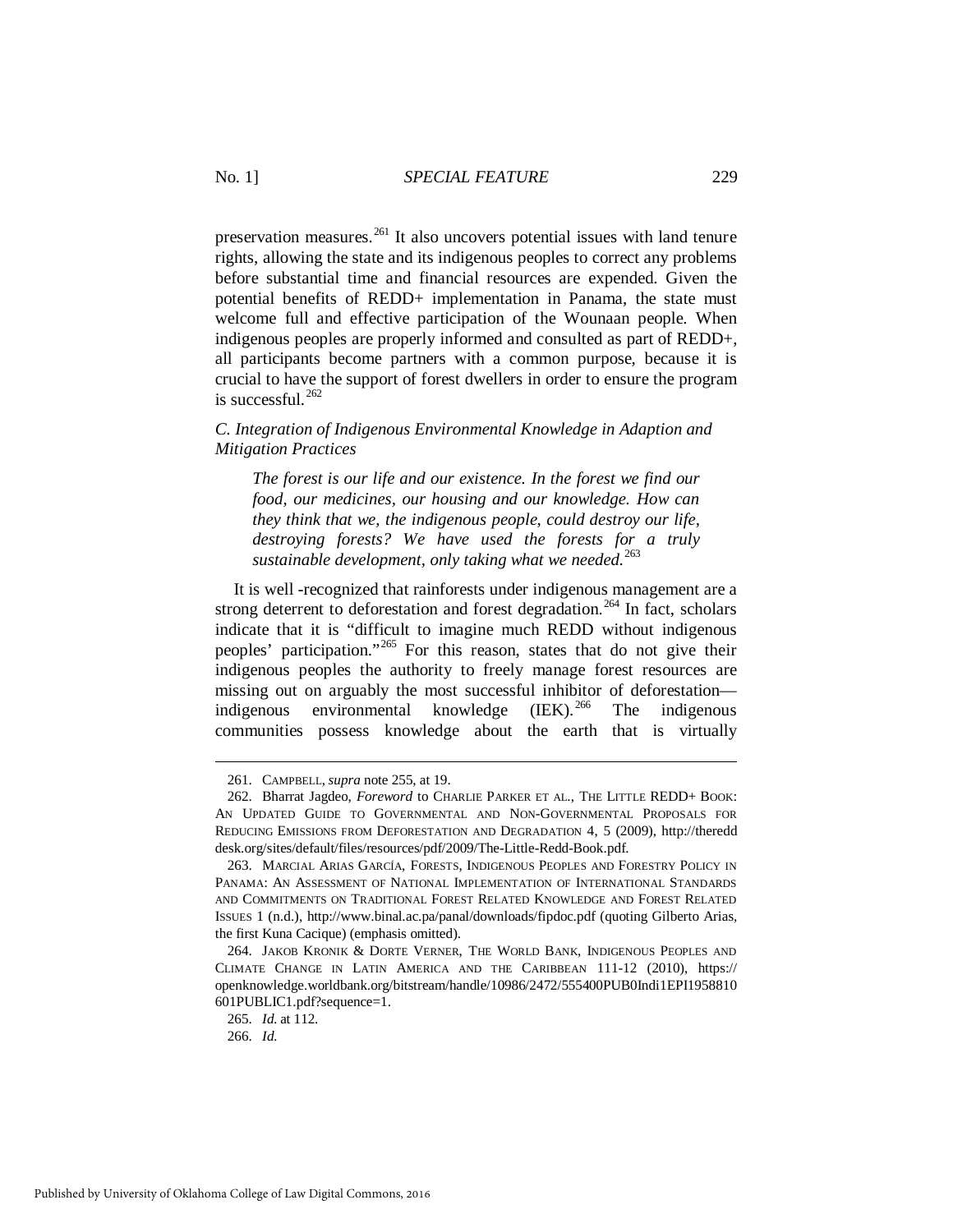preservation measures.[261] It also uncovers potential issues with land tenure rights, allowing the state and its indigenous peoples to correct any problems before substantial time and financial resources are expended. Given the potential benefits of REDD+ implementation in Panama, the state must welcome full and effective participation of the Wounaan people. When indigenous peoples are properly informed and consulted as part of REDD+, all participants become partners with a common purpose, because it is crucial to have the support of forest dwellers in order to ensure the program is successful.[262]

### *C. Integration of Indigenous Environmental Knowledge in Adaption and Mitigation Practices*

> *The forest is our life and our existence. In the forest we find our food, our medicines, our housing and our knowledge. How can they think that we, the indigenous people, could destroy our life, destroying forests? We have used the forests for a truly sustainable development, only taking what we needed.*[263]

It is well -recognized that rainforests under indigenous management are a strong deterrent to deforestation and forest degradation.[264] In fact, scholars indicate that it is "difficult to imagine much REDD without indigenous peoples' participation."[265] For this reason, states that do not give their indigenous peoples the authority to freely manage forest resources are missing out on arguably the most successful inhibitor of deforestation—indigenous environmental knowledge (IEK).[266] The indigenous communities possess knowledge about the earth that is virtually

---

261. CAMPBELL, *supra* note 255, at 19.

262. Bharrat Jagdeo, *Foreword* to CHARLIE PARKER ET AL., THE LITTLE REDD+ BOOK: AN UPDATED GUIDE TO GOVERNMENTAL AND NON-GOVERNMENTAL PROPOSALS FOR REDUCING EMISSIONS FROM DEFORESTATION AND DEGRADATION 4, 5 (2009), http://theredddesk.org/sites/default/files/resources/pdf/2009/The-Little-Redd-Book.pdf.

263. MARCIAL ARIAS GARCÍA, FORESTS, INDIGENOUS PEOPLES AND FORESTRY POLICY IN PANAMA: AN ASSESSMENT OF NATIONAL IMPLEMENTATION OF INTERNATIONAL STANDARDS AND COMMITMENTS ON TRADITIONAL FOREST RELATED KNOWLEDGE AND FOREST RELATED ISSUES 1 (n.d.), http://www.binal.ac.pa/panal/downloads/fipdoc.pdf (quoting Gilberto Arias, the first Kuna Cacique) (emphasis omitted).

264. JAKOB KRONIK & DORTE VERNER, THE WORLD BANK, INDIGENOUS PEOPLES AND CLIMATE CHANGE IN LATIN AMERICA AND THE CARIBBEAN 111-12 (2010), https://openknowledge.worldbank.org/bitstream/handle/10986/2472/555400PUB0Indi1EPI1958810601PUBLIC1.pdf?sequence=1.

265. *Id.* at 112.

266. *Id.*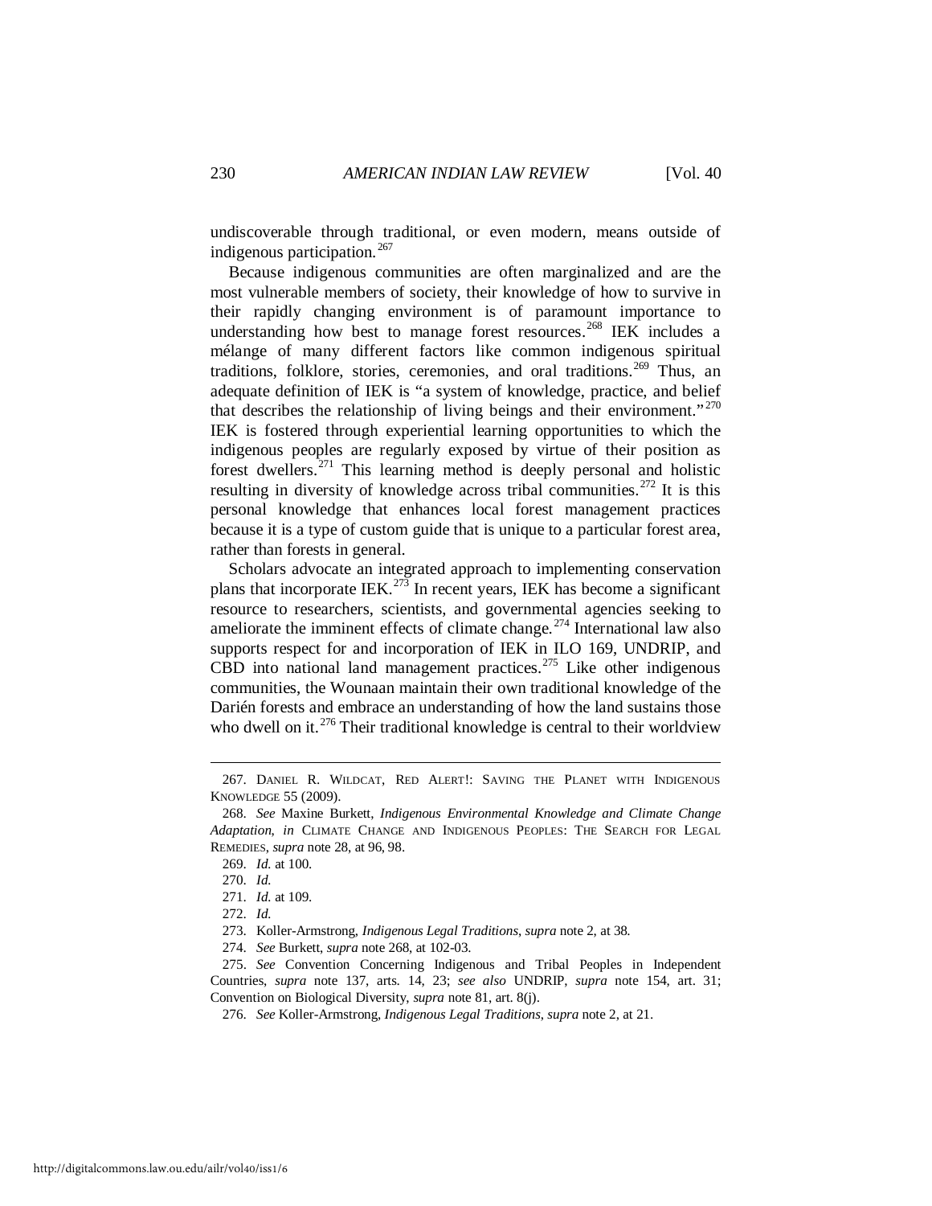undiscoverable through traditional, or even modern, means outside of indigenous participation.[267]

Because indigenous communities are often marginalized and are the most vulnerable members of society, their knowledge of how to survive in their rapidly changing environment is of paramount importance to understanding how best to manage forest resources.[268] IEK includes a mélange of many different factors like common indigenous spiritual traditions, folklore, stories, ceremonies, and oral traditions.[269] Thus, an adequate definition of IEK is "a system of knowledge, practice, and belief that describes the relationship of living beings and their environment."[270] IEK is fostered through experiential learning opportunities to which the indigenous peoples are regularly exposed by virtue of their position as forest dwellers.[271] This learning method is deeply personal and holistic resulting in diversity of knowledge across tribal communities.[272] It is this personal knowledge that enhances local forest management practices because it is a type of custom guide that is unique to a particular forest area, rather than forests in general.

Scholars advocate an integrated approach to implementing conservation plans that incorporate IEK.[273] In recent years, IEK has become a significant resource to researchers, scientists, and governmental agencies seeking to ameliorate the imminent effects of climate change.[274] International law also supports respect for and incorporation of IEK in ILO 169, UNDRIP, and CBD into national land management practices.[275] Like other indigenous communities, the Wounaan maintain their own traditional knowledge of the Darién forests and embrace an understanding of how the land sustains those who dwell on it.[276] Their traditional knowledge is central to their worldview

---

267. DANIEL R. WILDCAT, RED ALERT!: SAVING THE PLANET WITH INDIGENOUS KNOWLEDGE 55 (2009).

268. *See* Maxine Burkett, *Indigenous Environmental Knowledge and Climate Change Adaptation*, *in* CLIMATE CHANGE AND INDIGENOUS PEOPLES: THE SEARCH FOR LEGAL REMEDIES, *supra* note 28, at 96, 98.

269. *Id.* at 100.

270. *Id.*

271. *Id.* at 109.

272. *Id.*

273. Koller-Armstrong, *Indigenous Legal Traditions*, *supra* note 2, at 38.

274. *See* Burkett, *supra* note 268, at 102-03.

275. *See* Convention Concerning Indigenous and Tribal Peoples in Independent Countries, *supra* note 137, arts. 14, 23; *see also* UNDRIP, *supra* note 154, art. 31; Convention on Biological Diversity, *supra* note 81, art. 8(j).

276. *See* Koller-Armstrong, *Indigenous Legal Traditions*, *supra* note 2, at 21.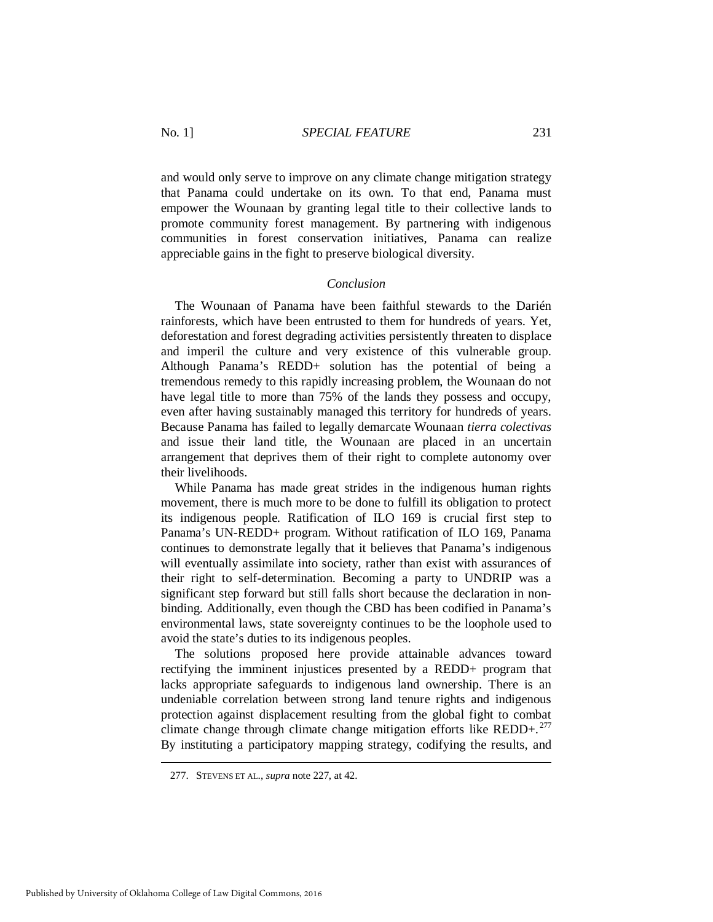and would only serve to improve on any climate change mitigation strategy that Panama could undertake on its own. To that end, Panama must empower the Wounaan by granting legal title to their collective lands to promote community forest management. By partnering with indigenous communities in forest conservation initiatives, Panama can realize appreciable gains in the fight to preserve biological diversity.

### *Conclusion*

The Wounaan of Panama have been faithful stewards to the Darién rainforests, which have been entrusted to them for hundreds of years. Yet, deforestation and forest degrading activities persistently threaten to displace and imperil the culture and very existence of this vulnerable group. Although Panama's REDD+ solution has the potential of being a tremendous remedy to this rapidly increasing problem, the Wounaan do not have legal title to more than 75% of the lands they possess and occupy, even after having sustainably managed this territory for hundreds of years. Because Panama has failed to legally demarcate Wounaan *tierra colectivas* and issue their land title, the Wounaan are placed in an uncertain arrangement that deprives them of their right to complete autonomy over their livelihoods.

While Panama has made great strides in the indigenous human rights movement, there is much more to be done to fulfill its obligation to protect its indigenous people. Ratification of ILO 169 is crucial first step to Panama's UN-REDD+ program. Without ratification of ILO 169, Panama continues to demonstrate legally that it believes that Panama's indigenous will eventually assimilate into society, rather than exist with assurances of their right to self-determination. Becoming a party to UNDRIP was a significant step forward but still falls short because the declaration in non-binding. Additionally, even though the CBD has been codified in Panama's environmental laws, state sovereignty continues to be the loophole used to avoid the state's duties to its indigenous peoples.

The solutions proposed here provide attainable advances toward rectifying the imminent injustices presented by a REDD+ program that lacks appropriate safeguards to indigenous land ownership. There is an undeniable correlation between strong land tenure rights and indigenous protection against displacement resulting from the global fight to combat climate change through climate change mitigation efforts like REDD+.[277] By instituting a participatory mapping strategy, codifying the results, and

277. STEVENS ET AL., *supra* note 227, at 42.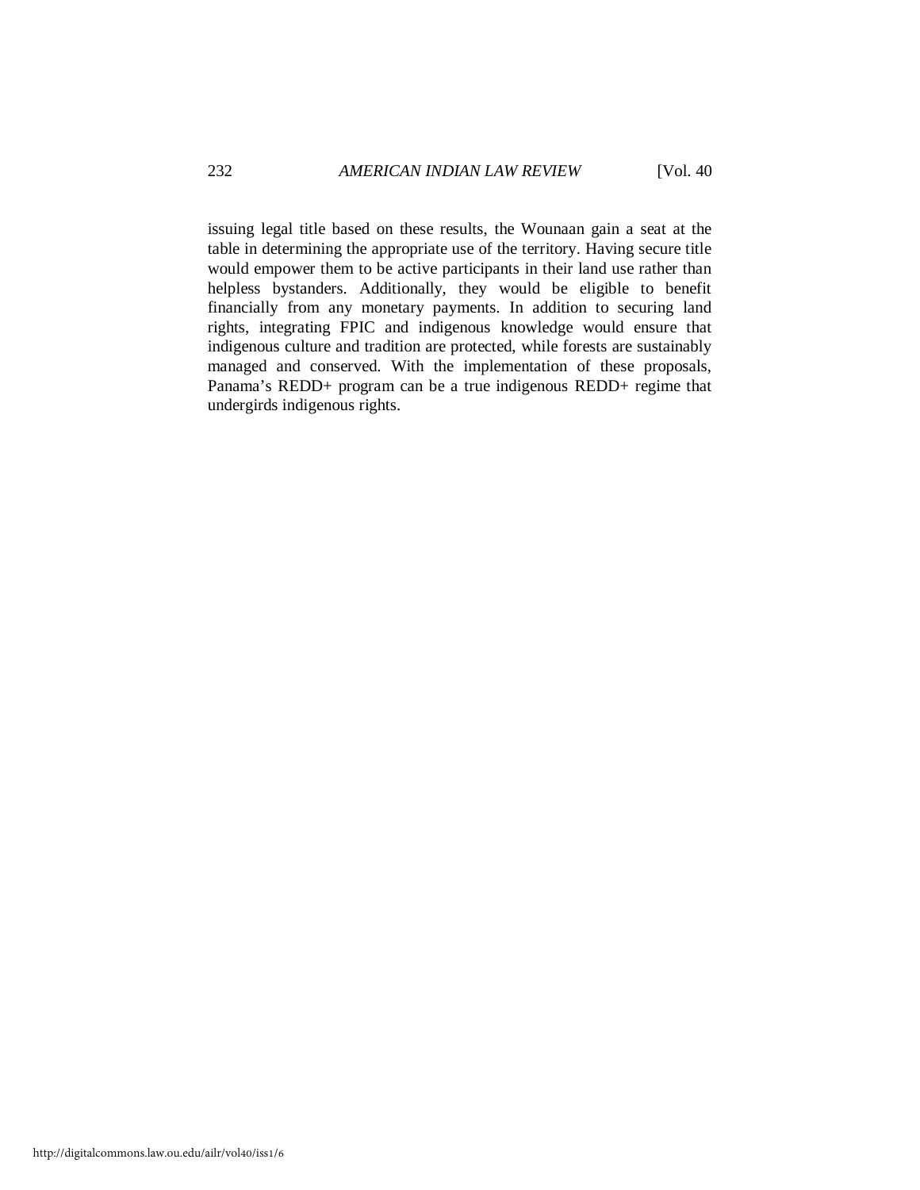issuing legal title based on these results, the Wounaan gain a seat at the table in determining the appropriate use of the territory. Having secure title would empower them to be active participants in their land use rather than helpless bystanders. Additionally, they would be eligible to benefit financially from any monetary payments. In addition to securing land rights, integrating FPIC and indigenous knowledge would ensure that indigenous culture and tradition are protected, while forests are sustainably managed and conserved. With the implementation of these proposals, Panama's REDD+ program can be a true indigenous REDD+ regime that undergirds indigenous rights.